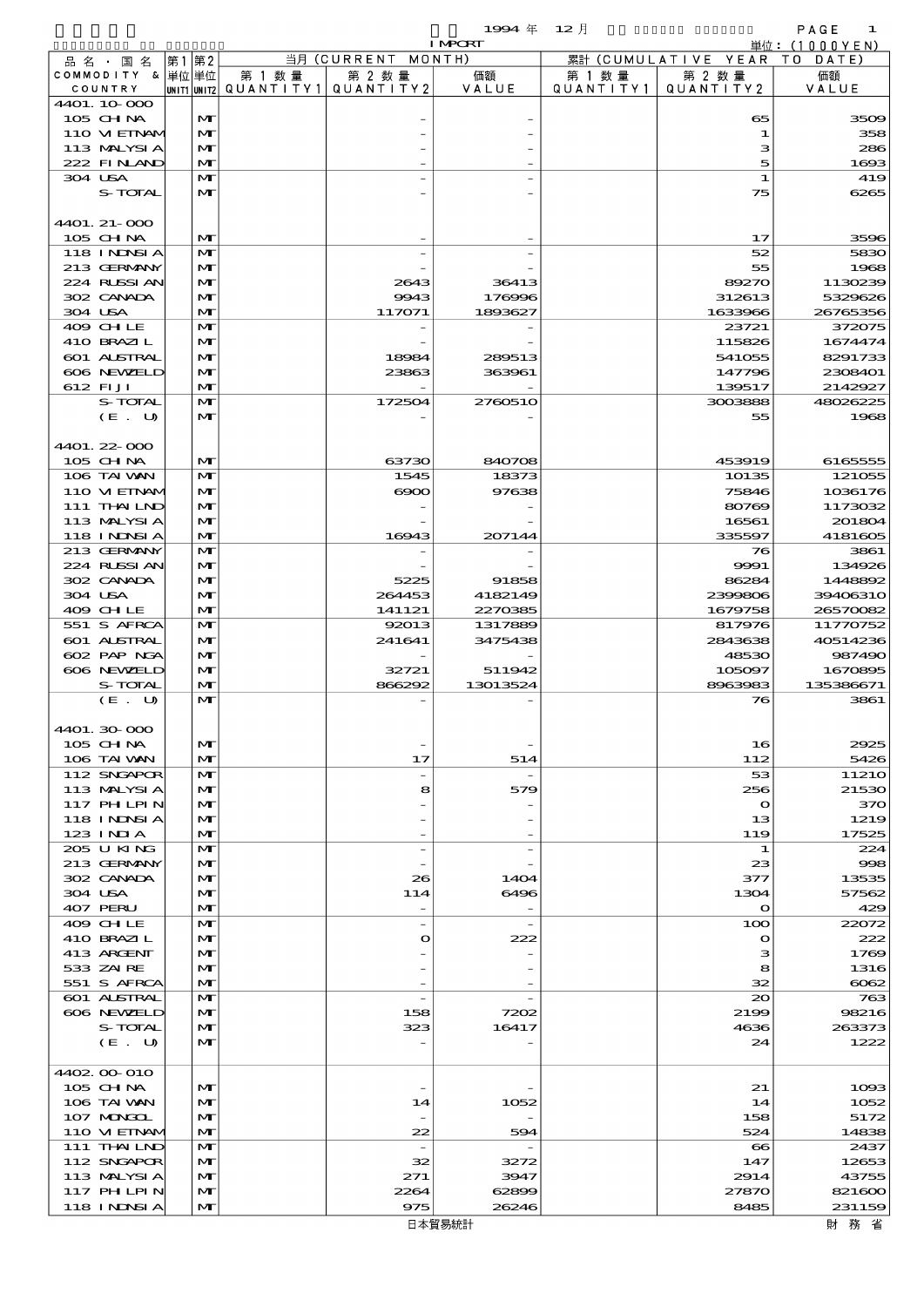1994 年 12 月 IMPORT

単位：(1000YEN)

| 品名・国名 COMMODITY & COUNTRY | 第1 単位 UNIT1 | 第2 単位 UNIT2 | 当月 (CURRENT MONTH) 第1数量 QUANTITY1 | 第2数量 QUANTITY2 | 価額 VALUE | 累計 (CUMULATIVE YEAR TO DATE) 第1数量 QUANTITY1 | 第2数量 QUANTITY2 | 価額 VALUE |
|---|---|---|---|---|---|---|---|---|
| 4401.10-000 | | | | | | | | |
| 105 CHINA | | MT | | - | - | | 65 | 3509 |
| 110 VIETNAM | | MT | | - | - | | 1 | 358 |
| 113 MALYSIA | | MT | | - | - | | 3 | 286 |
| 222 FINLAND | | MT | | - | - | | 5 | 1693 |
| 304 USA | | MT | | - | - | | 1 | 419 |
| S-TOTAL | | MT | | - | - | | 75 | 6265 |
| 4401.21-000 | | | | | | | | |
| 105 CHINA | | MT | | - | - | | 17 | 3596 |
| 118 INDNSIA | | MT | | - | - | | 52 | 5830 |
| 213 GERMANY | | MT | | - | - | | 55 | 1968 |
| 224 RUSSIAN | | MT | | 2643 | 36413 | | 89270 | 1130239 |
| 302 CANADA | | MT | | 9943 | 176996 | | 312613 | 5329626 |
| 304 USA | | MT | | 117071 | 1893627 | | 1633966 | 26765356 |
| 409 CHILE | | MT | | - | - | | 23721 | 372075 |
| 410 BRAZIL | | MT | | - | - | | 115826 | 1674474 |
| 601 AUSTRAL | | MT | | 18984 | 289513 | | 541055 | 8291733 |
| 606 NEWZELD | | MT | | 23863 | 363961 | | 147796 | 2308401 |
| 612 FIJI | | MT | | - | - | | 139517 | 2142927 |
| S-TOTAL | | MT | | 172504 | 2760510 | | 3003888 | 48026225 |
| (E. U) | | MT | | - | - | | 55 | 1968 |
| 4401.22-000 | | | | | | | | |
| 105 CHINA | | MT | | 63730 | 840708 | | 453919 | 6165555 |
| 106 TAIWAN | | MT | | 1545 | 18373 | | 10135 | 121055 |
| 110 VIETNAM | | MT | | 6900 | 97638 | | 75846 | 1036176 |
| 111 THAILND | | MT | | - | - | | 80769 | 1173032 |
| 113 MALYSIA | | MT | | - | - | | 16561 | 201804 |
| 118 INDNSIA | | MT | | 16943 | 207144 | | 335597 | 4181605 |
| 213 GERMANY | | MT | | - | - | | 76 | 3861 |
| 224 RUSSIAN | | MT | | - | - | | 9991 | 134926 |
| 302 CANADA | | MT | | 5225 | 91858 | | 86284 | 1448892 |
| 304 USA | | MT | | 264453 | 4182149 | | 2399806 | 39406310 |
| 409 CHILE | | MT | | 141121 | 2270385 | | 1679758 | 26570082 |
| 551 S AFRCA | | MT | | 92013 | 1317889 | | 817976 | 11770752 |
| 601 AUSTRAL | | MT | | 241641 | 3475438 | | 2843638 | 40514236 |
| 602 PAP NGA | | MT | | - | - | | 48530 | 987490 |
| 606 NEWZELD | | MT | | 32721 | 511942 | | 105097 | 1670895 |
| S-TOTAL | | MT | | 866292 | 13013524 | | 8963983 | 135386671 |
| (E. U) | | MT | | - | - | | 76 | 3861 |
| 4401.30-000 | | | | | | | | |
| 105 CHINA | | MT | | - | - | | 16 | 2925 |
| 106 TAIWAN | | MT | | 17 | 514 | | 112 | 5426 |
| 112 SNGAPOR | | MT | | - | - | | 53 | 11210 |
| 113 MALYSIA | | MT | | 8 | 579 | | 256 | 21530 |
| 117 PHLPIN | | MT | | - | - | | 0 | 370 |
| 118 INDNSIA | | MT | | - | - | | 13 | 1219 |
| 123 INDIA | | MT | | - | - | | 119 | 17525 |
| 205 U KING | | MT | | - | - | | 1 | 224 |
| 213 GERMANY | | MT | | - | - | | 23 | 998 |
| 302 CANADA | | MT | | 26 | 1404 | | 377 | 13535 |
| 304 USA | | MT | | 114 | 6496 | | 1304 | 57562 |
| 407 PERU | | MT | | - | - | | 0 | 429 |
| 409 CHILE | | MT | | - | - | | 100 | 22072 |
| 410 BRAZIL | | MT | | 0 | 222 | | 0 | 222 |
| 413 ARGENT | | MT | | - | - | | 3 | 1769 |
| 533 ZAIRE | | MT | | - | - | | 8 | 1316 |
| 551 S AFRCA | | MT | | - | - | | 32 | 6062 |
| 601 AUSTRAL | | MT | | - | - | | 20 | 763 |
| 606 NEWZELD | | MT | | 158 | 7202 | | 2199 | 98216 |
| S-TOTAL | | MT | | 323 | 16417 | | 4636 | 263373 |
| (E. U) | | MT | | - | - | | 24 | 1222 |
| 4402.00-010 | | | | | | | | |
| 105 CHINA | | MT | | - | - | | 21 | 1093 |
| 106 TAIWAN | | MT | | 14 | 1052 | | 14 | 1052 |
| 107 MONGOL | | MT | | - | - | | 158 | 5172 |
| 110 VIETNAM | | MT | | 22 | 594 | | 524 | 14838 |
| 111 THAILND | | MT | | - | - | | 66 | 2437 |
| 112 SNGAPOR | | MT | | 32 | 3272 | | 147 | 12653 |
| 113 MALYSIA | | MT | | 271 | 3947 | | 2914 | 43755 |
| 117 PHLPIN | | MT | | 2264 | 62899 | | 27870 | 821600 |
| 118 INDNSIA | | MT | | 975 | 26246 | | 8485 | 231159 |

日本貿易統計　　財務省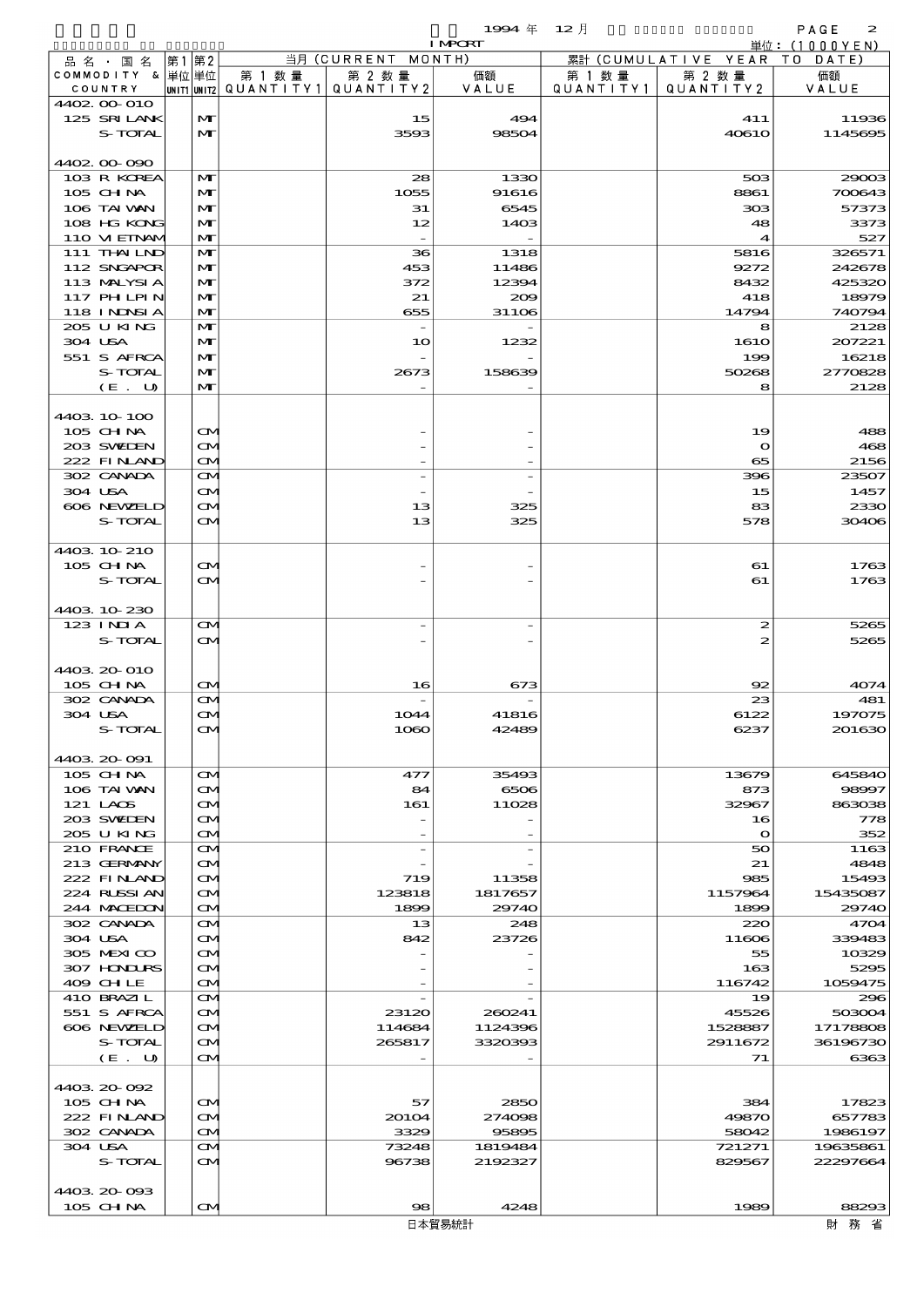1994 年 12 月 IMPORT

単位：(1000YEN)

| 品名・国名 COMMODITY & COUNTRY | 第1単位 UNIT1 | 第2単位 UNIT2 | 当月 (CURRENT MONTH) 第1数量 QUANTITY1 | 第2数量 QUANTITY2 | 価額 VALUE | 累計 (CUMULATIVE YEAR TO DATE) 第1数量 QUANTITY1 | 第2数量 QUANTITY2 | 価額 VALUE |
|---|---|---|---|---|---|---|---|---|
| 4402.00-010 | | | | | | | | |
| 125 SRI LANK | | MT | | 15 | 494 | | 411 | 11936 |
| S-TOTAL | | MT | | 3593 | 98504 | | 40610 | 1145695 |
| 4402.00-090 | | | | | | | | |
| 103 R KOREA | | MT | | 28 | 1330 | | 503 | 29003 |
| 105 CHINA | | MT | | 1055 | 91616 | | 8861 | 700643 |
| 106 TAIWAN | | MT | | 31 | 6545 | | 303 | 57373 |
| 108 HG KONG | | MT | | 12 | 1403 | | 48 | 3373 |
| 110 VIETNAM | | MT | | - | - | | 4 | 527 |
| 111 THAILND | | MT | | 36 | 1318 | | 5816 | 326571 |
| 112 SNGAPOR | | MT | | 453 | 11486 | | 9272 | 242678 |
| 113 MALYSIA | | MT | | 372 | 12394 | | 8432 | 425320 |
| 117 PHLPIN | | MT | | 21 | 209 | | 418 | 18979 |
| 118 INDNSIA | | MT | | 655 | 31106 | | 14794 | 740794 |
| 205 U KING | | MT | | - | - | | 8 | 2128 |
| 304 USA | | MT | | 10 | 1232 | | 1610 | 207221 |
| 551 S AFRCA | | MT | | - | - | | 199 | 16218 |
| S-TOTAL | | MT | | 2673 | 158639 | | 50268 | 2770828 |
| (E. U) | | MT | | - | - | | 8 | 2128 |
| 4403.10-100 | | | | | | | | |
| 105 CHINA | | CM | | - | - | | 19 | 488 |
| 203 SWEDEN | | CM | | - | - | | 0 | 468 |
| 222 FINLAND | | CM | | - | - | | 65 | 2156 |
| 302 CANADA | | CM | | - | - | | 396 | 23507 |
| 304 USA | | CM | | - | - | | 15 | 1457 |
| 606 NEWZELD | | CM | | 13 | 325 | | 83 | 2330 |
| S-TOTAL | | CM | | 13 | 325 | | 578 | 30406 |
| 4403.10-210 | | | | | | | | |
| 105 CHINA | | CM | | - | - | | 61 | 1763 |
| S-TOTAL | | CM | | - | - | | 61 | 1763 |
| 4403.10-230 | | | | | | | | |
| 123 INDIA | | CM | | - | - | | 2 | 5265 |
| S-TOTAL | | CM | | - | - | | 2 | 5265 |
| 4403.20-010 | | | | | | | | |
| 105 CHINA | | CM | | 16 | 673 | | 92 | 4074 |
| 302 CANADA | | CM | | - | - | | 23 | 481 |
| 304 USA | | CM | | 1044 | 41816 | | 6122 | 197075 |
| S-TOTAL | | CM | | 1060 | 42489 | | 6237 | 201630 |
| 4403.20-091 | | | | | | | | |
| 105 CHINA | | CM | | 477 | 35493 | | 13679 | 645840 |
| 106 TAIWAN | | CM | | 84 | 6506 | | 873 | 98997 |
| 121 LAOS | | CM | | 161 | 11028 | | 32967 | 863038 |
| 203 SWEDEN | | CM | | - | - | | 16 | 778 |
| 205 U KING | | CM | | - | - | | 0 | 352 |
| 210 FRANCE | | CM | | - | - | | 50 | 1163 |
| 213 GERMANY | | CM | | - | - | | 21 | 4848 |
| 222 FINLAND | | CM | | 719 | 11358 | | 985 | 15493 |
| 224 RUSSIAN | | CM | | 123818 | 1817657 | | 1157964 | 15435087 |
| 244 MACEDON | | CM | | 1899 | 29740 | | 1899 | 29740 |
| 302 CANADA | | CM | | 13 | 248 | | 220 | 4704 |
| 304 USA | | CM | | 842 | 23726 | | 11606 | 339483 |
| 305 MEXICO | | CM | | - | - | | 55 | 10329 |
| 307 HONDURS | | CM | | - | - | | 163 | 5295 |
| 409 CHILE | | CM | | - | - | | 116742 | 1059475 |
| 410 BRAZIL | | CM | | - | - | | 19 | 296 |
| 551 S AFRCA | | CM | | 23120 | 260241 | | 45526 | 503004 |
| 606 NEWZELD | | CM | | 114684 | 1124396 | | 1528887 | 17178808 |
| S-TOTAL | | CM | | 265817 | 3320393 | | 2911672 | 36196730 |
| (E. U) | | CM | | - | - | | 71 | 6363 |
| 4403.20-092 | | | | | | | | |
| 105 CHINA | | CM | | 57 | 2850 | | 384 | 17823 |
| 222 FINLAND | | CM | | 20104 | 274098 | | 49870 | 657783 |
| 302 CANADA | | CM | | 3329 | 95895 | | 58042 | 1986197 |
| 304 USA | | CM | | 73248 | 1819484 | | 721271 | 19635861 |
| S-TOTAL | | CM | | 96738 | 2192327 | | 829567 | 22297664 |
| 4403.20-093 | | | | | | | | |
| 105 CHINA | | CM | | 98 | 4248 | | 1989 | 88293 |

日本貿易統計　　財務省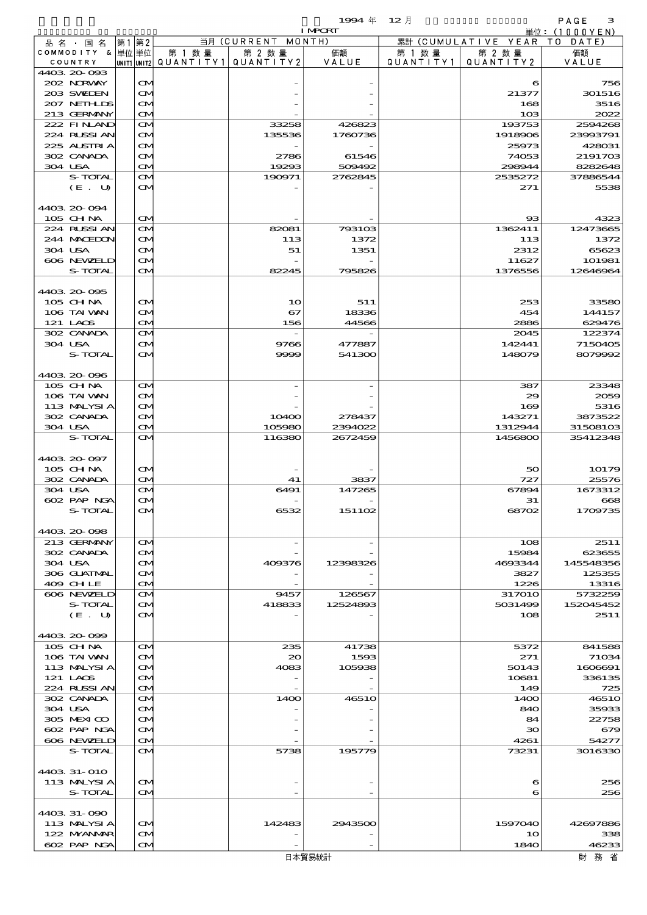1994 年 12 月 IMPORT 単位：(1000YEN)

| 品名・国名 COMMODITY & COUNTRY | 第1 単位 UNIT1 | 第2 単位 UNIT2 | 当月 (CURRENT MONTH) 第1数量 QUANTITY1 | 第2数量 QUANTITY2 | 価額 VALUE | 累計 (CUMULATIVE YEAR TO DATE) 第1数量 QUANTITY1 | 第2数量 QUANTITY2 | 価額 VALUE |
|---|---|---|---|---|---|---|---|---|
| 4403.20-093 | | | | | | | | |
| 202 NORWAY | | CM | | - | - | | 6 | 756 |
| 203 SWEDEN | | CM | | - | - | | 21377 | 301516 |
| 207 NETHLDS | | CM | | - | - | | 168 | 3516 |
| 213 GERMANY | | CM | | - | - | | 103 | 2022 |
| 222 FINLAND | | CM | | 33258 | 426823 | | 193753 | 2594268 |
| 224 RUSSIAN | | CM | | 135536 | 1760736 | | 1918906 | 23993791 |
| 225 AUSTRIA | | CM | | - | - | | 25973 | 428031 |
| 302 CANADA | | CM | | 2786 | 61546 | | 74053 | 2191703 |
| 304 USA | | CM | | 19293 | 509492 | | 298944 | 8282648 |
| S-TOTAL | | CM | | 190971 | 2762845 | | 2535272 | 37886544 |
| (E. U) | | CM | | - | - | | 271 | 5538 |
| 4403.20-094 | | | | | | | | |
| 105 CHINA | | CM | | - | - | | 93 | 4323 |
| 224 RUSSIAN | | CM | | 82081 | 793103 | | 1362411 | 12473665 |
| 244 MACEDON | | CM | | 113 | 1372 | | 113 | 1372 |
| 304 USA | | CM | | 51 | 1351 | | 2312 | 65623 |
| 606 NEWZELD | | CM | | - | - | | 11627 | 101981 |
| S-TOTAL | | CM | | 82245 | 795826 | | 1376556 | 12646964 |
| 4403.20-095 | | | | | | | | |
| 105 CHINA | | CM | | 10 | 511 | | 253 | 33580 |
| 106 TAIWAN | | CM | | 67 | 18336 | | 454 | 144157 |
| 121 LAOS | | CM | | 156 | 44566 | | 2886 | 629476 |
| 302 CANADA | | CM | | - | - | | 2045 | 122374 |
| 304 USA | | CM | | 9766 | 477887 | | 142441 | 7150405 |
| S-TOTAL | | CM | | 9999 | 541300 | | 148079 | 8079992 |
| 4403.20-096 | | | | | | | | |
| 105 CHINA | | CM | | - | - | | 387 | 23348 |
| 106 TAIWAN | | CM | | - | - | | 29 | 2059 |
| 113 MALYSIA | | CM | | - | - | | 169 | 5316 |
| 302 CANADA | | CM | | 10400 | 278437 | | 143271 | 3873522 |
| 304 USA | | CM | | 105980 | 2394022 | | 1312944 | 31508103 |
| S-TOTAL | | CM | | 116380 | 2672459 | | 1456800 | 35412348 |
| 4403.20-097 | | | | | | | | |
| 105 CHINA | | CM | | - | - | | 50 | 10179 |
| 302 CANADA | | CM | | 41 | 3837 | | 727 | 25576 |
| 304 USA | | CM | | 6491 | 147265 | | 67894 | 1673312 |
| 602 PAP NGA | | CM | | - | - | | 31 | 668 |
| S-TOTAL | | CM | | 6532 | 151102 | | 68702 | 1709735 |
| 4403.20-098 | | | | | | | | |
| 213 GERMANY | | CM | | - | - | | 108 | 2511 |
| 302 CANADA | | CM | | - | - | | 15984 | 623655 |
| 304 USA | | CM | | 409376 | 12398326 | | 4693344 | 145548356 |
| 306 GUATMAL | | CM | | - | - | | 3827 | 125355 |
| 409 CHILE | | CM | | - | - | | 1226 | 13316 |
| 606 NEWZELD | | CM | | 9457 | 126567 | | 317010 | 5732259 |
| S-TOTAL | | CM | | 418833 | 12524893 | | 5031499 | 152045452 |
| (E. U) | | CM | | - | - | | 108 | 2511 |
| 4403.20-099 | | | | | | | | |
| 105 CHINA | | CM | | 235 | 41738 | | 5372 | 841588 |
| 106 TAIWAN | | CM | | 20 | 1593 | | 271 | 71034 |
| 113 MALYSIA | | CM | | 4083 | 105938 | | 50143 | 1606691 |
| 121 LAOS | | CM | | - | - | | 10681 | 336135 |
| 224 RUSSIAN | | CM | | - | - | | 149 | 725 |
| 302 CANADA | | CM | | 1400 | 46510 | | 1400 | 46510 |
| 304 USA | | CM | | - | - | | 840 | 35933 |
| 305 MEXICO | | CM | | - | - | | 84 | 22758 |
| 602 PAP NGA | | CM | | - | - | | 30 | 679 |
| 606 NEWZELD | | CM | | - | - | | 4261 | 54277 |
| S-TOTAL | | CM | | 5738 | 195779 | | 73231 | 3016330 |
| 4403.31-010 | | | | | | | | |
| 113 MALYSIA | | CM | | - | - | | 6 | 256 |
| S-TOTAL | | CM | | - | - | | 6 | 256 |
| 4403.31-090 | | | | | | | | |
| 113 MALYSIA | | CM | | 142483 | 2943500 | | 1597040 | 42697886 |
| 122 MYANMAR | | CM | | - | - | | 10 | 338 |
| 602 PAP NGA | | CM | | - | - | | 1840 | 46233 |

日本貿易統計　財務省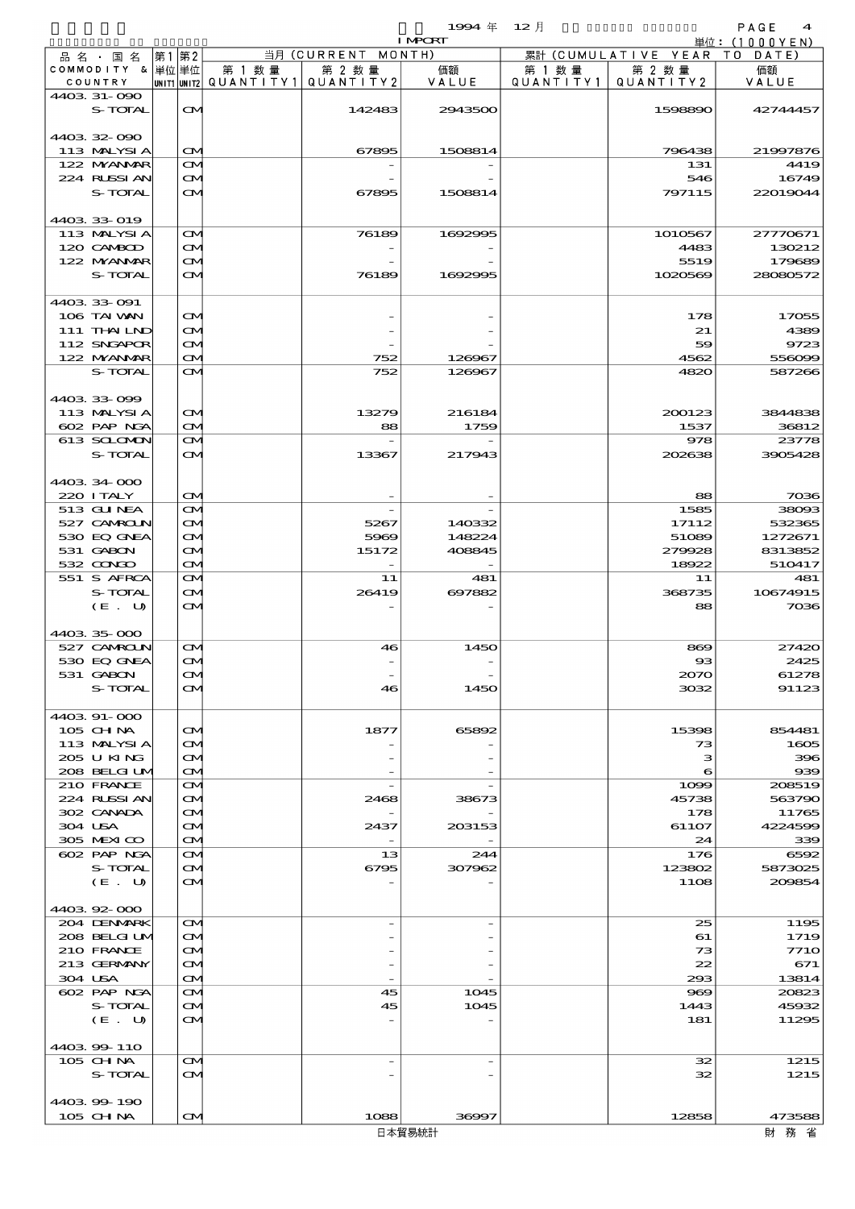1994 年 12 月 IMPORT 単位：(1000YEN)

| 品名・国名 COMMODITY & COUNTRY | 第1 単位 UNIT1 | 第2 単位 UNIT2 | 当月 (CURRENT MONTH) 第1数量 QUANTITY1 | 第2数量 QUANTITY2 | 価額 VALUE | 累計 (CUMULATIVE YEAR TO DATE) 第1数量 QUANTITY1 | 第2数量 QUANTITY2 | 価額 VALUE |
|---|---|---|---|---|---|---|---|---|
| 4403.31-090 | | | | | | | | |
| S-TOTAL | | CM | | 142483 | 2943500 | | 1598890 | 42744457 |
| 4403.32-090 | | | | | | | | |
| 113 MALYSIA | | CM | | 67895 | 1508814 | | 796438 | 21997876 |
| 122 MYANMAR | | CM | | - | - | | 131 | 4419 |
| 224 RUSSIAN | | CM | | - | - | | 546 | 16749 |
| S-TOTAL | | CM | | 67895 | 1508814 | | 797115 | 22019044 |
| 4403.33-019 | | | | | | | | |
| 113 MALYSIA | | CM | | 76189 | 1692995 | | 1010567 | 27770671 |
| 120 CAMBOD | | CM | | - | - | | 4483 | 130212 |
| 122 MYANMAR | | CM | | - | - | | 5519 | 179689 |
| S-TOTAL | | CM | | 76189 | 1692995 | | 1020569 | 28080572 |
| 4403.33-091 | | | | | | | | |
| 106 TAIWAN | | CM | | - | - | | 178 | 17055 |
| 111 THAILND | | CM | | - | - | | 21 | 4389 |
| 112 SNGAPOR | | CM | | - | - | | 59 | 9723 |
| 122 MYANMAR | | CM | | 752 | 126967 | | 4562 | 556099 |
| S-TOTAL | | CM | | 752 | 126967 | | 4820 | 587266 |
| 4403.33-099 | | | | | | | | |
| 113 MALYSIA | | CM | | 13279 | 216184 | | 200123 | 3844838 |
| 602 PAP NGA | | CM | | 88 | 1759 | | 1537 | 36812 |
| 613 SOLOMON | | CM | | - | - | | 978 | 23778 |
| S-TOTAL | | CM | | 13367 | 217943 | | 202638 | 3905428 |
| 4403.34-000 | | | | | | | | |
| 220 ITALY | | CM | | - | - | | 88 | 7036 |
| 513 GUINEA | | CM | | - | - | | 1585 | 38093 |
| 527 CAMROUN | | CM | | 5267 | 140332 | | 17112 | 532365 |
| 530 EQ GNEA | | CM | | 5969 | 148224 | | 51089 | 1272671 |
| 531 GABON | | CM | | 15172 | 408845 | | 279928 | 8313852 |
| 532 CONGO | | CM | | - | - | | 18922 | 510417 |
| 551 S AFRCA | | CM | | 11 | 481 | | 11 | 481 |
| S-TOTAL | | CM | | 26419 | 697882 | | 368735 | 10674915 |
| (E. U) | | CM | | - | - | | 88 | 7036 |
| 4403.35-000 | | | | | | | | |
| 527 CAMROUN | | CM | | 46 | 1450 | | 869 | 27420 |
| 530 EQ GNEA | | CM | | - | - | | 93 | 2425 |
| 531 GABON | | CM | | - | - | | 2070 | 61278 |
| S-TOTAL | | CM | | 46 | 1450 | | 3032 | 91123 |
| 4403.91-000 | | | | | | | | |
| 105 CHINA | | CM | | 1877 | 65892 | | 15398 | 854481 |
| 113 MALYSIA | | CM | | - | - | | 73 | 1605 |
| 205 U KING | | CM | | - | - | | 3 | 396 |
| 208 BELGIUM | | CM | | - | - | | 6 | 939 |
| 210 FRANCE | | CM | | - | - | | 1099 | 208519 |
| 224 RUSSIAN | | CM | | 2468 | 38673 | | 45738 | 563790 |
| 302 CANADA | | CM | | - | - | | 178 | 11765 |
| 304 USA | | CM | | 2437 | 203153 | | 61107 | 4224599 |
| 305 MEXICO | | CM | | - | - | | 24 | 339 |
| 602 PAP NGA | | CM | | 13 | 244 | | 176 | 6592 |
| S-TOTAL | | CM | | 6795 | 307962 | | 123802 | 5873025 |
| (E. U) | | CM | | - | - | | 1108 | 209854 |
| 4403.92-000 | | | | | | | | |
| 204 DENMARK | | CM | | - | - | | 25 | 1195 |
| 208 BELGIUM | | CM | | - | - | | 61 | 1719 |
| 210 FRANCE | | CM | | - | - | | 73 | 7710 |
| 213 GERMANY | | CM | | - | - | | 22 | 671 |
| 304 USA | | CM | | - | - | | 293 | 13814 |
| 602 PAP NGA | | CM | | 45 | 1045 | | 969 | 20823 |
| S-TOTAL | | CM | | 45 | 1045 | | 1443 | 45932 |
| (E. U) | | CM | | - | - | | 181 | 11295 |
| 4403.99-110 | | | | | | | | |
| 105 CHINA | | CM | | - | - | | 32 | 1215 |
| S-TOTAL | | CM | | - | - | | 32 | 1215 |
| 4403.99-190 | | | | | | | | |
| 105 CHINA | | CM | | 1088 | 36997 | | 12858 | 473588 |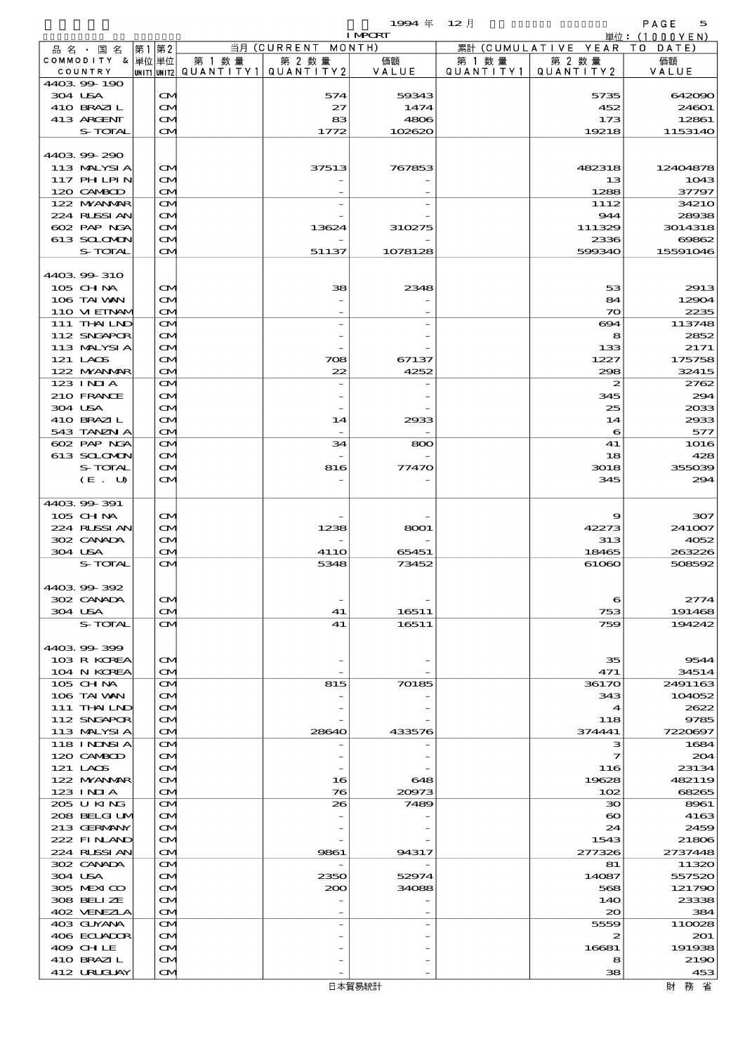1994 年 12 月 IMPORT 単位：(1000YEN)

| 品名・国名 COMMODITY & COUNTRY | 第1 単位 UNIT1 | 第2 単位 UNIT2 | 当月 第1数量 QUANTITY1 | 当月 第2数量 QUANTITY2 | 当月 価額 VALUE | 累計 第1数量 QUANTITY1 | 累計 第2数量 QUANTITY2 | 累計 価額 VALUE |
|---|---|---|---|---|---|---|---|---|
| 4403.99-190 | | | | | | | | |
| 304 USA | | CM | | 574 | 59343 | | 5735 | 642090 |
| 410 BRAZIL | | CM | | 27 | 1474 | | 452 | 24601 |
| 413 ARGENT | | CM | | 83 | 4806 | | 173 | 12861 |
| S-TOTAL | | CM | | 1772 | 102620 | | 19218 | 1153140 |
| 4403.99-290 | | | | | | | | |
| 113 MALYSIA | | CM | | 37513 | 767853 | | 482318 | 12404878 |
| 117 PHILPIN | | CM | | - | - | | 13 | 1043 |
| 120 CAMBOD | | CM | | - | - | | 1288 | 37797 |
| 122 MYANMAR | | CM | | - | - | | 1112 | 34210 |
| 224 RUSSIAN | | CM | | - | - | | 944 | 28938 |
| 602 PAP NGA | | CM | | 13624 | 310275 | | 111329 | 3014318 |
| 613 SOLOMON | | CM | | - | - | | 2336 | 69862 |
| S-TOTAL | | CM | | 51137 | 1078128 | | 599340 | 15591046 |
| 4403.99-310 | | | | | | | | |
| 105 CHINA | | CM | | 38 | 2348 | | 53 | 2913 |
| 106 TAIWAN | | CM | | - | - | | 84 | 12904 |
| 110 VIETNAM | | CM | | - | - | | 70 | 2235 |
| 111 THAILND | | CM | | - | - | | 694 | 113748 |
| 112 SNGAPOR | | CM | | - | - | | 8 | 2852 |
| 113 MALYSIA | | CM | | - | - | | 133 | 2171 |
| 121 LAOS | | CM | | 708 | 67137 | | 1227 | 175758 |
| 122 MYANMAR | | CM | | 22 | 4252 | | 298 | 32415 |
| 123 INDIA | | CM | | - | - | | 2 | 2762 |
| 210 FRANCE | | CM | | - | - | | 345 | 294 |
| 304 USA | | CM | | - | - | | 25 | 2033 |
| 410 BRAZIL | | CM | | 14 | 2933 | | 14 | 2933 |
| 543 TANZNIA | | CM | | - | - | | 6 | 577 |
| 602 PAP NGA | | CM | | 34 | 800 | | 41 | 1016 |
| 613 SOLOMON | | CM | | - | - | | 18 | 428 |
| S-TOTAL | | CM | | 816 | 77470 | | 3018 | 355039 |
| (E. U) | | CM | | - | - | | 345 | 294 |
| 4403.99-391 | | | | | | | | |
| 105 CHINA | | CM | | - | - | | 9 | 307 |
| 224 RUSSIAN | | CM | | 1238 | 8001 | | 42273 | 241007 |
| 302 CANADA | | CM | | - | - | | 313 | 4052 |
| 304 USA | | CM | | 4110 | 65451 | | 18465 | 263226 |
| S-TOTAL | | CM | | 5348 | 73452 | | 61060 | 508592 |
| 4403.99-392 | | | | | | | | |
| 302 CANADA | | CM | | - | - | | 6 | 2774 |
| 304 USA | | CM | | 41 | 16511 | | 753 | 191468 |
| S-TOTAL | | CM | | 41 | 16511 | | 759 | 194242 |
| 4403.99-399 | | | | | | | | |
| 103 R KOREA | | CM | | - | - | | 35 | 9544 |
| 104 N KOREA | | CM | | - | - | | 471 | 34514 |
| 105 CHINA | | CM | | 815 | 70185 | | 36170 | 2491163 |
| 106 TAIWAN | | CM | | - | - | | 343 | 104052 |
| 111 THAILND | | CM | | - | - | | 4 | 2622 |
| 112 SNGAPOR | | CM | | - | - | | 118 | 9785 |
| 113 MALYSIA | | CM | | 28640 | 433576 | | 374441 | 7220697 |
| 118 INDNSIA | | CM | | - | - | | 3 | 1684 |
| 120 CAMBOD | | CM | | - | - | | 7 | 204 |
| 121 LAOS | | CM | | - | - | | 116 | 23134 |
| 122 MYANMAR | | CM | | 16 | 648 | | 19628 | 482119 |
| 123 INDIA | | CM | | 76 | 20973 | | 102 | 68265 |
| 205 U KING | | CM | | 26 | 7489 | | 30 | 8961 |
| 208 BELGIUM | | CM | | - | - | | 60 | 4163 |
| 213 GERMANY | | CM | | - | - | | 24 | 2459 |
| 222 FINLAND | | CM | | - | - | | 1543 | 21806 |
| 224 RUSSIAN | | CM | | 9861 | 94317 | | 277326 | 2737448 |
| 302 CANADA | | CM | | - | - | | 81 | 11320 |
| 304 USA | | CM | | 2350 | 52974 | | 14087 | 557520 |
| 305 MEXICO | | CM | | 200 | 34088 | | 568 | 121790 |
| 308 BELIZE | | CM | | - | - | | 140 | 23338 |
| 402 VENEZLA | | CM | | - | - | | 20 | 384 |
| 403 GUYANA | | CM | | - | - | | 5559 | 110028 |
| 406 ECUADOR | | CM | | - | - | | 2 | 201 |
| 409 CHILE | | CM | | - | - | | 16681 | 191938 |
| 410 BRAZIL | | CM | | - | - | | 8 | 2190 |
| 412 URUGUAY | | CM | | - | - | | 38 | 453 |

日本貿易統計　　財務省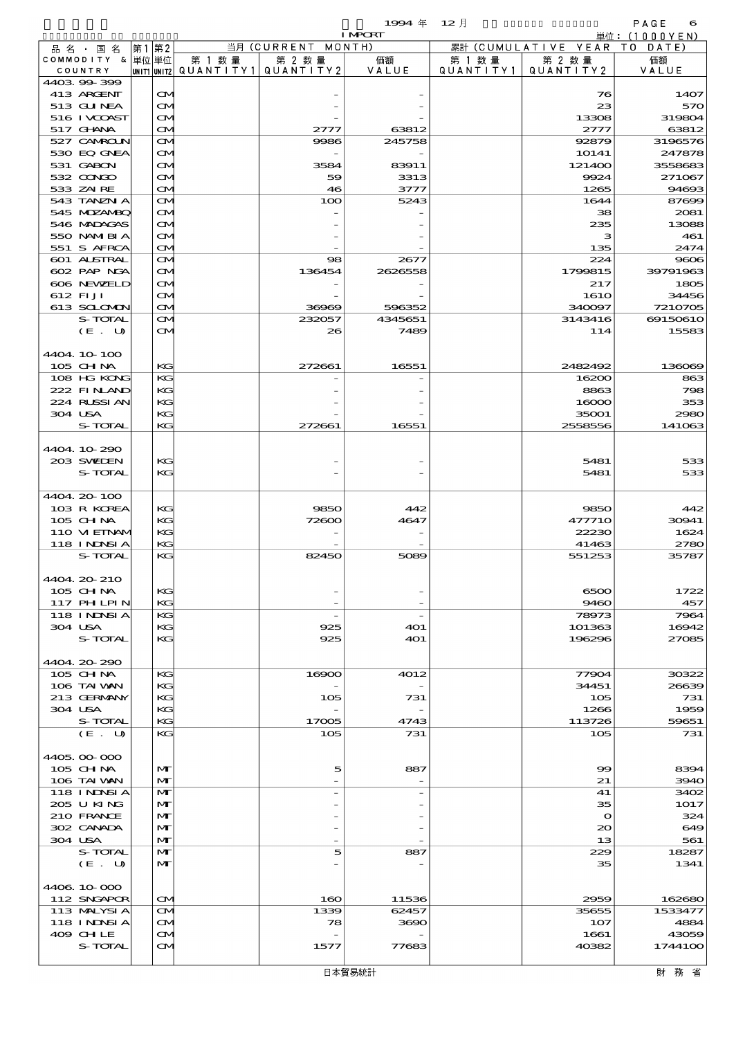1994 年 12 月 IMPORT

単位：(1000YEN)

| 品名・国名 COMMODITY & COUNTRY | 第1 単位 UNIT1 | 第2 単位 UNIT2 | 当月 (CURRENT MONTH) 第1数量 QUANTITY1 | 第2数量 QUANTITY2 | 価額 VALUE | 累計 (CUMULATIVE YEAR TO DATE) 第1数量 QUANTITY1 | 第2数量 QUANTITY2 | 価額 VALUE |
|---|---|---|---|---|---|---|---|---|
| 4403.99-399 | | | | | | | | |
| 413 ARGENT | | CM | | - | - | | 76 | 1407 |
| 513 GUINEA | | CM | | - | - | | 23 | 570 |
| 516 I VCOAST | | CM | | - | - | | 13308 | 319804 |
| 517 GHANA | | CM | | 2777 | 63812 | | 2777 | 63812 |
| 527 CAMROUN | | CM | | 9986 | 245758 | | 92879 | 3196576 |
| 530 EQ GNEA | | CM | | - | - | | 10141 | 247878 |
| 531 GABON | | CM | | 3584 | 83911 | | 121400 | 3558683 |
| 532 CONGO | | CM | | 59 | 3313 | | 9924 | 271067 |
| 533 ZAIRE | | CM | | 46 | 3777 | | 1265 | 94693 |
| 543 TANZNIA | | CM | | 100 | 5243 | | 1644 | 87699 |
| 545 MOZAMBQ | | CM | | - | - | | 38 | 2081 |
| 546 MADAGAS | | CM | | - | - | | 235 | 13088 |
| 550 NAMIBIA | | CM | | - | - | | 3 | 461 |
| 551 S AFRCA | | CM | | - | - | | 135 | 2474 |
| 601 AUSTRAL | | CM | | 98 | 2677 | | 224 | 9606 |
| 602 PAP NGA | | CM | | 136454 | 2626558 | | 1799815 | 39791963 |
| 606 NEWZELD | | CM | | - | - | | 217 | 1805 |
| 612 FIJI | | CM | | - | - | | 1610 | 34456 |
| 613 SOLOMON | | CM | | 36969 | 596352 | | 340097 | 7210705 |
| S-TOTAL | | CM | | 232057 | 4345651 | | 3143416 | 69150610 |
| (E. U) | | CM | | 26 | 7489 | | 114 | 15583 |
| 4404.10-100 | | | | | | | | |
| 105 CHINA | | KG | | 272661 | 16551 | | 2482492 | 136069 |
| 108 HG KONG | | KG | | - | - | | 16200 | 863 |
| 222 FINLAND | | KG | | - | - | | 8863 | 798 |
| 224 RUSSIAN | | KG | | - | - | | 16000 | 353 |
| 304 USA | | KG | | - | - | | 35001 | 2980 |
| S-TOTAL | | KG | | 272661 | 16551 | | 2558556 | 141063 |
| 4404.10-290 | | | | | | | | |
| 203 SWEDEN | | KG | | - | - | | 5481 | 533 |
| S-TOTAL | | KG | | - | - | | 5481 | 533 |
| 4404.20-100 | | | | | | | | |
| 103 R KOREA | | KG | | 9850 | 442 | | 9850 | 442 |
| 105 CHINA | | KG | | 72600 | 4647 | | 477710 | 30941 |
| 110 VIETNAM | | KG | | - | - | | 22230 | 1624 |
| 118 INDNSIA | | KG | | - | - | | 41463 | 2780 |
| S-TOTAL | | KG | | 82450 | 5089 | | 551253 | 35787 |
| 4404.20-210 | | | | | | | | |
| 105 CHINA | | KG | | - | - | | 6500 | 1722 |
| 117 PHILPIN | | KG | | - | - | | 9460 | 457 |
| 118 INDNSIA | | KG | | - | - | | 78973 | 7964 |
| 304 USA | | KG | | 925 | 401 | | 101363 | 16942 |
| S-TOTAL | | KG | | 925 | 401 | | 196296 | 27085 |
| 4404.20-290 | | | | | | | | |
| 105 CHINA | | KG | | 16900 | 4012 | | 77904 | 30322 |
| 106 TAIWAN | | KG | | - | - | | 34451 | 26639 |
| 213 GERMANY | | KG | | 105 | 731 | | 105 | 731 |
| 304 USA | | KG | | - | - | | 1266 | 1959 |
| S-TOTAL | | KG | | 17005 | 4743 | | 113726 | 59651 |
| (E. U) | | KG | | 105 | 731 | | 105 | 731 |
| 4405.00-000 | | | | | | | | |
| 105 CHINA | | MT | | 5 | 887 | | 99 | 8394 |
| 106 TAIWAN | | MT | | - | - | | 21 | 3940 |
| 118 INDNSIA | | MT | | - | - | | 41 | 3402 |
| 205 U KING | | MT | | - | - | | 35 | 1017 |
| 210 FRANCE | | MT | | - | - | | 0 | 324 |
| 302 CANADA | | MT | | - | - | | 20 | 649 |
| 304 USA | | MT | | - | - | | 13 | 561 |
| S-TOTAL | | MT | | 5 | 887 | | 229 | 18287 |
| (E. U) | | MT | | - | - | | 35 | 1341 |
| 4406.10-000 | | | | | | | | |
| 112 SNGAPOR | | CM | | 160 | 11536 | | 2959 | 162680 |
| 113 MALYSIA | | CM | | 1339 | 62457 | | 35655 | 1533477 |
| 118 INDNSIA | | CM | | 78 | 3690 | | 107 | 4884 |
| 409 CHILE | | CM | | - | - | | 1661 | 43059 |
| S-TOTAL | | CM | | 1577 | 77683 | | 40382 | 1744100 |

日本貿易統計　　財務省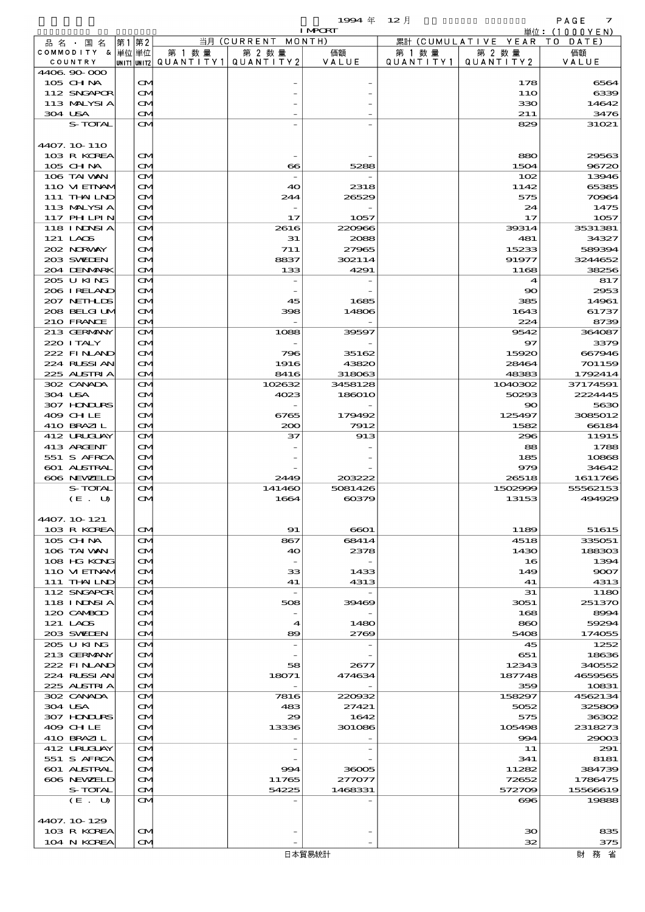1994 年 12 月 IMPORT

単位：(1000YEN)

| 品名・国名 COMMODITY & COUNTRY | 第1 単位 UNIT1 | 第2 単位 UNIT2 | 当月 (CURRENT MONTH) 第1数量 QUANTITY1 | 第2数量 QUANTITY2 | 価額 VALUE | 累計 (CUMULATIVE YEAR TO DATE) 第1数量 QUANTITY1 | 第2数量 QUANTITY2 | 価額 VALUE |
|---|---|---|---|---|---|---|---|---|
| 4406.90-000 | | | | | | | | |
| 105 CHINA | | CM | | - | - | | 178 | 6564 |
| 112 SNGAPOR | | CM | | - | - | | 110 | 6339 |
| 113 MALYSIA | | CM | | - | - | | 330 | 14642 |
| 304 USA | | CM | | - | - | | 211 | 3476 |
| S-TOTAL | | CM | | - | - | | 829 | 31021 |
| 4407.10-110 | | | | | | | | |
| 103 R KOREA | | CM | | - | - | | 880 | 29563 |
| 105 CHINA | | CM | | 66 | 5288 | | 1504 | 96720 |
| 106 TAIWAN | | CM | | - | - | | 102 | 13946 |
| 110 VIETNAM | | CM | | 40 | 2318 | | 1142 | 65385 |
| 111 THAILND | | CM | | 244 | 26529 | | 575 | 70964 |
| 113 MALYSIA | | CM | | - | - | | 24 | 1475 |
| 117 PHLPIN | | CM | | 17 | 1057 | | 17 | 1057 |
| 118 INDNSIA | | CM | | 2616 | 220966 | | 39314 | 3531381 |
| 121 LAOS | | CM | | 31 | 2088 | | 481 | 34327 |
| 202 NORWAY | | CM | | 711 | 27965 | | 15233 | 589394 |
| 203 SWEDEN | | CM | | 8837 | 302114 | | 91977 | 3244652 |
| 204 DENMARK | | CM | | 133 | 4291 | | 1168 | 38256 |
| 205 U KING | | CM | | - | - | | 4 | 817 |
| 206 IRELAND | | CM | | - | - | | 90 | 2953 |
| 207 NETHLDS | | CM | | 45 | 1685 | | 385 | 14961 |
| 208 BELGIUM | | CM | | 398 | 14806 | | 1643 | 61737 |
| 210 FRANCE | | CM | | - | - | | 224 | 8739 |
| 213 GERMANY | | CM | | 1088 | 39597 | | 9542 | 364087 |
| 220 ITALY | | CM | | - | - | | 97 | 3379 |
| 222 FINLAND | | CM | | 796 | 35162 | | 15920 | 667946 |
| 224 RUSSIAN | | CM | | 1916 | 43820 | | 28464 | 701159 |
| 225 AUSTRIA | | CM | | 8416 | 318063 | | 48383 | 1792414 |
| 302 CANADA | | CM | | 102632 | 3458128 | | 1040302 | 37174591 |
| 304 USA | | CM | | 4023 | 186010 | | 50293 | 2224445 |
| 307 HONDURS | | CM | | - | - | | 90 | 5630 |
| 409 CHILE | | CM | | 6765 | 179492 | | 125497 | 3085012 |
| 410 BRAZIL | | CM | | 200 | 7912 | | 1582 | 66184 |
| 412 URUGUAY | | CM | | 37 | 913 | | 296 | 11915 |
| 413 ARGENT | | CM | | - | - | | 88 | 1788 |
| 551 S AFRCA | | CM | | - | - | | 185 | 10868 |
| 601 AUSTRAL | | CM | | - | - | | 979 | 34642 |
| 606 NEWZELD | | CM | | 2449 | 203222 | | 26518 | 1611766 |
| S-TOTAL | | CM | | 141460 | 5081426 | | 1502999 | 55562153 |
| (E. U) | | CM | | 1664 | 60379 | | 13153 | 494929 |
| 4407.10-121 | | | | | | | | |
| 103 R KOREA | | CM | | 91 | 6601 | | 1189 | 51615 |
| 105 CHINA | | CM | | 867 | 68414 | | 4518 | 335051 |
| 106 TAIWAN | | CM | | 40 | 2378 | | 1430 | 188303 |
| 108 HG KONG | | CM | | - | - | | 16 | 1394 |
| 110 VIETNAM | | CM | | 33 | 1433 | | 149 | 9007 |
| 111 THAILND | | CM | | 41 | 4313 | | 41 | 4313 |
| 112 SNGAPOR | | CM | | - | - | | 31 | 1180 |
| 118 INDNSIA | | CM | | 508 | 39469 | | 3051 | 251370 |
| 120 CAMBOD | | CM | | - | - | | 168 | 8994 |
| 121 LAOS | | CM | | 4 | 1480 | | 860 | 59294 |
| 203 SWEDEN | | CM | | 89 | 2769 | | 5408 | 174055 |
| 205 U KING | | CM | | - | - | | 45 | 1252 |
| 213 GERMANY | | CM | | - | - | | 651 | 18636 |
| 222 FINLAND | | CM | | 58 | 2677 | | 12343 | 340552 |
| 224 RUSSIAN | | CM | | 18071 | 474634 | | 187748 | 4659565 |
| 225 AUSTRIA | | CM | | - | - | | 359 | 10831 |
| 302 CANADA | | CM | | 7816 | 220932 | | 158297 | 4562134 |
| 304 USA | | CM | | 483 | 27421 | | 5052 | 325809 |
| 307 HONDURS | | CM | | 29 | 1642 | | 575 | 36302 |
| 409 CHILE | | CM | | 13336 | 301086 | | 105498 | 2318273 |
| 410 BRAZIL | | CM | | - | - | | 994 | 29003 |
| 412 URUGUAY | | CM | | - | - | | 11 | 291 |
| 551 S AFRCA | | CM | | - | - | | 341 | 8181 |
| 601 AUSTRAL | | CM | | 994 | 36005 | | 11282 | 384739 |
| 606 NEWZELD | | CM | | 11765 | 277077 | | 72652 | 1786475 |
| S-TOTAL | | CM | | 54225 | 1468331 | | 572709 | 15566619 |
| (E. U) | | CM | | - | - | | 696 | 19888 |
| 4407.10-129 | | | | | | | | |
| 103 R KOREA | | CM | | - | - | | 30 | 835 |
| 104 N KOREA | | CM | | - | - | | 32 | 375 |

日本貿易統計

財務省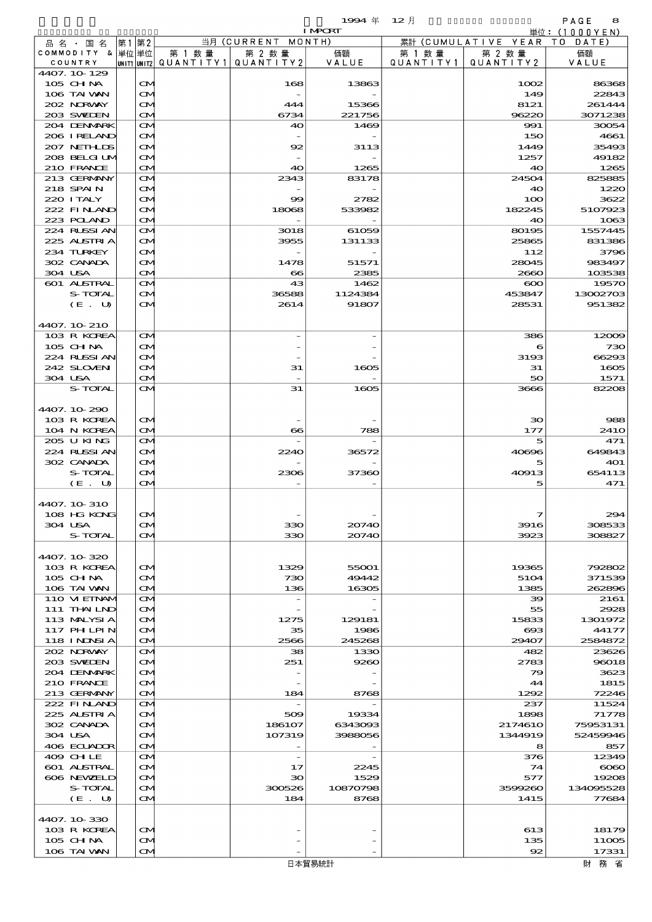1994 年 12 月 IMPORT

単位：(1000YEN)

| 品名・国名 COMMODITY & COUNTRY | 第1 単位 UNIT1 | 第2 単位 UNIT2 | 当月 (CURRENT MONTH) 第1数量 QUANTITY1 | 第2数量 QUANTITY2 | 価額 VALUE | 累計 (CUMULATIVE YEAR TO DATE) 第1数量 QUANTITY1 | 第2数量 QUANTITY2 | 価額 VALUE |
|---|---|---|---|---|---|---|---|---|
| 4407.10-129 | | | | | | | | |
| 105 CHINA | | CM | | 168 | 13863 | | 1002 | 86368 |
| 106 TAIWAN | | CM | | - | - | | 149 | 22843 |
| 202 NORWAY | | CM | | 444 | 15366 | | 8121 | 261444 |
| 203 SWEDEN | | CM | | 6734 | 221756 | | 96220 | 3071238 |
| 204 DENMARK | | CM | | 40 | 1469 | | 991 | 30054 |
| 206 IRELAND | | CM | | - | - | | 150 | 4661 |
| 207 NETHLDS | | CM | | 92 | 3113 | | 1449 | 35493 |
| 208 BELGIUM | | CM | | - | - | | 1257 | 49182 |
| 210 FRANCE | | CM | | 40 | 1265 | | 40 | 1265 |
| 213 GERMANY | | CM | | 2343 | 83178 | | 24504 | 825885 |
| 218 SPAIN | | CM | | - | - | | 40 | 1220 |
| 220 ITALY | | CM | | 99 | 2782 | | 100 | 3622 |
| 222 FINLAND | | CM | | 18068 | 533982 | | 182245 | 5107923 |
| 223 POLAND | | CM | | - | - | | 40 | 1063 |
| 224 RUSSIAN | | CM | | 3018 | 61059 | | 80195 | 1557445 |
| 225 AUSTRIA | | CM | | 3955 | 131133 | | 25865 | 831386 |
| 234 TURKEY | | CM | | - | - | | 112 | 3796 |
| 302 CANADA | | CM | | 1478 | 51571 | | 28045 | 983497 |
| 304 USA | | CM | | 66 | 2385 | | 2660 | 103538 |
| 601 AUSTRAL | | CM | | 43 | 1462 | | 600 | 19570 |
| S-TOTAL | | CM | | 36588 | 1124384 | | 453847 | 13002703 |
| (E. U) | | CM | | 2614 | 91807 | | 28531 | 951382 |
| 4407.10-210 | | | | | | | | |
| 103 R KOREA | | CM | | - | - | | 386 | 12009 |
| 105 CHINA | | CM | | - | - | | 6 | 730 |
| 224 RUSSIAN | | CM | | - | - | | 3193 | 66293 |
| 242 SLOVEN | | CM | | 31 | 1605 | | 31 | 1605 |
| 304 USA | | CM | | - | - | | 50 | 1571 |
| S-TOTAL | | CM | | 31 | 1605 | | 3666 | 82208 |
| 4407.10-290 | | | | | | | | |
| 103 R KOREA | | CM | | - | - | | 30 | 988 |
| 104 N KOREA | | CM | | 66 | 788 | | 177 | 2410 |
| 205 U KING | | CM | | - | - | | 5 | 471 |
| 224 RUSSIAN | | CM | | 2240 | 36572 | | 40696 | 649843 |
| 302 CANADA | | CM | | - | - | | 5 | 401 |
| S-TOTAL | | CM | | 2306 | 37360 | | 40913 | 654113 |
| (E. U) | | CM | | - | - | | 5 | 471 |
| 4407.10-310 | | | | | | | | |
| 108 HG KONG | | CM | | - | - | | 7 | 294 |
| 304 USA | | CM | | 330 | 20740 | | 3916 | 308533 |
| S-TOTAL | | CM | | 330 | 20740 | | 3923 | 308827 |
| 4407.10-320 | | | | | | | | |
| 103 R KOREA | | CM | | 1329 | 55001 | | 19365 | 792802 |
| 105 CHINA | | CM | | 730 | 49442 | | 5104 | 371539 |
| 106 TAIWAN | | CM | | 136 | 16305 | | 1385 | 262896 |
| 110 VIETNAM | | CM | | - | - | | 39 | 2161 |
| 111 THAILND | | CM | | - | - | | 55 | 2928 |
| 113 MALYSIA | | CM | | 1275 | 129181 | | 15833 | 1301972 |
| 117 PHLPIN | | CM | | 35 | 1986 | | 693 | 44177 |
| 118 INDNSIA | | CM | | 2566 | 245268 | | 29407 | 2584872 |
| 202 NORWAY | | CM | | 38 | 1330 | | 482 | 23626 |
| 203 SWEDEN | | CM | | 251 | 9260 | | 2783 | 96018 |
| 204 DENMARK | | CM | | - | - | | 79 | 3623 |
| 210 FRANCE | | CM | | - | - | | 44 | 1815 |
| 213 GERMANY | | CM | | 184 | 8768 | | 1292 | 72246 |
| 222 FINLAND | | CM | | - | - | | 237 | 11524 |
| 225 AUSTRIA | | CM | | 509 | 19334 | | 1898 | 71778 |
| 302 CANADA | | CM | | 186107 | 6343093 | | 2174610 | 75953131 |
| 304 USA | | CM | | 107319 | 3988056 | | 1344919 | 52459946 |
| 406 ECUADOR | | CM | | - | - | | 8 | 857 |
| 409 CHILE | | CM | | - | - | | 376 | 12349 |
| 601 AUSTRAL | | CM | | 17 | 2245 | | 74 | 6060 |
| 606 NEWZELD | | CM | | 30 | 1529 | | 577 | 19208 |
| S-TOTAL | | CM | | 300526 | 10870798 | | 3599260 | 134095528 |
| (E. U) | | CM | | 184 | 8768 | | 1415 | 77684 |
| 4407.10-330 | | | | | | | | |
| 103 R KOREA | | CM | | - | - | | 613 | 18179 |
| 105 CHINA | | CM | | - | - | | 135 | 11005 |
| 106 TAIWAN | | CM | | - | - | | 92 | 17331 |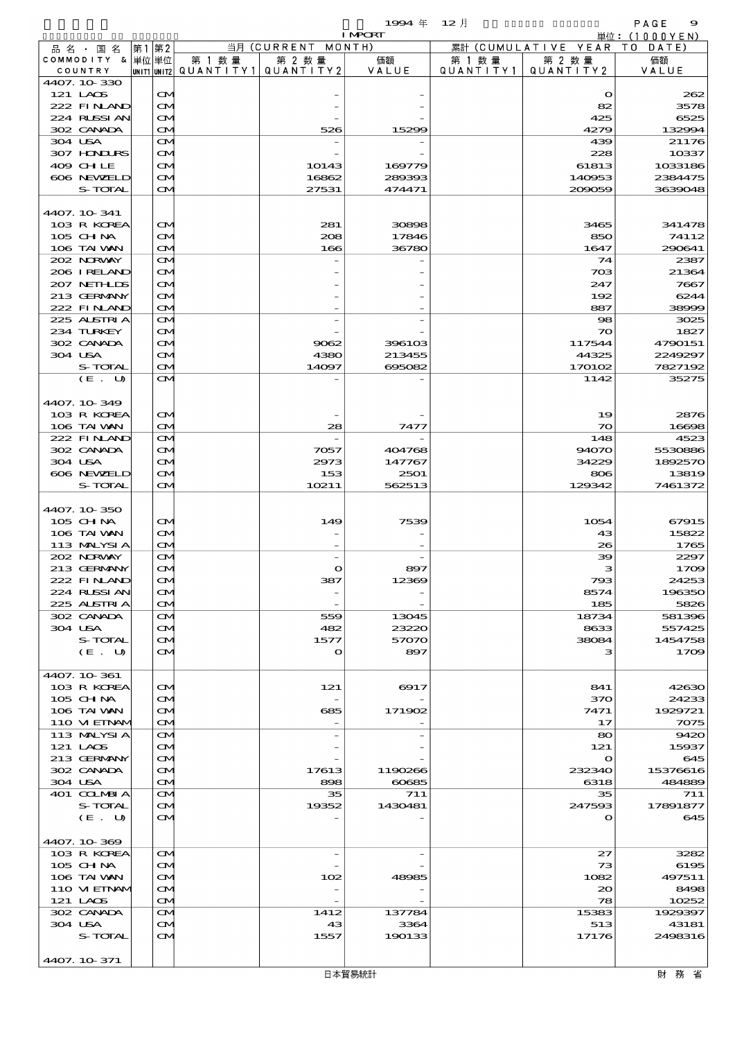| 品名・国名 COMMODITY & COUNTRY | 第1単位 UNIT1 | 第2単位 UNIT2 | 当月 (CURRENT MONTH) 第1数量 QUANTITY1 | 第2数量 QUANTITY2 | 価額 VALUE | 累計 (CUMULATIVE YEAR TO DATE) 第1数量 QUANTITY1 | 第2数量 QUANTITY2 | 価額 VALUE |
|---|---|---|---|---|---|---|---|---|
| 4407.10-330 | | | | | | | | |
| 121 LAOS | | CM | | - | - | | 0 | 262 |
| 222 FINLAND | | CM | | - | - | | 82 | 3578 |
| 224 RUSSIAN | | CM | | - | - | | 425 | 6525 |
| 302 CANADA | | CM | | 526 | 15299 | | 4279 | 132994 |
| 304 USA | | CM | | - | - | | 439 | 21176 |
| 307 HONDURS | | CM | | - | - | | 228 | 10337 |
| 409 CHILE | | CM | | 10143 | 169779 | | 61813 | 1033186 |
| 606 NEWZELD | | CM | | 16862 | 289393 | | 140953 | 2384475 |
| S-TOTAL | | CM | | 27531 | 474471 | | 209059 | 3639048 |
| 4407.10-341 | | | | | | | | |
| 103 R KOREA | | CM | | 281 | 30898 | | 3465 | 341478 |
| 105 CHINA | | CM | | 208 | 17846 | | 850 | 74112 |
| 106 TAIWAN | | CM | | 166 | 36780 | | 1647 | 290641 |
| 202 NORWAY | | CM | | - | - | | 74 | 2387 |
| 206 IRELAND | | CM | | - | - | | 703 | 21364 |
| 207 NETHLDS | | CM | | - | - | | 247 | 7667 |
| 213 GERMANY | | CM | | - | - | | 192 | 6244 |
| 222 FINLAND | | CM | | - | - | | 887 | 38999 |
| 225 AUSTRIA | | CM | | - | - | | 98 | 3025 |
| 234 TURKEY | | CM | | - | - | | 70 | 1827 |
| 302 CANADA | | CM | | 9062 | 396103 | | 117544 | 4790151 |
| 304 USA | | CM | | 4380 | 213455 | | 44325 | 2249297 |
| S-TOTAL | | CM | | 14097 | 695082 | | 170102 | 7827192 |
| (E. U) | | CM | | - | - | | 1142 | 35275 |
| 4407.10-349 | | | | | | | | |
| 103 R KOREA | | CM | | - | - | | 19 | 2876 |
| 106 TAIWAN | | CM | | 28 | 7477 | | 70 | 16698 |
| 222 FINLAND | | CM | | - | - | | 148 | 4523 |
| 302 CANADA | | CM | | 7057 | 404768 | | 94070 | 5530886 |
| 304 USA | | CM | | 2973 | 147767 | | 34229 | 1892570 |
| 606 NEWZELD | | CM | | 153 | 2501 | | 806 | 13819 |
| S-TOTAL | | CM | | 10211 | 562513 | | 129342 | 7461372 |
| 4407.10-350 | | | | | | | | |
| 105 CHINA | | CM | | 149 | 7539 | | 1054 | 67915 |
| 106 TAIWAN | | CM | | - | - | | 43 | 15822 |
| 113 MALYSIA | | CM | | - | - | | 26 | 1765 |
| 202 NORWAY | | CM | | - | - | | 39 | 2297 |
| 213 GERMANY | | CM | | 0 | 897 | | 3 | 1709 |
| 222 FINLAND | | CM | | 387 | 12369 | | 793 | 24253 |
| 224 RUSSIAN | | CM | | - | - | | 8574 | 196350 |
| 225 AUSTRIA | | CM | | - | - | | 185 | 5826 |
| 302 CANADA | | CM | | 559 | 13045 | | 18734 | 581396 |
| 304 USA | | CM | | 482 | 23220 | | 8633 | 557425 |
| S-TOTAL | | CM | | 1577 | 57070 | | 38084 | 1454758 |
| (E. U) | | CM | | 0 | 897 | | 3 | 1709 |
| 4407.10-361 | | | | | | | | |
| 103 R KOREA | | CM | | 121 | 6917 | | 841 | 42630 |
| 105 CHINA | | CM | | - | - | | 370 | 24233 |
| 106 TAIWAN | | CM | | 685 | 171902 | | 7471 | 1929721 |
| 110 VIETNAM | | CM | | - | - | | 17 | 7075 |
| 113 MALYSIA | | CM | | - | - | | 80 | 9420 |
| 121 LAOS | | CM | | - | - | | 121 | 15937 |
| 213 GERMANY | | CM | | - | - | | 0 | 645 |
| 302 CANADA | | CM | | 17613 | 1190266 | | 232340 | 15376616 |
| 304 USA | | CM | | 898 | 60685 | | 6318 | 484889 |
| 401 COLMBIA | | CM | | 35 | 711 | | 35 | 711 |
| S-TOTAL | | CM | | 19352 | 1430481 | | 247593 | 17891877 |
| (E. U) | | CM | | - | - | | 0 | 645 |
| 4407.10-369 | | | | | | | | |
| 103 R KOREA | | CM | | - | - | | 27 | 3282 |
| 105 CHINA | | CM | | - | - | | 73 | 6195 |
| 106 TAIWAN | | CM | | 102 | 48985 | | 1082 | 497511 |
| 110 VIETNAM | | CM | | - | - | | 20 | 8498 |
| 121 LAOS | | CM | | - | - | | 78 | 10252 |
| 302 CANADA | | CM | | 1412 | 137784 | | 15383 | 1929397 |
| 304 USA | | CM | | 43 | 3364 | | 513 | 43181 |
| S-TOTAL | | CM | | 1557 | 190133 | | 17176 | 2498316 |
| 4407.10-371 | | | | | | | | |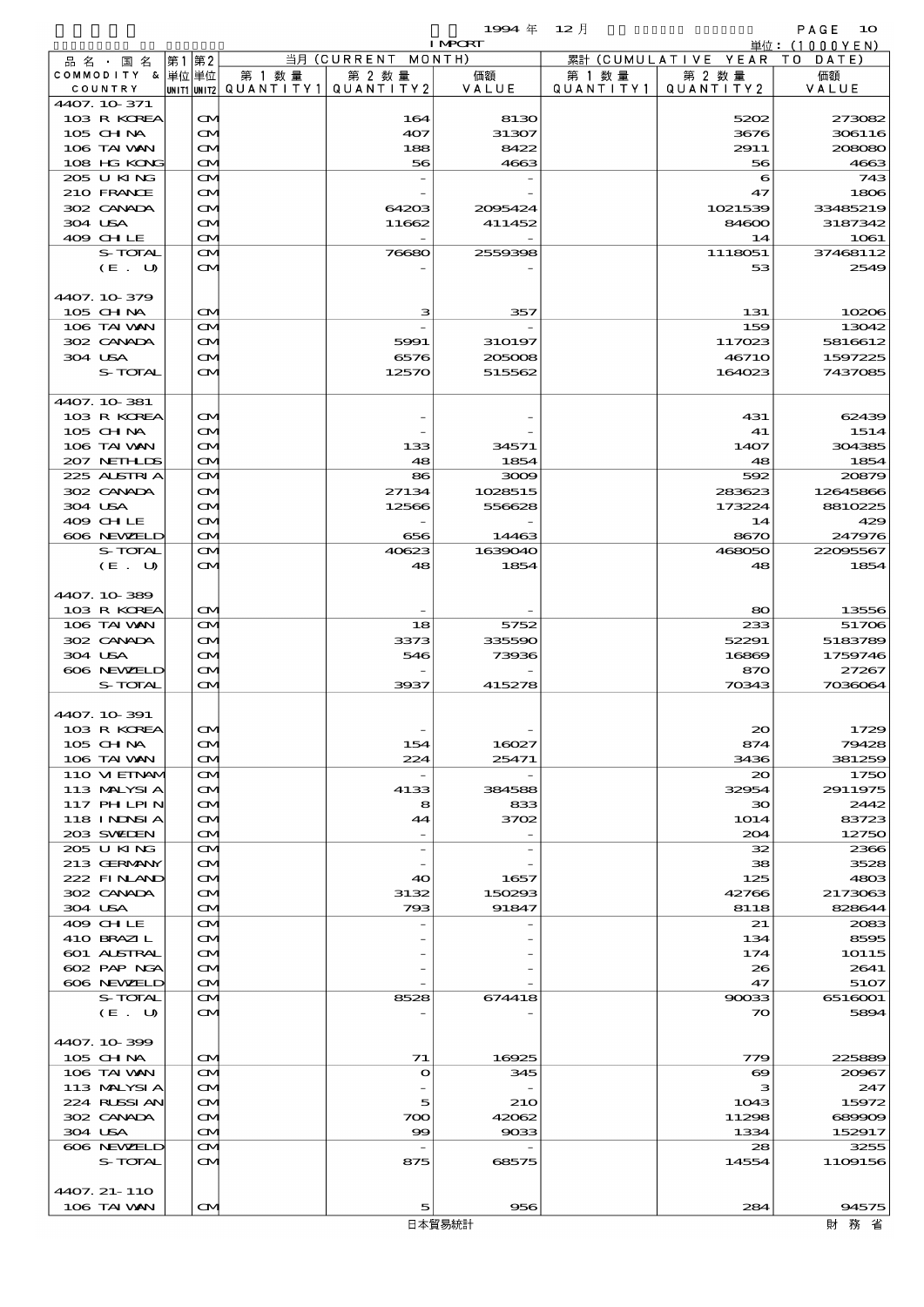1994 年 12 月 IMPORT

単位：(1000YEN)

| 品名・国名 COMMODITY & COUNTRY | 第1 単位 UNIT1 | 第2 単位 UNIT2 | 当月 (CURRENT MONTH) 第1数量 QUANTITY1 | 第2数量 QUANTITY2 | 価額 VALUE | 累計 (CUMULATIVE YEAR TO DATE) 第1数量 QUANTITY1 | 第2数量 QUANTITY2 | 価額 VALUE |
|---|---|---|---|---|---|---|---|---|
| 4407.10-371 | | | | | | | | |
| 103 R KOREA | | CM | | 164 | 8130 | | 5202 | 273082 |
| 105 CHINA | | CM | | 407 | 31307 | | 3676 | 306116 |
| 106 TAIWAN | | CM | | 188 | 8422 | | 2911 | 208080 |
| 108 HG KONG | | CM | | 56 | 4663 | | 56 | 4663 |
| 205 U KING | | CM | | - | - | | 6 | 743 |
| 210 FRANCE | | CM | | - | - | | 47 | 1806 |
| 302 CANADA | | CM | | 64203 | 2095424 | | 1021539 | 33485219 |
| 304 USA | | CM | | 11662 | 411452 | | 84600 | 3187342 |
| 409 CHILE | | CM | | - | - | | 14 | 1061 |
| S-TOTAL | | CM | | 76680 | 2559398 | | 1118051 | 37468112 |
| (E. U) | | CM | | - | - | | 53 | 2549 |
| 4407.10-379 | | | | | | | | |
| 105 CHINA | | CM | | 3 | 357 | | 131 | 10206 |
| 106 TAIWAN | | CM | | - | - | | 159 | 13042 |
| 302 CANADA | | CM | | 5991 | 310197 | | 117023 | 5816612 |
| 304 USA | | CM | | 6576 | 205008 | | 46710 | 1597225 |
| S-TOTAL | | CM | | 12570 | 515562 | | 164023 | 7437085 |
| 4407.10-381 | | | | | | | | |
| 103 R KOREA | | CM | | - | - | | 431 | 62439 |
| 105 CHINA | | CM | | - | - | | 41 | 1514 |
| 106 TAIWAN | | CM | | 133 | 34571 | | 1407 | 304385 |
| 207 NETHLDS | | CM | | 48 | 1854 | | 48 | 1854 |
| 225 AUSTRIA | | CM | | 86 | 3009 | | 592 | 20879 |
| 302 CANADA | | CM | | 27134 | 1028515 | | 283623 | 12645866 |
| 304 USA | | CM | | 12566 | 556628 | | 173224 | 8810225 |
| 409 CHILE | | CM | | - | - | | 14 | 429 |
| 606 NEWZELD | | CM | | 656 | 14463 | | 8670 | 247976 |
| S-TOTAL | | CM | | 40623 | 1639040 | | 468050 | 22095567 |
| (E. U) | | CM | | 48 | 1854 | | 48 | 1854 |
| 4407.10-389 | | | | | | | | |
| 103 R KOREA | | CM | | - | - | | 80 | 13556 |
| 106 TAIWAN | | CM | | 18 | 5752 | | 233 | 51706 |
| 302 CANADA | | CM | | 3373 | 335590 | | 52291 | 5183789 |
| 304 USA | | CM | | 546 | 73936 | | 16869 | 1759746 |
| 606 NEWZELD | | CM | | - | - | | 870 | 27267 |
| S-TOTAL | | CM | | 3937 | 415278 | | 70343 | 7036064 |
| 4407.10-391 | | | | | | | | |
| 103 R KOREA | | CM | | - | - | | 20 | 1729 |
| 105 CHINA | | CM | | 154 | 16027 | | 874 | 79428 |
| 106 TAIWAN | | CM | | 224 | 25471 | | 3436 | 381259 |
| 110 VIETNAM | | CM | | - | - | | 20 | 1750 |
| 113 MALYSIA | | CM | | 4133 | 384588 | | 32954 | 2911975 |
| 117 PHLPIN | | CM | | 8 | 833 | | 30 | 2442 |
| 118 INDNSIA | | CM | | 44 | 3702 | | 1014 | 83723 |
| 203 SWEDEN | | CM | | - | - | | 204 | 12750 |
| 205 U KING | | CM | | - | - | | 32 | 2366 |
| 213 GERMANY | | CM | | - | - | | 38 | 3528 |
| 222 FINLAND | | CM | | 40 | 1657 | | 125 | 4803 |
| 302 CANADA | | CM | | 3132 | 150293 | | 42766 | 2173063 |
| 304 USA | | CM | | 793 | 91847 | | 8118 | 828644 |
| 409 CHILE | | CM | | - | - | | 21 | 2083 |
| 410 BRAZIL | | CM | | - | - | | 134 | 8595 |
| 601 AUSTRAL | | CM | | - | - | | 174 | 10115 |
| 602 PAP NGA | | CM | | - | - | | 26 | 2641 |
| 606 NEWZELD | | CM | | - | - | | 47 | 5107 |
| S-TOTAL | | CM | | 8528 | 674418 | | 90033 | 6516001 |
| (E. U) | | CM | | - | - | | 70 | 5894 |
| 4407.10-399 | | | | | | | | |
| 105 CHINA | | CM | | 71 | 16925 | | 779 | 225889 |
| 106 TAIWAN | | CM | | 0 | 345 | | 69 | 20967 |
| 113 MALYSIA | | CM | | - | - | | 3 | 247 |
| 224 RUSSIAN | | CM | | 5 | 210 | | 1043 | 15972 |
| 302 CANADA | | CM | | 700 | 42062 | | 11298 | 689909 |
| 304 USA | | CM | | 99 | 9033 | | 1334 | 152917 |
| 606 NEWZELD | | CM | | - | - | | 28 | 3255 |
| S-TOTAL | | CM | | 875 | 68575 | | 14554 | 1109156 |
| 4407.21-110 | | | | | | | | |
| 106 TAIWAN | | CM | | 5 | 956 | | 284 | 94575 |

日本貿易統計　財務省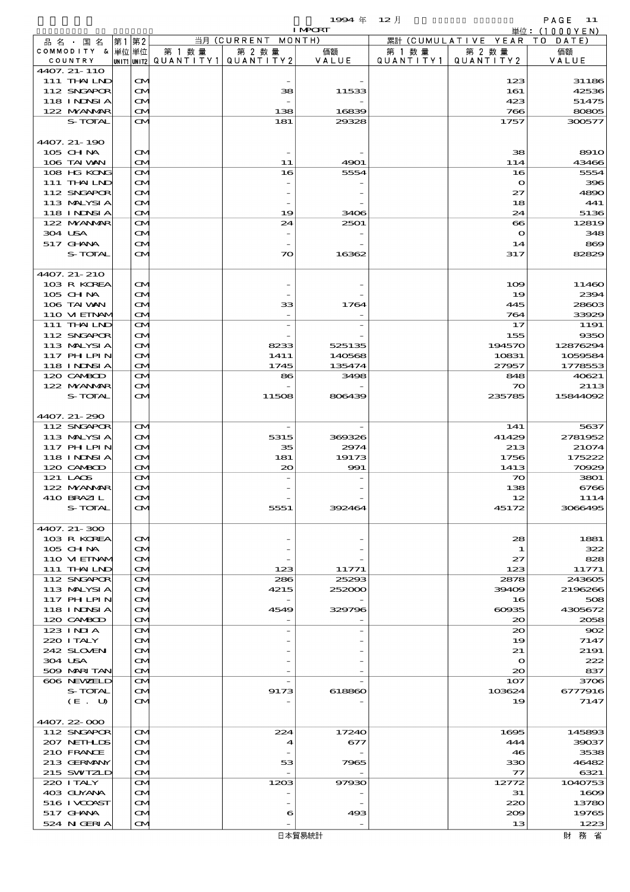1994 年 12 月 IMPORT

単位: (1000YEN)

| 品名・国名 COMMODITY & COUNTRY | 第1 単位 UNIT1 | 第2 単位 UNIT2 | 当月 (CURRENT MONTH) 第1数量 QUANTITY1 | 第2数量 QUANTITY2 | 価額 VALUE | 累計 (CUMULATIVE YEAR TO DATE) 第1数量 QUANTITY1 | 第2数量 QUANTITY2 | 価額 VALUE |
|---|---|---|---|---|---|---|---|---|
| 4407.21-110 | | | | | | | | |
| 111 THAILND | | CM | | - | - | | 123 | 31186 |
| 112 SNGAPOR | | CM | | 38 | 11533 | | 161 | 42536 |
| 118 INDNSIA | | CM | | - | - | | 423 | 51475 |
| 122 MYANMAR | | CM | | 138 | 16839 | | 766 | 80805 |
| S-TOTAL | | CM | | 181 | 29328 | | 1757 | 300577 |
| 4407.21-190 | | | | | | | | |
| 105 CHINA | | CM | | - | - | | 38 | 8910 |
| 106 TAIWAN | | CM | | 11 | 4901 | | 114 | 43466 |
| 108 HG KONG | | CM | | 16 | 5554 | | 16 | 5554 |
| 111 THAILND | | CM | | - | - | | 0 | 396 |
| 112 SNGAPOR | | CM | | - | - | | 27 | 4890 |
| 113 MALYSIA | | CM | | - | - | | 18 | 441 |
| 118 INDNSIA | | CM | | 19 | 3406 | | 24 | 5136 |
| 122 MYANMAR | | CM | | 24 | 2501 | | 66 | 12819 |
| 304 USA | | CM | | - | - | | 0 | 348 |
| 517 GHANA | | CM | | - | - | | 14 | 869 |
| S-TOTAL | | CM | | 70 | 16362 | | 317 | 82829 |
| 4407.21-210 | | | | | | | | |
| 103 R KOREA | | CM | | - | - | | 109 | 11460 |
| 105 CHINA | | CM | | - | - | | 19 | 2394 |
| 106 TAIWAN | | CM | | 33 | 1764 | | 445 | 28603 |
| 110 VIETNAM | | CM | | - | - | | 764 | 33929 |
| 111 THAILND | | CM | | - | - | | 17 | 1191 |
| 112 SNGAPOR | | CM | | - | - | | 155 | 9350 |
| 113 MALYSIA | | CM | | 8233 | 525135 | | 194570 | 12876294 |
| 117 PHLPIN | | CM | | 1411 | 140568 | | 10831 | 1059584 |
| 118 INDNSIA | | CM | | 1745 | 135474 | | 27957 | 1778553 |
| 120 CAMBOD | | CM | | 86 | 3498 | | 848 | 40621 |
| 122 MYANMAR | | CM | | - | - | | 70 | 2113 |
| S-TOTAL | | CM | | 11508 | 806439 | | 235785 | 15844092 |
| 4407.21-290 | | | | | | | | |
| 112 SNGAPOR | | CM | | - | - | | 141 | 5637 |
| 113 MALYSIA | | CM | | 5315 | 369326 | | 41429 | 2781952 |
| 117 PHLPIN | | CM | | 35 | 2974 | | 213 | 21074 |
| 118 INDNSIA | | CM | | 181 | 19173 | | 1756 | 175222 |
| 120 CAMBOD | | CM | | 20 | 991 | | 1413 | 70929 |
| 121 LAOS | | CM | | - | - | | 70 | 3801 |
| 122 MYANMAR | | CM | | - | - | | 138 | 6766 |
| 410 BRAZIL | | CM | | - | - | | 12 | 1114 |
| S-TOTAL | | CM | | 5551 | 392464 | | 45172 | 3066495 |
| 4407.21-300 | | | | | | | | |
| 103 R KOREA | | CM | | - | - | | 28 | 1881 |
| 105 CHINA | | CM | | - | - | | 1 | 322 |
| 110 VIETNAM | | CM | | - | - | | 27 | 828 |
| 111 THAILND | | CM | | 123 | 11771 | | 123 | 11771 |
| 112 SNGAPOR | | CM | | 286 | 25293 | | 2878 | 243605 |
| 113 MALYSIA | | CM | | 4215 | 252000 | | 39409 | 2196266 |
| 117 PHLPIN | | CM | | - | - | | 16 | 508 |
| 118 INDNSIA | | CM | | 4549 | 329796 | | 60935 | 4305672 |
| 120 CAMBOD | | CM | | - | - | | 20 | 2058 |
| 123 INDIA | | CM | | - | - | | 20 | 902 |
| 220 ITALY | | CM | | - | - | | 19 | 7147 |
| 242 SLOVEN | | CM | | - | - | | 21 | 2191 |
| 304 USA | | CM | | - | - | | 0 | 222 |
| 509 MARITAN | | CM | | - | - | | 20 | 837 |
| 606 NEWZELD | | CM | | - | - | | 107 | 3706 |
| S-TOTAL | | CM | | 9173 | 618860 | | 103624 | 6777916 |
| (E. U) | | CM | | - | - | | 19 | 7147 |
| 4407.22-000 | | | | | | | | |
| 112 SNGAPOR | | CM | | 224 | 17240 | | 1695 | 145893 |
| 207 NETHLDS | | CM | | 4 | 677 | | 444 | 39037 |
| 210 FRANCE | | CM | | - | - | | 46 | 3538 |
| 213 GERMANY | | CM | | 53 | 7965 | | 330 | 46482 |
| 215 SWITZLD | | CM | | - | - | | 77 | 6321 |
| 220 ITALY | | CM | | 1203 | 97930 | | 12772 | 1040753 |
| 403 GUYANA | | CM | | - | - | | 31 | 1609 |
| 516 IVCOAST | | CM | | - | - | | 220 | 13780 |
| 517 GHANA | | CM | | 6 | 493 | | 209 | 19765 |
| 524 NIGERIA | | CM | | - | - | | 13 | 1223 |

日本貿易統計　財務省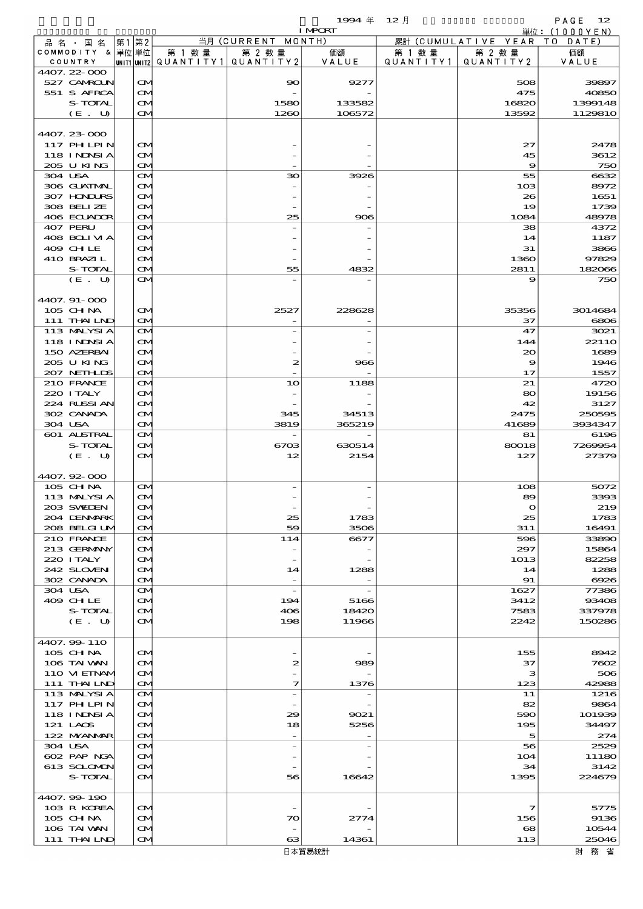1994 年 12 月 IMPORT

単位：(1000YEN)

| 品名・国名 COMMODITY & COUNTRY | 第1 単位 UNIT1 | 第2 単位 UNIT2 | 当月 (CURRENT MONTH) 第1数量 QUANTITY1 | 第2数量 QUANTITY2 | 価額 VALUE | 累計 (CUMULATIVE YEAR TO DATE) 第1数量 QUANTITY1 | 第2数量 QUANTITY2 | 価額 VALUE |
|---|---|---|---|---|---|---|---|---|
| 4407.22-000 | | | | | | | | |
| 527 CAMRCUN | | CM | | 90 | 9277 | | 508 | 39897 |
| 551 S AFRCA | | CM | | - | - | | 475 | 40850 |
| S-TOTAL | | CM | | 1580 | 133582 | | 16820 | 1399148 |
| (E. U) | | CM | | 1260 | 106572 | | 13592 | 1129810 |
| 4407.23-000 | | | | | | | | |
| 117 PHILPIN | | CM | | - | - | | 27 | 2478 |
| 118 INDNSIA | | CM | | - | - | | 45 | 3612 |
| 205 U KING | | CM | | - | - | | 9 | 750 |
| 304 USA | | CM | | 30 | 3926 | | 55 | 6632 |
| 306 GUATMAL | | CM | | - | - | | 103 | 8972 |
| 307 HONDURS | | CM | | - | - | | 26 | 1651 |
| 308 BELIZE | | CM | | - | - | | 19 | 1739 |
| 406 ECUADOR | | CM | | 25 | 906 | | 1084 | 48978 |
| 407 PERU | | CM | | - | - | | 38 | 4372 |
| 408 BOLIVIA | | CM | | - | - | | 14 | 1187 |
| 409 CHILE | | CM | | - | - | | 31 | 3866 |
| 410 BRAZIL | | CM | | - | - | | 1360 | 97829 |
| S-TOTAL | | CM | | 55 | 4832 | | 2811 | 182066 |
| (E. U) | | CM | | - | - | | 9 | 750 |
| 4407.91-000 | | | | | | | | |
| 105 CHINA | | CM | | 2527 | 228628 | | 35356 | 3014684 |
| 111 THAILND | | CM | | - | - | | 37 | 6806 |
| 113 MALYSIA | | CM | | - | - | | 47 | 3021 |
| 118 INDNSIA | | CM | | - | - | | 144 | 22110 |
| 150 AZERBAI | | CM | | - | - | | 20 | 1689 |
| 205 U KING | | CM | | 2 | 966 | | 9 | 1946 |
| 207 NETHLDS | | CM | | - | - | | 17 | 1557 |
| 210 FRANCE | | CM | | 10 | 1188 | | 21 | 4720 |
| 220 ITALY | | CM | | - | - | | 80 | 19156 |
| 224 RUSSIAN | | CM | | - | - | | 42 | 3127 |
| 302 CANADA | | CM | | 345 | 34513 | | 2475 | 250595 |
| 304 USA | | CM | | 3819 | 365219 | | 41689 | 3934347 |
| 601 AUSTRAL | | CM | | - | - | | 81 | 6196 |
| S-TOTAL | | CM | | 6703 | 630514 | | 80018 | 7269954 |
| (E. U) | | CM | | 12 | 2154 | | 127 | 27379 |
| 4407.92-000 | | | | | | | | |
| 105 CHINA | | CM | | - | - | | 108 | 5072 |
| 113 MALYSIA | | CM | | - | - | | 89 | 3393 |
| 203 SWEDEN | | CM | | - | - | | 0 | 219 |
| 204 DENMARK | | CM | | 25 | 1783 | | 25 | 1783 |
| 208 BELGIUM | | CM | | 59 | 3506 | | 311 | 16491 |
| 210 FRANCE | | CM | | 114 | 6677 | | 596 | 33890 |
| 213 GERMANY | | CM | | - | - | | 297 | 15864 |
| 220 ITALY | | CM | | - | - | | 1013 | 82258 |
| 242 SLOVENI | | CM | | 14 | 1288 | | 14 | 1288 |
| 302 CANADA | | CM | | - | - | | 91 | 6926 |
| 304 USA | | CM | | - | - | | 1627 | 77386 |
| 409 CHILE | | CM | | 194 | 5166 | | 3412 | 93408 |
| S-TOTAL | | CM | | 406 | 18420 | | 7583 | 337978 |
| (E. U) | | CM | | 198 | 11966 | | 2242 | 150286 |
| 4407.99-110 | | | | | | | | |
| 105 CHINA | | CM | | - | - | | 155 | 8942 |
| 106 TAIWAN | | CM | | 2 | 989 | | 37 | 7602 |
| 110 VIETNAM | | CM | | - | - | | 3 | 506 |
| 111 THAILND | | CM | | 7 | 1376 | | 123 | 42988 |
| 113 MALYSIA | | CM | | - | - | | 11 | 1216 |
| 117 PHILPIN | | CM | | - | - | | 82 | 9864 |
| 118 INDNSIA | | CM | | 29 | 9021 | | 590 | 101939 |
| 121 LAOS | | CM | | 18 | 5256 | | 195 | 34497 |
| 122 MYANMAR | | CM | | - | - | | 5 | 274 |
| 304 USA | | CM | | - | - | | 56 | 2529 |
| 602 PAP NGA | | CM | | - | - | | 104 | 11180 |
| 613 SOLOMON | | CM | | - | - | | 34 | 3142 |
| S-TOTAL | | CM | | 56 | 16642 | | 1395 | 224679 |
| 4407.99-190 | | | | | | | | |
| 103 R KOREA | | CM | | - | - | | 7 | 5775 |
| 105 CHINA | | CM | | 70 | 2774 | | 156 | 9136 |
| 106 TAIWAN | | CM | | - | - | | 68 | 10544 |
| 111 THAILND | | CM | | 63 | 14361 | | 113 | 25046 |

日本貿易統計　　財務省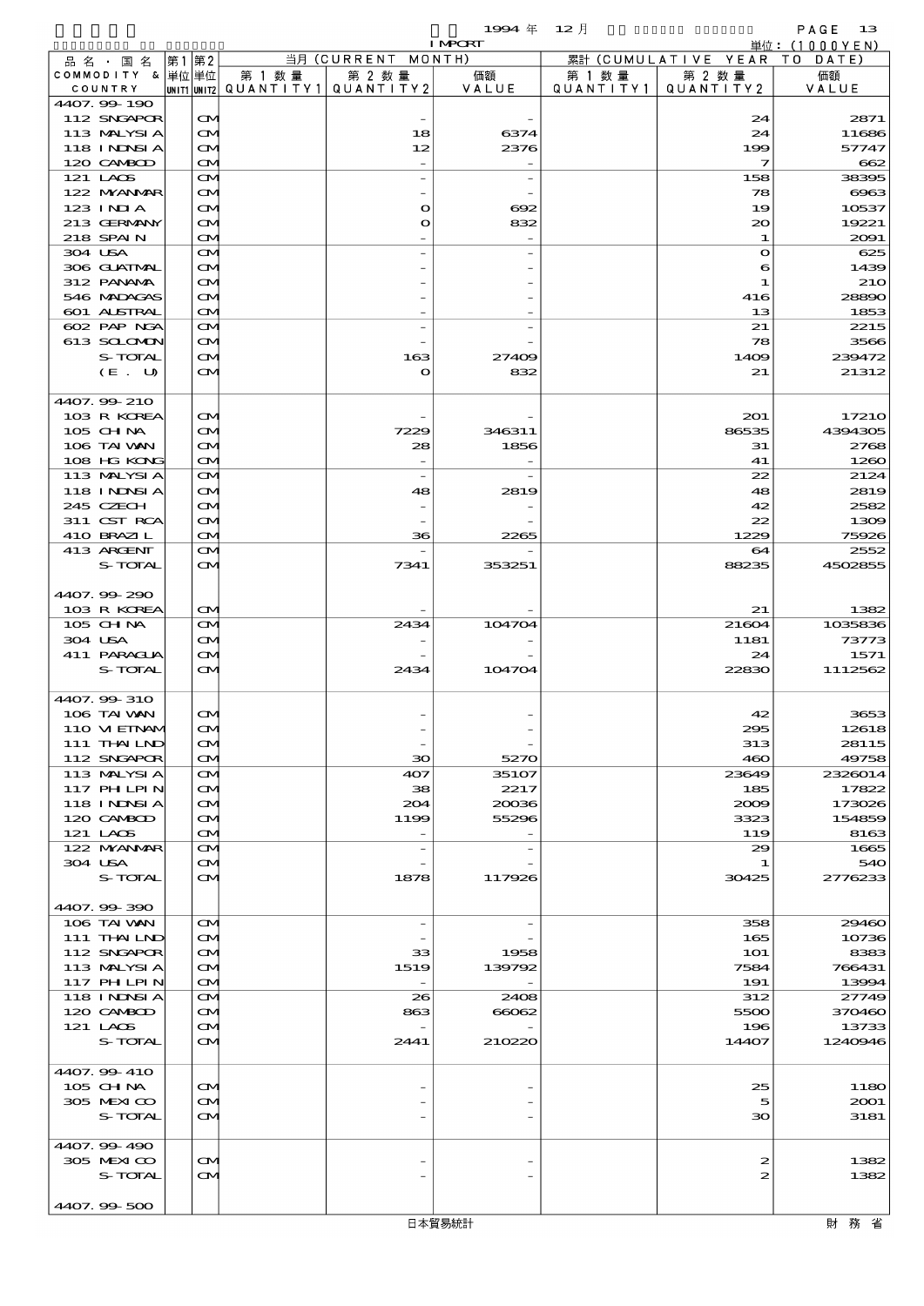1994 年 12 月 IMPORT

単位：(1000YEN)

| 品名・国名 COMMODITY & COUNTRY | 第1 単位 UNIT1 | 第2 単位 UNIT2 | 当月 (CURRENT MONTH) 第1数量 QUANTITY1 | 第2数量 QUANTITY2 | 価額 VALUE | 累計 (CUMULATIVE YEAR TO DATE) 第1数量 QUANTITY1 | 第2数量 QUANTITY2 | 価額 VALUE |
|---|---|---|---|---|---|---|---|---|
| 4407.99-190 | | | | | | | | |
| 112 SNGAPOR | | CM | | - | - | | 24 | 2871 |
| 113 MALYSIA | | CM | | 18 | 6374 | | 24 | 11686 |
| 118 INDNSIA | | CM | | 12 | 2376 | | 199 | 57747 |
| 120 CAMBOD | | CM | | - | - | | 7 | 662 |
| 121 LAOS | | CM | | - | - | | 158 | 38395 |
| 122 MYANMAR | | CM | | - | - | | 78 | 6963 |
| 123 INDIA | | CM | | 0 | 692 | | 19 | 10537 |
| 213 GERMANY | | CM | | 0 | 832 | | 20 | 19221 |
| 218 SPAIN | | CM | | - | - | | 1 | 2091 |
| 304 USA | | CM | | - | - | | 0 | 625 |
| 306 GUATMAL | | CM | | - | - | | 6 | 1439 |
| 312 PANAMA | | CM | | - | - | | 1 | 210 |
| 546 MADAGAS | | CM | | - | - | | 416 | 28890 |
| 601 AUSTRAL | | CM | | - | - | | 13 | 1853 |
| 602 PAP NGA | | CM | | - | - | | 21 | 2215 |
| 613 SOLOMON | | CM | | - | - | | 78 | 3566 |
| S-TOTAL | | CM | | 163 | 27409 | | 1409 | 239472 |
| (E. U) | | CM | | 0 | 832 | | 21 | 21312 |
| 4407.99-210 | | | | | | | | |
| 103 R KOREA | | CM | | - | - | | 201 | 17210 |
| 105 CHINA | | CM | | 7229 | 346311 | | 86535 | 4394305 |
| 106 TAIWAN | | CM | | 28 | 1856 | | 31 | 2768 |
| 108 HG KONG | | CM | | - | - | | 41 | 1260 |
| 113 MALYSIA | | CM | | - | - | | 22 | 2124 |
| 118 INDNSIA | | CM | | 48 | 2819 | | 48 | 2819 |
| 245 CZECH | | CM | | - | - | | 42 | 2582 |
| 311 CST RCA | | CM | | - | - | | 22 | 1309 |
| 410 BRAZIL | | CM | | 36 | 2265 | | 1229 | 75926 |
| 413 ARGENT | | CM | | - | - | | 64 | 2552 |
| S-TOTAL | | CM | | 7341 | 353251 | | 88235 | 4502855 |
| 4407.99-290 | | | | | | | | |
| 103 R KOREA | | CM | | - | - | | 21 | 1382 |
| 105 CHINA | | CM | | 2434 | 104704 | | 21604 | 1035836 |
| 304 USA | | CM | | - | - | | 1181 | 73773 |
| 411 PARAGUA | | CM | | - | - | | 24 | 1571 |
| S-TOTAL | | CM | | 2434 | 104704 | | 22830 | 1112562 |
| 4407.99-310 | | | | | | | | |
| 106 TAIWAN | | CM | | - | - | | 42 | 3653 |
| 110 VIETNAM | | CM | | - | - | | 295 | 12618 |
| 111 THAILND | | CM | | - | - | | 313 | 28115 |
| 112 SNGAPOR | | CM | | 30 | 5270 | | 460 | 49758 |
| 113 MALYSIA | | CM | | 407 | 35107 | | 23649 | 2326014 |
| 117 PHLPIN | | CM | | 38 | 2217 | | 185 | 17822 |
| 118 INDNSIA | | CM | | 204 | 20036 | | 2009 | 173026 |
| 120 CAMBOD | | CM | | 1199 | 55296 | | 3323 | 154859 |
| 121 LAOS | | CM | | - | - | | 119 | 8163 |
| 122 MYANMAR | | CM | | - | - | | 29 | 1665 |
| 304 USA | | CM | | - | - | | 1 | 540 |
| S-TOTAL | | CM | | 1878 | 117926 | | 30425 | 2776233 |
| 4407.99-390 | | | | | | | | |
| 106 TAIWAN | | CM | | - | - | | 358 | 29460 |
| 111 THAILND | | CM | | - | - | | 165 | 10736 |
| 112 SNGAPOR | | CM | | 33 | 1958 | | 101 | 8383 |
| 113 MALYSIA | | CM | | 1519 | 139792 | | 7584 | 766431 |
| 117 PHLPIN | | CM | | - | - | | 191 | 13994 |
| 118 INDNSIA | | CM | | 26 | 2408 | | 312 | 27749 |
| 120 CAMBOD | | CM | | 863 | 66062 | | 5500 | 370460 |
| 121 LAOS | | CM | | - | - | | 196 | 13733 |
| S-TOTAL | | CM | | 2441 | 210220 | | 14407 | 1240946 |
| 4407.99-410 | | | | | | | | |
| 105 CHINA | | CM | | - | - | | 25 | 1180 |
| 305 MEXICO | | CM | | - | - | | 5 | 2001 |
| S-TOTAL | | CM | | - | - | | 30 | 3181 |
| 4407.99-490 | | | | | | | | |
| 305 MEXICO | | CM | | - | - | | 2 | 1382 |
| S-TOTAL | | CM | | - | - | | 2 | 1382 |
| 4407.99-500 | | | | | | | | |

日本貿易統計　財務省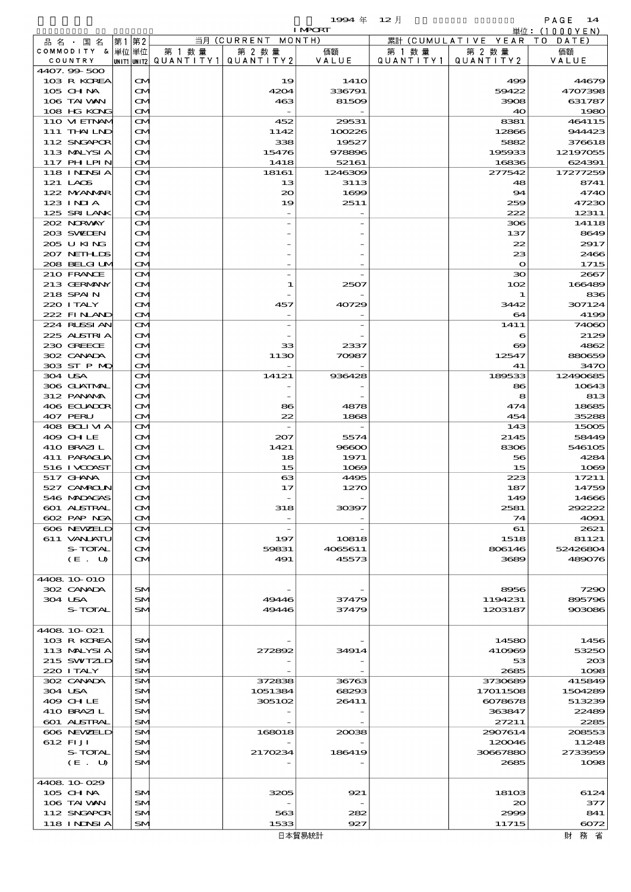1994 年 12 月 IMPORT

単位：(1000YEN)

| 品名・国名 COMMODITY & COUNTRY | 第1 単位 UNIT1 | 第2 単位 UNIT2 | 当月 (CURRENT MONTH) 第1数量 QUANTITY1 | 第2数量 QUANTITY2 | 価額 VALUE | 累計 (CUMULATIVE YEAR TO DATE) 第1数量 QUANTITY1 | 第2数量 QUANTITY2 | 価額 VALUE |
|---|---|---|---|---|---|---|---|---|
| 4407.99-500 | | | | | | | | |
| 103 R KOREA | | CM | | 19 | 1410 | | 499 | 44679 |
| 105 CHINA | | CM | | 4204 | 336791 | | 59422 | 4707398 |
| 106 TAIWAN | | CM | | 463 | 81509 | | 3908 | 631787 |
| 108 HG KONG | | CM | | - | - | | 40 | 1980 |
| 110 VIETNAM | | CM | | 452 | 29531 | | 8381 | 464115 |
| 111 THAILND | | CM | | 1142 | 100226 | | 12866 | 944423 |
| 112 SNGAPOR | | CM | | 338 | 19527 | | 5882 | 376618 |
| 113 MALYSIA | | CM | | 15476 | 978896 | | 195933 | 12197055 |
| 117 PHLPIN | | CM | | 1418 | 52161 | | 16836 | 624391 |
| 118 INDNSIA | | CM | | 18161 | 1246309 | | 277542 | 17277259 |
| 121 LAOS | | CM | | 13 | 3113 | | 48 | 8741 |
| 122 MYANMAR | | CM | | 20 | 1699 | | 94 | 4740 |
| 123 INDIA | | CM | | 19 | 2511 | | 259 | 47230 |
| 125 SRI LANK | | CM | | - | - | | 222 | 12311 |
| 202 NORWAY | | CM | | - | - | | 306 | 14118 |
| 203 SWEDEN | | CM | | - | - | | 137 | 8649 |
| 205 U KING | | CM | | - | - | | 22 | 2917 |
| 207 NETHLDS | | CM | | - | - | | 23 | 2466 |
| 208 BELGIUM | | CM | | - | - | | 0 | 1715 |
| 210 FRANCE | | CM | | - | - | | 30 | 2667 |
| 213 GERMANY | | CM | | 1 | 2507 | | 102 | 166489 |
| 218 SPAIN | | CM | | - | - | | 1 | 836 |
| 220 ITALY | | CM | | 457 | 40729 | | 3442 | 307124 |
| 222 FINLAND | | CM | | - | - | | 64 | 4199 |
| 224 RUSSIAN | | CM | | - | - | | 1411 | 74060 |
| 225 AUSTRIA | | CM | | - | - | | 6 | 2129 |
| 230 GREECE | | CM | | 33 | 2337 | | 69 | 4862 |
| 302 CANADA | | CM | | 1130 | 70987 | | 12547 | 880659 |
| 303 ST P MQ | | CM | | - | - | | 41 | 3470 |
| 304 USA | | CM | | 14121 | 936428 | | 189533 | 12490685 |
| 306 GUATMAL | | CM | | - | - | | 86 | 10643 |
| 312 PANAMA | | CM | | - | - | | 8 | 813 |
| 406 ECUADOR | | CM | | 86 | 4878 | | 474 | 18685 |
| 407 PERU | | CM | | 22 | 1868 | | 454 | 35288 |
| 408 BOLIVIA | | CM | | - | - | | 143 | 15005 |
| 409 CHILE | | CM | | 207 | 5574 | | 2145 | 58449 |
| 410 BRAZIL | | CM | | 1421 | 96600 | | 8306 | 546105 |
| 411 PARAGUA | | CM | | 18 | 1971 | | 56 | 4284 |
| 516 IVCOAST | | CM | | 15 | 1069 | | 15 | 1069 |
| 517 GHANA | | CM | | 63 | 4495 | | 223 | 17211 |
| 527 CAMROUN | | CM | | 17 | 1270 | | 187 | 14759 |
| 546 MADAGAS | | CM | | - | - | | 149 | 14666 |
| 601 AUSTRAL | | CM | | 318 | 30397 | | 2581 | 292222 |
| 602 PAP NGA | | CM | | - | - | | 74 | 4091 |
| 606 NEWZELD | | CM | | - | - | | 61 | 2621 |
| 611 VANUATU | | CM | | 197 | 10818 | | 1518 | 81121 |
| S-TOTAL | | CM | | 59831 | 4065611 | | 806146 | 52426804 |
| (E. U) | | CM | | 491 | 45573 | | 3689 | 489076 |
| | | | | | | | | |
| 4408.10-010 | | | | | | | | |
| 302 CANADA | | SM | | - | - | | 8956 | 7290 |
| 304 USA | | SM | | 49446 | 37479 | | 1194231 | 895796 |
| S-TOTAL | | SM | | 49446 | 37479 | | 1203187 | 903086 |
| | | | | | | | | |
| 4408.10-021 | | | | | | | | |
| 103 R KOREA | | SM | | - | - | | 14580 | 1456 |
| 113 MALYSIA | | SM | | 272892 | 34914 | | 410969 | 53250 |
| 215 SWITZLD | | SM | | - | - | | 53 | 203 |
| 220 ITALY | | SM | | - | - | | 2685 | 1098 |
| 302 CANADA | | SM | | 372838 | 36763 | | 3730689 | 415849 |
| 304 USA | | SM | | 1051384 | 68293 | | 17011508 | 1504289 |
| 409 CHILE | | SM | | 305102 | 26411 | | 6078678 | 513239 |
| 410 BRAZIL | | SM | | - | - | | 363847 | 22489 |
| 601 AUSTRAL | | SM | | - | - | | 27211 | 2285 |
| 606 NEWZELD | | SM | | 168018 | 20038 | | 2907614 | 208553 |
| 612 FIJI | | SM | | - | - | | 120046 | 11248 |
| S-TOTAL | | SM | | 2170234 | 186419 | | 30667880 | 2733959 |
| (E. U) | | SM | | - | - | | 2685 | 1098 |
| | | | | | | | | |
| 4408.10-029 | | | | | | | | |
| 105 CHINA | | SM | | 3205 | 921 | | 18103 | 6124 |
| 106 TAIWAN | | SM | | - | - | | 20 | 377 |
| 112 SNGAPOR | | SM | | 563 | 282 | | 2999 | 841 |
| 118 INDNSIA | | SM | | 1533 | 927 | | 11715 | 6072 |

日本貿易統計　　財務省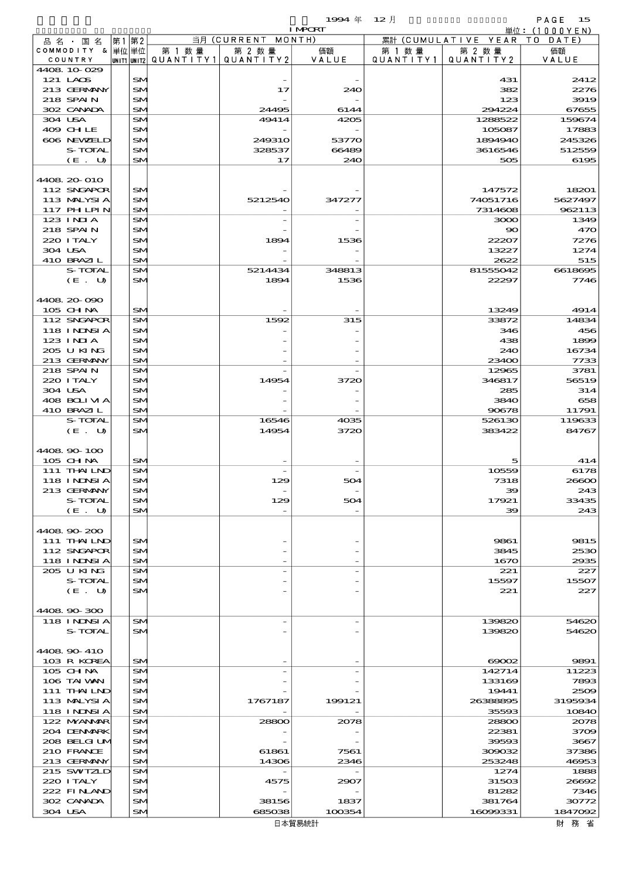1994 年 12 月 IMPORT 単位：(1000YEN)

| 品名・国名 COMMODITY & COUNTRY | 第1 単位 UNIT1 | 第2 単位 UNIT2 | 当月 (CURRENT MONTH) 第1数量 QUANTITY1 | 第2数量 QUANTITY2 | 価額 VALUE | 累計 (CUMULATIVE YEAR TO DATE) 第1数量 QUANTITY1 | 第2数量 QUANTITY2 | 価額 VALUE |
|---|---|---|---|---|---|---|---|---|
| 4408.10-029 | | | | | | | | |
| 121 LAOS | | SM | | - | - | | 431 | 2412 |
| 213 GERMANY | | SM | | 17 | 240 | | 382 | 2276 |
| 218 SPAIN | | SM | | - | - | | 123 | 3919 |
| 302 CANADA | | SM | | 24495 | 6144 | | 294224 | 67655 |
| 304 USA | | SM | | 49414 | 4205 | | 1288522 | 159674 |
| 409 CHILE | | SM | | - | - | | 105087 | 17883 |
| 606 NEWZELD | | SM | | 249310 | 53770 | | 1894940 | 245326 |
| S-TOTAL | | SM | | 328537 | 66489 | | 3616546 | 512559 |
| (E. U) | | SM | | 17 | 240 | | 505 | 6195 |
| 4408.20-010 | | | | | | | | |
| 112 SNGAPOR | | SM | | - | - | | 147572 | 18201 |
| 113 MALYSIA | | SM | | 5212540 | 347277 | | 74051716 | 5627497 |
| 117 PHILPIN | | SM | | - | - | | 7314608 | 962113 |
| 123 INDIA | | SM | | - | - | | 3000 | 1349 |
| 218 SPAIN | | SM | | - | - | | 90 | 470 |
| 220 ITALY | | SM | | 1894 | 1536 | | 22207 | 7276 |
| 304 USA | | SM | | - | - | | 13227 | 1274 |
| 410 BRAZIL | | SM | | - | - | | 2622 | 515 |
| S-TOTAL | | SM | | 5214434 | 348813 | | 81555042 | 6618695 |
| (E. U) | | SM | | 1894 | 1536 | | 22297 | 7746 |
| 4408.20-090 | | | | | | | | |
| 105 CHINA | | SM | | - | - | | 13249 | 4914 |
| 112 SNGAPOR | | SM | | 1592 | 315 | | 33872 | 14834 |
| 118 INDNSIA | | SM | | - | - | | 346 | 456 |
| 123 INDIA | | SM | | - | - | | 438 | 1899 |
| 205 U KING | | SM | | - | - | | 240 | 16734 |
| 213 GERMANY | | SM | | - | - | | 23400 | 7733 |
| 218 SPAIN | | SM | | - | - | | 12965 | 3781 |
| 220 ITALY | | SM | | 14954 | 3720 | | 346817 | 56519 |
| 304 USA | | SM | | - | - | | 285 | 314 |
| 408 BOLIVIA | | SM | | - | - | | 3840 | 658 |
| 410 BRAZIL | | SM | | - | - | | 90678 | 11791 |
| S-TOTAL | | SM | | 16546 | 4035 | | 526130 | 119633 |
| (E. U) | | SM | | 14954 | 3720 | | 383422 | 84767 |
| 4408.90-100 | | | | | | | | |
| 105 CHINA | | SM | | - | - | | 5 | 414 |
| 111 THAILND | | SM | | - | - | | 10559 | 6178 |
| 118 INDNSIA | | SM | | 129 | 504 | | 7318 | 26600 |
| 213 GERMANY | | SM | | - | - | | 39 | 243 |
| S-TOTAL | | SM | | 129 | 504 | | 17921 | 33435 |
| (E. U) | | SM | | - | - | | 39 | 243 |
| 4408.90-200 | | | | | | | | |
| 111 THAILND | | SM | | - | - | | 9861 | 9815 |
| 112 SNGAPOR | | SM | | - | - | | 3845 | 2530 |
| 118 INDNSIA | | SM | | - | - | | 1670 | 2935 |
| 205 U KING | | SM | | - | - | | 221 | 227 |
| S-TOTAL | | SM | | - | - | | 15597 | 15507 |
| (E. U) | | SM | | - | - | | 221 | 227 |
| 4408.90-300 | | | | | | | | |
| 118 INDNSIA | | SM | | - | - | | 139820 | 54620 |
| S-TOTAL | | SM | | - | - | | 139820 | 54620 |
| 4408.90-410 | | | | | | | | |
| 103 R KOREA | | SM | | - | - | | 69002 | 9891 |
| 105 CHINA | | SM | | - | - | | 142714 | 11223 |
| 106 TAIWAN | | SM | | - | - | | 133169 | 7893 |
| 111 THAILND | | SM | | - | - | | 19441 | 2509 |
| 113 MALYSIA | | SM | | 1767187 | 199121 | | 26388895 | 3195934 |
| 118 INDNSIA | | SM | | - | - | | 35593 | 10840 |
| 122 MYANMAR | | SM | | 28800 | 2078 | | 28800 | 2078 |
| 204 DENMARK | | SM | | - | - | | 22381 | 3709 |
| 208 BELGIUM | | SM | | - | - | | 39593 | 3667 |
| 210 FRANCE | | SM | | 61861 | 7561 | | 309032 | 37386 |
| 213 GERMANY | | SM | | 14306 | 2346 | | 253248 | 46953 |
| 215 SWITZLD | | SM | | - | - | | 1274 | 1888 |
| 220 ITALY | | SM | | 4575 | 2907 | | 31503 | 26692 |
| 222 FINLAND | | SM | | - | - | | 81282 | 7346 |
| 302 CANADA | | SM | | 38156 | 1837 | | 381764 | 30772 |
| 304 USA | | SM | | 685038 | 100354 | | 16099331 | 1847092 |

日本貿易統計　財務省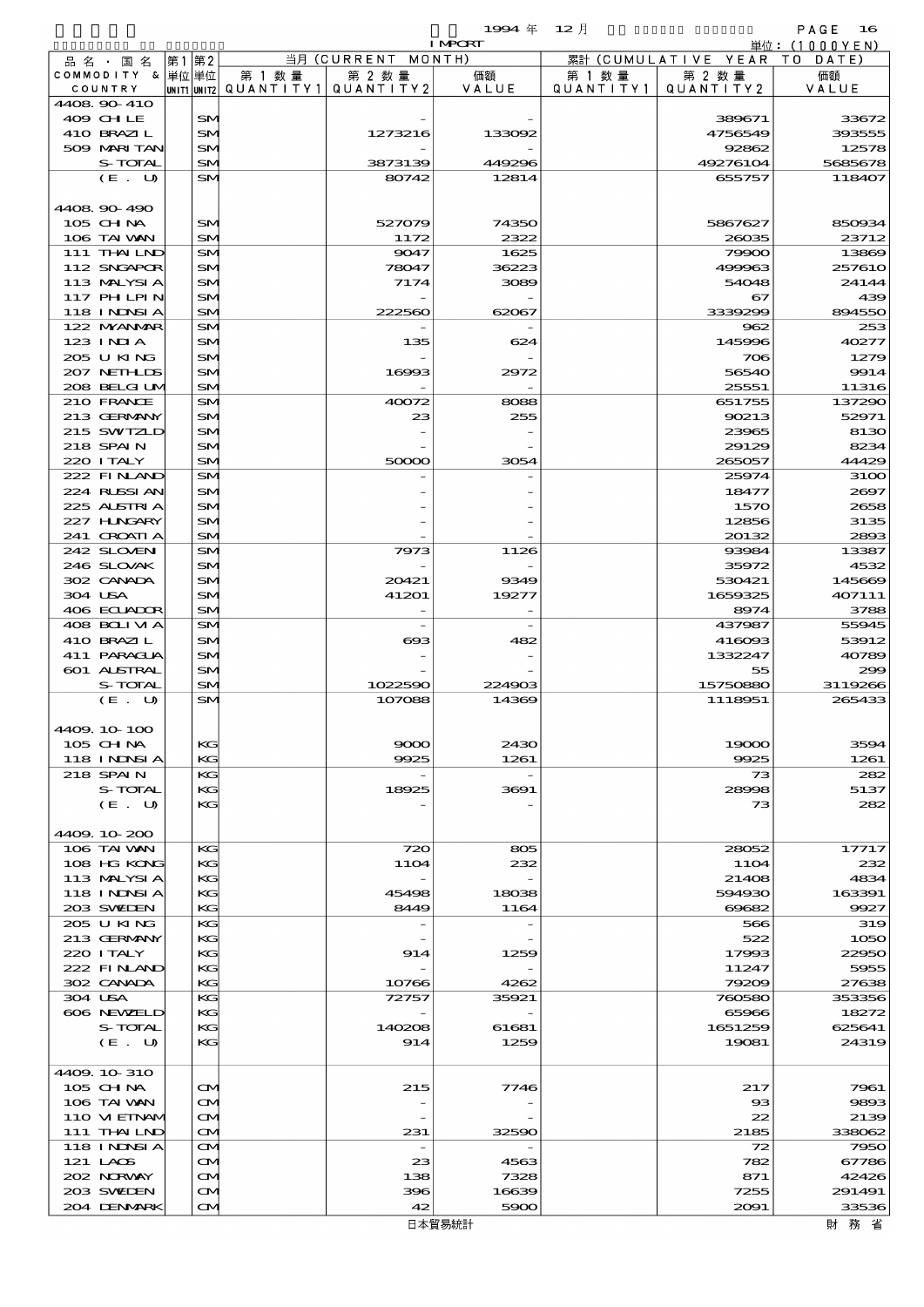1994 年 12 月 IMPORT

単位：(1000YEN)

| 品名・国名 COMMODITY & COUNTRY | 第1 単位 UNIT1 | 第2 単位 UNIT2 | 当月 (CURRENT MONTH) 第1数量 QUANTITY1 | 第2数量 QUANTITY2 | 価額 VALUE | 累計 (CUMULATIVE YEAR TO DATE) 第1数量 QUANTITY1 | 第2数量 QUANTITY2 | 価額 VALUE |
|---|---|---|---|---|---|---|---|---|
| 4408.90-410 | | | | | | | | |
| 409 CHILE | | SM | | - | - | | 389671 | 33672 |
| 410 BRAZIL | | SM | | 1273216 | 133092 | | 4756549 | 393555 |
| 509 MARITAN | | SM | | - | - | | 92862 | 12578 |
| S-TOTAL | | SM | | 3873139 | 449296 | | 49276104 | 5685678 |
| (E. U) | | SM | | 80742 | 12814 | | 655757 | 118407 |
| 4408.90-490 | | | | | | | | |
| 105 CHINA | | SM | | 527079 | 74350 | | 5867627 | 850934 |
| 106 TAIWAN | | SM | | 1172 | 2322 | | 26035 | 23712 |
| 111 THAILND | | SM | | 9047 | 1625 | | 79900 | 13869 |
| 112 SNGAPOR | | SM | | 78047 | 36223 | | 499963 | 257610 |
| 113 MALYSIA | | SM | | 7174 | 3089 | | 54048 | 24144 |
| 117 PHILPIN | | SM | | - | - | | 67 | 439 |
| 118 INDNSIA | | SM | | 222560 | 62067 | | 3339299 | 894550 |
| 122 MYANMAR | | SM | | - | - | | 962 | 253 |
| 123 INDIA | | SM | | 135 | 624 | | 145996 | 40277 |
| 205 U KING | | SM | | - | - | | 706 | 1279 |
| 207 NETHLDS | | SM | | 16993 | 2972 | | 56540 | 9914 |
| 208 BELGIUM | | SM | | - | - | | 25551 | 11316 |
| 210 FRANCE | | SM | | 40072 | 8088 | | 651755 | 137290 |
| 213 GERMANY | | SM | | 23 | 255 | | 90213 | 52971 |
| 215 SWITZLD | | SM | | - | - | | 23965 | 8130 |
| 218 SPAIN | | SM | | - | - | | 29129 | 8234 |
| 220 ITALY | | SM | | 50000 | 3054 | | 265057 | 44429 |
| 222 FINLAND | | SM | | - | - | | 25974 | 3100 |
| 224 RUSSIAN | | SM | | - | - | | 18477 | 2697 |
| 225 AUSTRIA | | SM | | - | - | | 1570 | 2658 |
| 227 HUNGARY | | SM | | - | - | | 12856 | 3135 |
| 241 CROATIA | | SM | | - | - | | 20132 | 2893 |
| 242 SLOVENI | | SM | | 7973 | 1126 | | 93984 | 13387 |
| 246 SLOVAK | | SM | | - | - | | 35972 | 4532 |
| 302 CANADA | | SM | | 20421 | 9349 | | 530421 | 145669 |
| 304 USA | | SM | | 41201 | 19277 | | 1659325 | 407111 |
| 406 ECUADOR | | SM | | - | - | | 8974 | 3788 |
| 408 BOLIVIA | | SM | | - | - | | 437987 | 55945 |
| 410 BRAZIL | | SM | | 693 | 482 | | 416093 | 53912 |
| 411 PARAGUA | | SM | | - | - | | 1332247 | 40789 |
| 601 AUSTRAL | | SM | | - | - | | 55 | 299 |
| S-TOTAL | | SM | | 1022590 | 224903 | | 15750880 | 3119266 |
| (E. U) | | SM | | 107088 | 14369 | | 1118951 | 265433 |
| 4409.10-100 | | | | | | | | |
| 105 CHINA | | KG | | 9000 | 2430 | | 19000 | 3594 |
| 118 INDNSIA | | KG | | 9925 | 1261 | | 9925 | 1261 |
| 218 SPAIN | | KG | | - | - | | 73 | 282 |
| S-TOTAL | | KG | | 18925 | 3691 | | 28998 | 5137 |
| (E. U) | | KG | | - | - | | 73 | 282 |
| 4409.10-200 | | | | | | | | |
| 106 TAIWAN | | KG | | 720 | 805 | | 28052 | 17717 |
| 108 HG KONG | | KG | | 1104 | 232 | | 1104 | 232 |
| 113 MALYSIA | | KG | | - | - | | 21408 | 4834 |
| 118 INDNSIA | | KG | | 45498 | 18038 | | 594930 | 163391 |
| 203 SWEDEN | | KG | | 8449 | 1164 | | 69682 | 9927 |
| 205 U KING | | KG | | - | - | | 566 | 319 |
| 213 GERMANY | | KG | | - | - | | 522 | 1050 |
| 220 ITALY | | KG | | 914 | 1259 | | 17993 | 22950 |
| 222 FINLAND | | KG | | - | - | | 11247 | 5955 |
| 302 CANADA | | KG | | 10766 | 4262 | | 79209 | 27638 |
| 304 USA | | KG | | 72757 | 35921 | | 760580 | 353356 |
| 606 NEWZELD | | KG | | - | - | | 65966 | 18272 |
| S-TOTAL | | KG | | 140208 | 61681 | | 1651259 | 625641 |
| (E. U) | | KG | | 914 | 1259 | | 19081 | 24319 |
| 4409.10-310 | | | | | | | | |
| 105 CHINA | | CM | | 215 | 7746 | | 217 | 7961 |
| 106 TAIWAN | | CM | | - | - | | 93 | 9893 |
| 110 VIETNAM | | CM | | - | - | | 22 | 2139 |
| 111 THAILND | | CM | | 231 | 32590 | | 2185 | 338062 |
| 118 INDNSIA | | CM | | - | - | | 72 | 7950 |
| 121 LAOS | | CM | | 23 | 4563 | | 782 | 67786 |
| 202 NORWAY | | CM | | 138 | 7328 | | 871 | 42426 |
| 203 SWEDEN | | CM | | 396 | 16639 | | 7255 | 291491 |
| 204 DENMARK | | CM | | 42 | 5900 | | 2091 | 33536 |

日本貿易統計　　財務省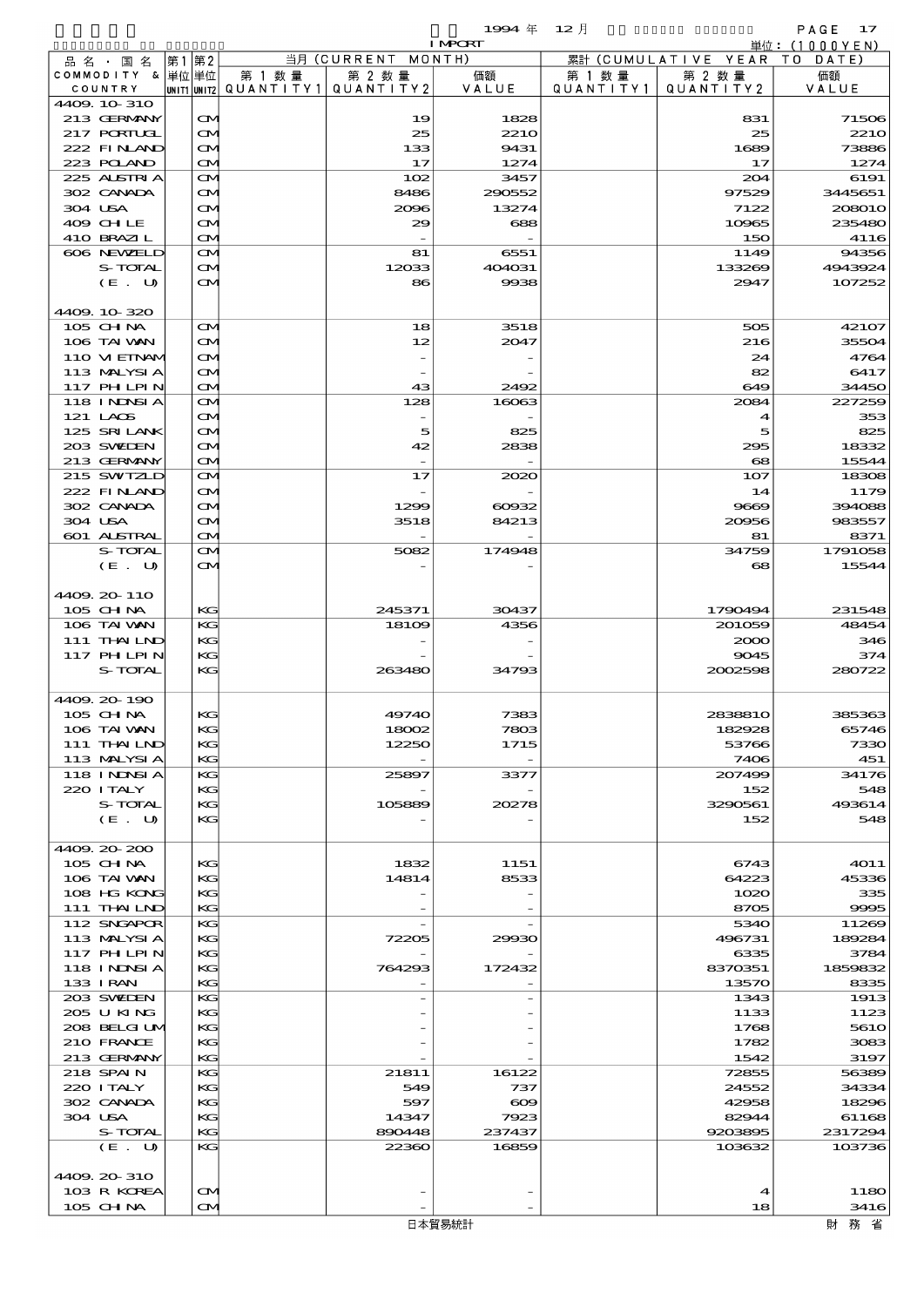1994 年 12 月 IMPORT

単位：(1000YEN)

| 品名・国名 COMMODITY & COUNTRY | 第1 単位 UNIT1 | 第2 単位 UNIT2 | 当月 (CURRENT MONTH) 第1数量 QUANTITY1 | 第2数量 QUANTITY2 | 価額 VALUE | 累計 (CUMULATIVE YEAR TO DATE) 第1数量 QUANTITY1 | 第2数量 QUANTITY2 | 価額 VALUE |
|---|---|---|---|---|---|---|---|---|
| 4409.10-310 | | | | | | | | |
| 213 GERMANY | | CM | | 19 | 1828 | | 831 | 71506 |
| 217 PORTUGL | | CM | | 25 | 2210 | | 25 | 2210 |
| 222 FINLAND | | CM | | 133 | 9431 | | 1689 | 73886 |
| 223 POLAND | | CM | | 17 | 1274 | | 17 | 1274 |
| 225 AUSTRIA | | CM | | 102 | 3457 | | 204 | 6191 |
| 302 CANADA | | CM | | 8486 | 290552 | | 97529 | 3445651 |
| 304 USA | | CM | | 2096 | 13274 | | 7122 | 208010 |
| 409 CHILE | | CM | | 29 | 688 | | 10965 | 235480 |
| 410 BRAZIL | | CM | | - | - | | 150 | 4116 |
| 606 NEWZELD | | CM | | 81 | 6551 | | 1149 | 94356 |
| S-TOTAL | | CM | | 12033 | 404031 | | 133269 | 4943924 |
| (E. U) | | CM | | 86 | 9938 | | 2947 | 107252 |
| 4409.10-320 | | | | | | | | |
| 105 CHINA | | CM | | 18 | 3518 | | 505 | 42107 |
| 106 TAIWAN | | CM | | 12 | 2047 | | 216 | 35504 |
| 110 VIETNAM | | CM | | - | - | | 24 | 4764 |
| 113 MALYSIA | | CM | | - | - | | 82 | 6417 |
| 117 PHILPIN | | CM | | 43 | 2492 | | 649 | 34450 |
| 118 INDNSIA | | CM | | 128 | 16063 | | 2084 | 227259 |
| 121 LAOS | | CM | | - | - | | 4 | 353 |
| 125 SRILANK | | CM | | 5 | 825 | | 5 | 825 |
| 203 SWEDEN | | CM | | 42 | 2838 | | 295 | 18332 |
| 213 GERMANY | | CM | | - | - | | 68 | 15544 |
| 215 SWTZLD | | CM | | 17 | 2020 | | 107 | 18308 |
| 222 FINLAND | | CM | | - | - | | 14 | 1179 |
| 302 CANADA | | CM | | 1299 | 60932 | | 9669 | 394088 |
| 304 USA | | CM | | 3518 | 84213 | | 20956 | 983557 |
| 601 AUSTRAL | | CM | | - | - | | 81 | 8371 |
| S-TOTAL | | CM | | 5082 | 174948 | | 34759 | 1791058 |
| (E. U) | | CM | | - | - | | 68 | 15544 |
| 4409.20-110 | | | | | | | | |
| 105 CHINA | | KG | | 245371 | 30437 | | 1790494 | 231548 |
| 106 TAIWAN | | KG | | 18109 | 4356 | | 201059 | 48454 |
| 111 THAILND | | KG | | - | - | | 2000 | 346 |
| 117 PHILPIN | | KG | | - | - | | 9045 | 374 |
| S-TOTAL | | KG | | 263480 | 34793 | | 2002598 | 280722 |
| 4409.20-190 | | | | | | | | |
| 105 CHINA | | KG | | 49740 | 7383 | | 2838810 | 385363 |
| 106 TAIWAN | | KG | | 18002 | 7803 | | 182928 | 65746 |
| 111 THAILND | | KG | | 12250 | 1715 | | 53766 | 7330 |
| 113 MALYSIA | | KG | | - | - | | 7406 | 451 |
| 118 INDNSIA | | KG | | 25897 | 3377 | | 207499 | 34176 |
| 220 ITALY | | KG | | - | - | | 152 | 548 |
| S-TOTAL | | KG | | 105889 | 20278 | | 3290561 | 493614 |
| (E. U) | | KG | | - | - | | 152 | 548 |
| 4409.20-200 | | | | | | | | |
| 105 CHINA | | KG | | 1832 | 1151 | | 6743 | 4011 |
| 106 TAIWAN | | KG | | 14814 | 8533 | | 64223 | 45336 |
| 108 HG KONG | | KG | | - | - | | 1020 | 335 |
| 111 THAILND | | KG | | - | - | | 8705 | 9995 |
| 112 SNGAPOR | | KG | | - | - | | 5340 | 11269 |
| 113 MALYSIA | | KG | | 72205 | 29930 | | 496731 | 189284 |
| 117 PHILPIN | | KG | | - | - | | 6335 | 3784 |
| 118 INDNSIA | | KG | | 764293 | 172432 | | 8370351 | 1859832 |
| 133 IRAN | | KG | | - | - | | 13570 | 8335 |
| 203 SWEDEN | | KG | | - | - | | 1343 | 1913 |
| 205 U KING | | KG | | - | - | | 1133 | 1123 |
| 208 BELGIUM | | KG | | - | - | | 1768 | 5610 |
| 210 FRANCE | | KG | | - | - | | 1782 | 3083 |
| 213 GERMANY | | KG | | - | - | | 1542 | 3197 |
| 218 SPAIN | | KG | | 21811 | 16122 | | 72855 | 56389 |
| 220 ITALY | | KG | | 549 | 737 | | 24552 | 34334 |
| 302 CANADA | | KG | | 597 | 609 | | 42958 | 18296 |
| 304 USA | | KG | | 14347 | 7923 | | 82944 | 61168 |
| S-TOTAL | | KG | | 890448 | 237437 | | 9203895 | 2317294 |
| (E. U) | | KG | | 22360 | 16859 | | 103632 | 103736 |
| 4409.20-310 | | | | | | | | |
| 103 R KOREA | | CM | | - | - | | 4 | 1180 |
| 105 CHINA | | CM | | - | - | | 18 | 3416 |

日本貿易統計　　財務省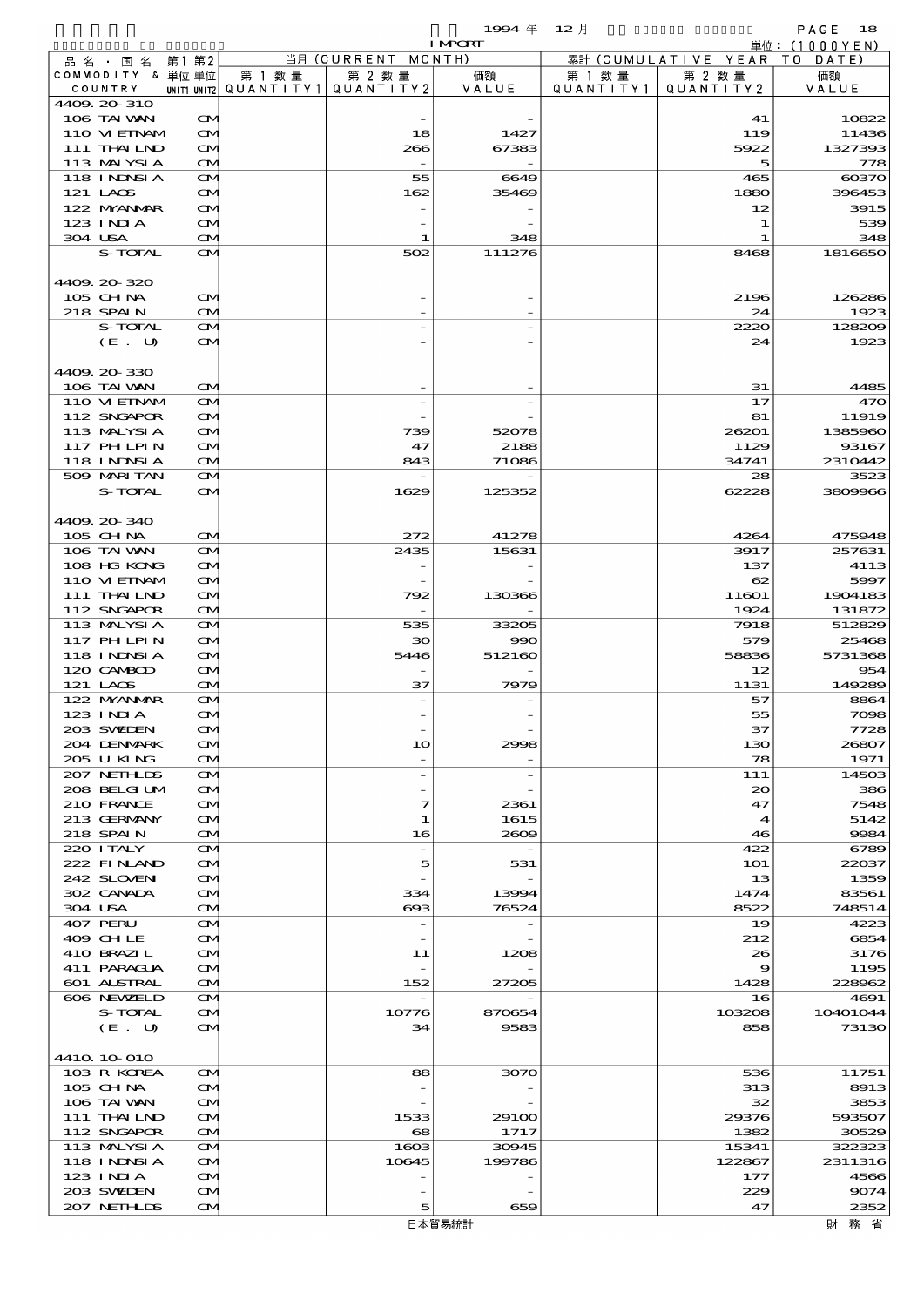1994 年 12 月 IMPORT 単位：(1000YEN)

| 品名・国名 COMMODITY & COUNTRY | 第1 単位 UNIT1 | 第2 単位 UNIT2 | 当月 (CURRENT MONTH) 第1数量 QUANTITY1 | 第2数量 QUANTITY2 | 価額 VALUE | 累計 (CUMULATIVE YEAR TO DATE) 第1数量 QUANTITY1 | 第2数量 QUANTITY2 | 価額 VALUE |
|---|---|---|---|---|---|---|---|---|
| 4409.20-310 | | | | | | | | |
| 106 TAIWAN | | CM | | - | - | | 41 | 10822 |
| 110 VIETNAM | | CM | | 18 | 1427 | | 119 | 11436 |
| 111 THAILND | | CM | | 266 | 67383 | | 5922 | 1327393 |
| 113 MALYSIA | | CM | | - | - | | 5 | 778 |
| 118 INDNSIA | | CM | | 55 | 6649 | | 465 | 60370 |
| 121 LAOS | | CM | | 162 | 35469 | | 1880 | 396453 |
| 122 MYANMAR | | CM | | - | - | | 12 | 3915 |
| 123 INDIA | | CM | | - | - | | 1 | 539 |
| 304 USA | | CM | | 1 | 348 | | 1 | 348 |
| S-TOTAL | | CM | | 502 | 111276 | | 8468 | 1816650 |
| 4409.20-320 | | | | | | | | |
| 105 CHINA | | CM | | - | - | | 2196 | 126286 |
| 218 SPAIN | | CM | | - | - | | 24 | 1923 |
| S-TOTAL | | CM | | - | - | | 2220 | 128209 |
| (E. U) | | CM | | - | - | | 24 | 1923 |
| 4409.20-330 | | | | | | | | |
| 106 TAIWAN | | CM | | - | - | | 31 | 4485 |
| 110 VIETNAM | | CM | | - | - | | 17 | 470 |
| 112 SNGAPOR | | CM | | - | - | | 81 | 11919 |
| 113 MALYSIA | | CM | | 739 | 52078 | | 26201 | 1385960 |
| 117 PHILPIN | | CM | | 47 | 2188 | | 1129 | 93167 |
| 118 INDNSIA | | CM | | 843 | 71086 | | 34741 | 2310442 |
| 509 MARITAN | | CM | | - | - | | 28 | 3523 |
| S-TOTAL | | CM | | 1629 | 125352 | | 62228 | 3809966 |
| 4409.20-340 | | | | | | | | |
| 105 CHINA | | CM | | 272 | 41278 | | 4264 | 475948 |
| 106 TAIWAN | | CM | | 2435 | 15631 | | 3917 | 257631 |
| 108 HG KONG | | CM | | - | - | | 137 | 4113 |
| 110 VIETNAM | | CM | | - | - | | 62 | 5997 |
| 111 THAILND | | CM | | 792 | 130366 | | 11601 | 1904183 |
| 112 SNGAPOR | | CM | | - | - | | 1924 | 131872 |
| 113 MALYSIA | | CM | | 535 | 33205 | | 7918 | 512829 |
| 117 PHILPIN | | CM | | 30 | 990 | | 579 | 25468 |
| 118 INDNSIA | | CM | | 5446 | 512160 | | 58836 | 5731368 |
| 120 CAMBOD | | CM | | - | - | | 12 | 954 |
| 121 LAOS | | CM | | 37 | 7979 | | 1131 | 149289 |
| 122 MYANMAR | | CM | | - | - | | 57 | 8864 |
| 123 INDIA | | CM | | - | - | | 55 | 7098 |
| 203 SWEDEN | | CM | | - | - | | 37 | 7728 |
| 204 DENMARK | | CM | | 10 | 2998 | | 130 | 26807 |
| 205 U KING | | CM | | - | - | | 78 | 1971 |
| 207 NETHLDS | | CM | | - | - | | 111 | 14503 |
| 208 BELGIUM | | CM | | - | - | | 20 | 386 |
| 210 FRANCE | | CM | | 7 | 2361 | | 47 | 7548 |
| 213 GERMANY | | CM | | 1 | 1615 | | 4 | 5142 |
| 218 SPAIN | | CM | | 16 | 2609 | | 46 | 9984 |
| 220 ITALY | | CM | | - | - | | 422 | 6789 |
| 222 FINLAND | | CM | | 5 | 531 | | 101 | 22037 |
| 242 SLOVEN | | CM | | - | - | | 13 | 1359 |
| 302 CANADA | | CM | | 334 | 13994 | | 1474 | 83561 |
| 304 USA | | CM | | 693 | 76524 | | 8522 | 748514 |
| 407 PERU | | CM | | - | - | | 19 | 4223 |
| 409 CHILE | | CM | | - | - | | 212 | 6854 |
| 410 BRAZIL | | CM | | 11 | 1208 | | 26 | 3176 |
| 411 PARAGUA | | CM | | - | - | | 9 | 1195 |
| 601 AUSTRAL | | CM | | 152 | 27205 | | 1428 | 228962 |
| 606 NEWZELD | | CM | | - | - | | 16 | 4691 |
| S-TOTAL | | CM | | 10776 | 870654 | | 103208 | 10401044 |
| (E. U) | | CM | | 34 | 9583 | | 858 | 73130 |
| 4410.10-010 | | | | | | | | |
| 103 R KOREA | | CM | | 88 | 3070 | | 536 | 11751 |
| 105 CHINA | | CM | | - | - | | 313 | 8913 |
| 106 TAIWAN | | CM | | - | - | | 32 | 3853 |
| 111 THAILND | | CM | | 1533 | 29100 | | 29376 | 593507 |
| 112 SNGAPOR | | CM | | 68 | 1717 | | 1382 | 30529 |
| 113 MALYSIA | | CM | | 1603 | 30945 | | 15341 | 322323 |
| 118 INDNSIA | | CM | | 10645 | 199786 | | 122867 | 2311316 |
| 123 INDIA | | CM | | - | - | | 177 | 4566 |
| 203 SWEDEN | | CM | | - | - | | 229 | 9074 |
| 207 NETHLDS | | CM | | 5 | 659 | | 47 | 2352 |

日本貿易統計　財務省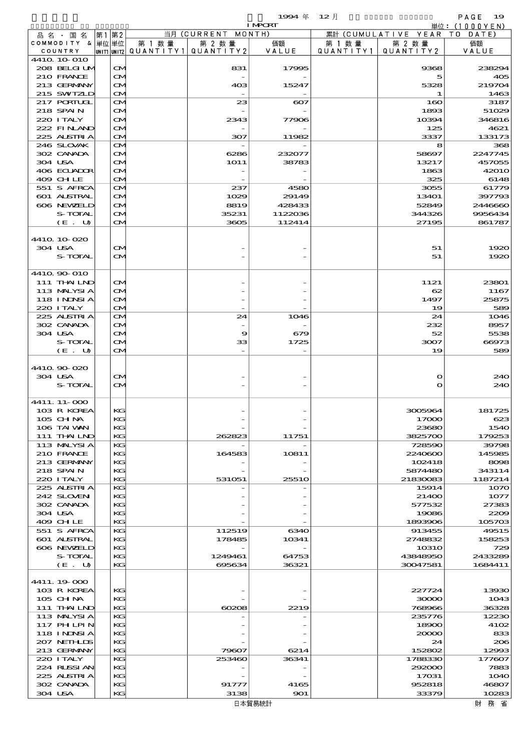1994 年 12 月 IMPORT 単位：(1000YEN)

| 品名・国名 COMMODITY & COUNTRY | 第1 単位 UNIT1 | 第2 単位 UNIT2 | 当月 (CURRENT MONTH) 第1数量 QUANTITY1 | 第2数量 QUANTITY2 | 価額 VALUE | 累計 (CUMULATIVE YEAR TO DATE) 第1数量 QUANTITY1 | 第2数量 QUANTITY2 | 価額 VALUE |
|---|---|---|---|---|---|---|---|---|
| 4410.10-010 | | | | | | | | |
| 208 BELGIUM | | CM | | 831 | 17995 | | 9368 | 238294 |
| 210 FRANCE | | CM | | - | - | | 5 | 405 |
| 213 GERMANY | | CM | | 403 | 15247 | | 5328 | 219704 |
| 215 SWITZLD | | CM | | - | - | | 1 | 1463 |
| 217 PORTUGL | | CM | | 23 | 607 | | 160 | 3187 |
| 218 SPAIN | | CM | | - | - | | 1893 | 51029 |
| 220 ITALY | | CM | | 2343 | 77906 | | 10394 | 346816 |
| 222 FINLAND | | CM | | - | - | | 125 | 4621 |
| 225 AUSTRIA | | CM | | 307 | 11982 | | 3337 | 133173 |
| 246 SLOVAK | | CM | | - | - | | 8 | 368 |
| 302 CANADA | | CM | | 6286 | 232077 | | 58697 | 2247745 |
| 304 USA | | CM | | 1011 | 38783 | | 13217 | 457055 |
| 406 ECUADOR | | CM | | - | - | | 1863 | 42010 |
| 409 CHILE | | CM | | - | - | | 325 | 6148 |
| 551 S AFRCA | | CM | | 237 | 4580 | | 3055 | 61779 |
| 601 AUSTRAL | | CM | | 1029 | 29149 | | 13401 | 397793 |
| 606 NEWZELD | | CM | | 8819 | 428433 | | 52849 | 2446660 |
| S-TOTAL | | CM | | 35231 | 1122036 | | 344326 | 9956434 |
| (E. U) | | CM | | 3605 | 112414 | | 27195 | 861787 |
| 4410.10-020 | | | | | | | | |
| 304 USA | | CM | | - | - | | 51 | 1920 |
| S-TOTAL | | CM | | - | - | | 51 | 1920 |
| 4410.90-010 | | | | | | | | |
| 111 THAILND | | CM | | - | - | | 1121 | 23801 |
| 113 MALYSIA | | CM | | - | - | | 62 | 1167 |
| 118 INDNSIA | | CM | | - | - | | 1497 | 25875 |
| 220 ITALY | | CM | | - | - | | 19 | 589 |
| 225 AUSTRIA | | CM | | 24 | 1046 | | 24 | 1046 |
| 302 CANADA | | CM | | - | - | | 232 | 8957 |
| 304 USA | | CM | | 9 | 679 | | 52 | 5538 |
| S-TOTAL | | CM | | 33 | 1725 | | 3007 | 66973 |
| (E. U) | | CM | | - | - | | 19 | 589 |
| 4410.90-020 | | | | | | | | |
| 304 USA | | CM | | - | - | | 0 | 240 |
| S-TOTAL | | CM | | - | - | | 0 | 240 |
| 4411.11-000 | | | | | | | | |
| 103 R KOREA | | KG | | - | - | | 3005964 | 181725 |
| 105 CHINA | | KG | | - | - | | 17000 | 623 |
| 106 TAIWAN | | KG | | - | - | | 23680 | 1540 |
| 111 THAILND | | KG | | 262823 | 11751 | | 3825700 | 179253 |
| 113 MALYSIA | | KG | | - | - | | 728590 | 39798 |
| 210 FRANCE | | KG | | 164583 | 10811 | | 2240600 | 145985 |
| 213 GERMANY | | KG | | - | - | | 102418 | 8098 |
| 218 SPAIN | | KG | | - | - | | 5874480 | 343114 |
| 220 ITALY | | KG | | 531051 | 25510 | | 21830083 | 1187214 |
| 225 AUSTRIA | | KG | | - | - | | 15914 | 1070 |
| 242 SLOVEN | | KG | | - | - | | 21400 | 1077 |
| 302 CANADA | | KG | | - | - | | 577532 | 27383 |
| 304 USA | | KG | | - | - | | 19086 | 2209 |
| 409 CHILE | | KG | | - | - | | 1893906 | 105703 |
| 551 S AFRCA | | KG | | 112519 | 6340 | | 913455 | 49515 |
| 601 AUSTRAL | | KG | | 178485 | 10341 | | 2748832 | 158253 |
| 606 NEWZELD | | KG | | - | - | | 10310 | 729 |
| S-TOTAL | | KG | | 1249461 | 64753 | | 43848950 | 2433289 |
| (E. U) | | KG | | 695634 | 36321 | | 30047581 | 1684411 |
| 4411.19-000 | | | | | | | | |
| 103 R KOREA | | KG | | - | - | | 227724 | 13930 |
| 105 CHINA | | KG | | - | - | | 30000 | 1043 |
| 111 THAILND | | KG | | 60208 | 2219 | | 768966 | 36328 |
| 113 MALYSIA | | KG | | - | - | | 235776 | 12230 |
| 117 PHILPIN | | KG | | - | - | | 18900 | 4102 |
| 118 INDNSIA | | KG | | - | - | | 20000 | 833 |
| 207 NETHLDS | | KG | | - | - | | 24 | 206 |
| 213 GERMANY | | KG | | 79607 | 6214 | | 152802 | 12993 |
| 220 ITALY | | KG | | 253460 | 36341 | | 1788330 | 177607 |
| 224 RUSSIAN | | KG | | - | - | | 292000 | 7883 |
| 225 AUSTRIA | | KG | | - | - | | 17031 | 1040 |
| 302 CANADA | | KG | | 91777 | 4165 | | 952818 | 46807 |
| 304 USA | | KG | | 3138 | 901 | | 33379 | 10283 |

日本貿易統計 財 務 省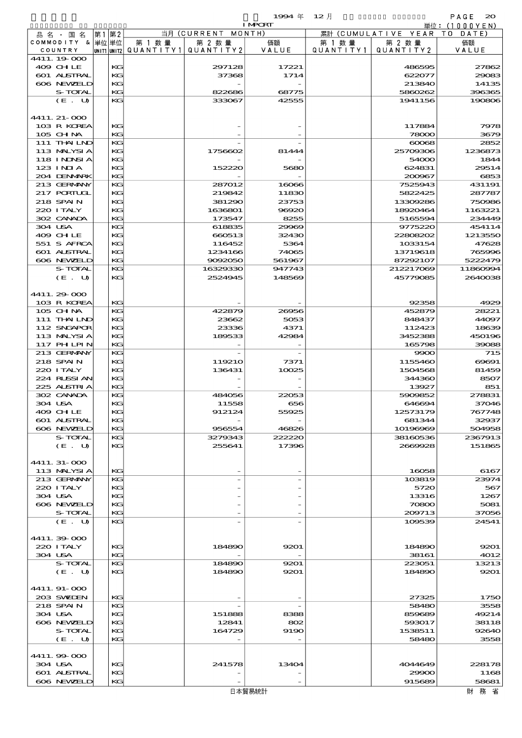1994年 12月 IMPORT

単位：(1000YEN)

| 品名・国名 COMMODITY & COUNTRY | 第1 単位 UNIT1 | 第2 単位 UNIT2 | 当月 (CURRENT MONTH) 第1数量 QUANTITY1 | 第2数量 QUANTITY2 | 価額 VALUE | 累計 (CUMULATIVE YEAR TO DATE) 第1数量 QUANTITY1 | 第2数量 QUANTITY2 | 価額 VALUE |
|---|---|---|---|---|---|---|---|---|
| 4411.19-000 | | | | | | | | |
| 409 CHILE | | KG | | 297128 | 17221 | | 486595 | 27862 |
| 601 AUSTRAL | | KG | | 37368 | 1714 | | 622077 | 29083 |
| 606 NEWZELD | | KG | | - | - | | 213840 | 14135 |
| S-TOTAL | | KG | | 822686 | 68775 | | 5860262 | 396365 |
| (E. U) | | KG | | 333067 | 42555 | | 1941156 | 190806 |
| 4411.21-000 | | | | | | | | |
| 103 R KOREA | | KG | | - | - | | 117884 | 7978 |
| 105 CHINA | | KG | | - | - | | 78000 | 3679 |
| 111 THAILND | | KG | | - | - | | 60068 | 2852 |
| 113 MALYSIA | | KG | | 1756602 | 81444 | | 25709306 | 1236873 |
| 118 INDNSIA | | KG | | - | - | | 54000 | 1844 |
| 123 INDIA | | KG | | 152220 | 5680 | | 624831 | 29514 |
| 204 DENMARK | | KG | | - | - | | 200967 | 6853 |
| 213 GERMANY | | KG | | 287012 | 16066 | | 7525943 | 431191 |
| 217 PORTUGL | | KG | | 219842 | 11830 | | 5822425 | 287787 |
| 218 SPAIN | | KG | | 381290 | 23753 | | 13309286 | 750986 |
| 220 ITALY | | KG | | 1636801 | 96920 | | 18920464 | 1163221 |
| 302 CANADA | | KG | | 173547 | 8255 | | 5165594 | 234449 |
| 304 USA | | KG | | 618835 | 29969 | | 9775220 | 454114 |
| 409 CHILE | | KG | | 660513 | 32430 | | 22808202 | 1213550 |
| 551 S AFRCA | | KG | | 116452 | 5364 | | 1033154 | 47628 |
| 601 AUSTRAL | | KG | | 1234166 | 74065 | | 13719618 | 765996 |
| 606 NEWZELD | | KG | | 9092050 | 561967 | | 87292107 | 5222479 |
| S-TOTAL | | KG | | 16329330 | 947743 | | 212217069 | 11860994 |
| (E. U) | | KG | | 2524945 | 148569 | | 45779085 | 2640038 |
| 4411.29-000 | | | | | | | | |
| 103 R KOREA | | KG | | - | - | | 92358 | 4929 |
| 105 CHINA | | KG | | 422879 | 26956 | | 452879 | 28221 |
| 111 THAILND | | KG | | 23662 | 5053 | | 848437 | 44097 |
| 112 SNGAPOR | | KG | | 23336 | 4371 | | 112423 | 18639 |
| 113 MALYSIA | | KG | | 189533 | 42984 | | 3452388 | 450196 |
| 117 PHILPIN | | KG | | - | - | | 165798 | 39088 |
| 213 GERMANY | | KG | | - | - | | 9900 | 715 |
| 218 SPAIN | | KG | | 119210 | 7371 | | 1155460 | 69691 |
| 220 ITALY | | KG | | 136431 | 10025 | | 1504568 | 81459 |
| 224 RUSSIAN | | KG | | - | - | | 344360 | 8507 |
| 225 AUSTRIA | | KG | | - | - | | 13927 | 851 |
| 302 CANADA | | KG | | 484056 | 22053 | | 5909852 | 278831 |
| 304 USA | | KG | | 11558 | 656 | | 646694 | 37046 |
| 409 CHILE | | KG | | 912124 | 55925 | | 12573179 | 767748 |
| 601 AUSTRAL | | KG | | - | - | | 681344 | 32937 |
| 606 NEWZELD | | KG | | 956554 | 46826 | | 10196969 | 504958 |
| S-TOTAL | | KG | | 3279343 | 222220 | | 38160536 | 2367913 |
| (E. U) | | KG | | 255641 | 17396 | | 2669928 | 151865 |
| 4411.31-000 | | | | | | | | |
| 113 MALYSIA | | KG | | - | - | | 16058 | 6167 |
| 213 GERMANY | | KG | | - | - | | 103819 | 23974 |
| 220 ITALY | | KG | | - | - | | 5720 | 567 |
| 304 USA | | KG | | - | - | | 13316 | 1267 |
| 606 NEWZELD | | KG | | - | - | | 70800 | 5081 |
| S-TOTAL | | KG | | - | - | | 209713 | 37056 |
| (E. U) | | KG | | - | - | | 109539 | 24541 |
| 4411.39-000 | | | | | | | | |
| 220 ITALY | | KG | | 184890 | 9201 | | 184890 | 9201 |
| 304 USA | | KG | | - | - | | 38161 | 4012 |
| S-TOTAL | | KG | | 184890 | 9201 | | 223051 | 13213 |
| (E. U) | | KG | | 184890 | 9201 | | 184890 | 9201 |
| 4411.91-000 | | | | | | | | |
| 203 SWEDEN | | KG | | - | - | | 27325 | 1750 |
| 218 SPAIN | | KG | | - | - | | 58480 | 3558 |
| 304 USA | | KG | | 151888 | 8388 | | 859689 | 49214 |
| 606 NEWZELD | | KG | | 12841 | 802 | | 593017 | 38118 |
| S-TOTAL | | KG | | 164729 | 9190 | | 1538511 | 92640 |
| (E. U) | | KG | | - | - | | 58480 | 3558 |
| 4411.99-000 | | | | | | | | |
| 304 USA | | KG | | 241578 | 13404 | | 4044649 | 228178 |
| 601 AUSTRAL | | KG | | - | - | | 29900 | 1168 |
| 606 NEWZELD | | KG | | - | - | | 915689 | 58681 |

日本貿易統計　　財務省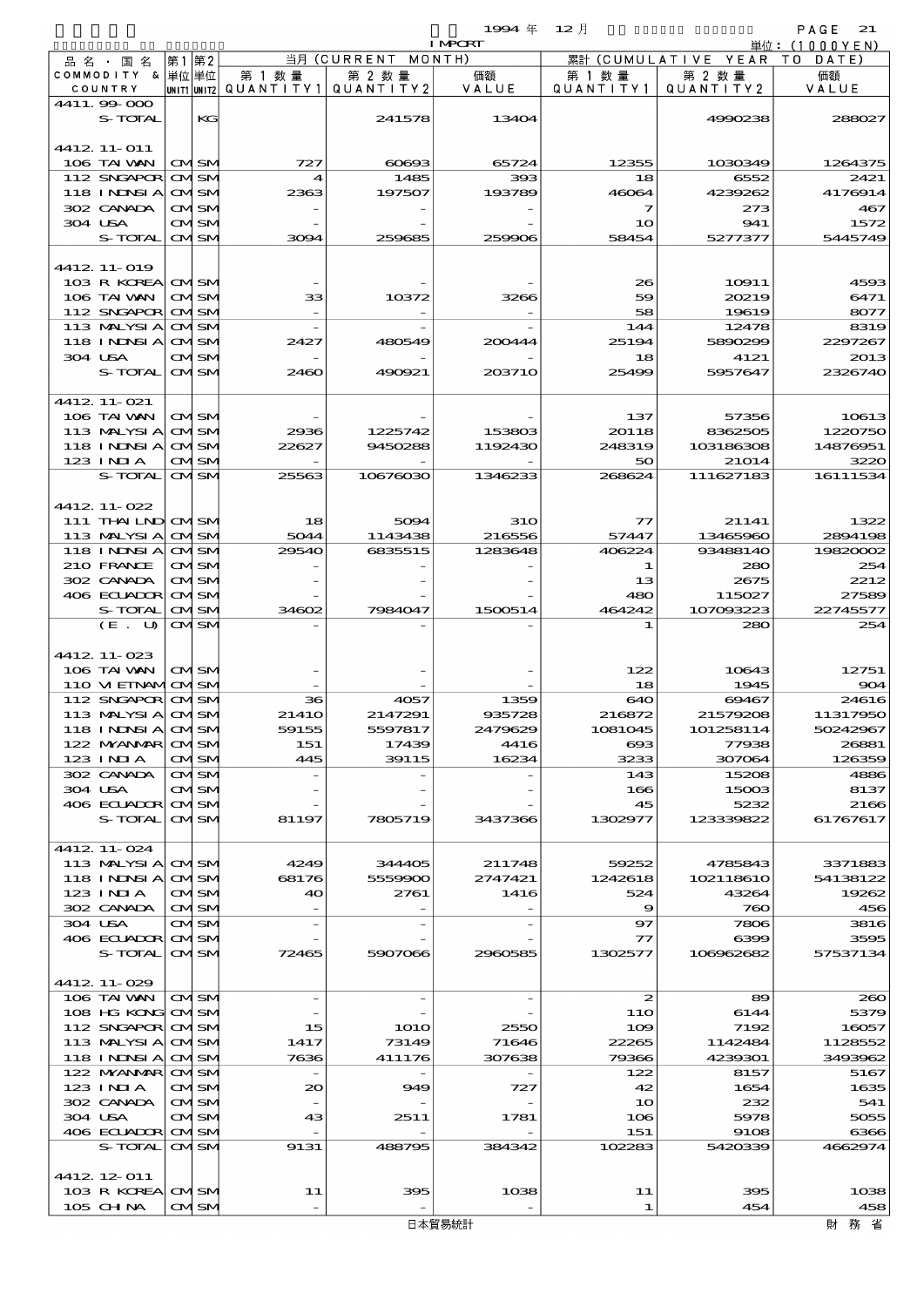1994 年 12 月 IMPORT

単位：(1000YEN)

| 品名・国名 COMMODITY & COUNTRY | 第1 単位 UNIT1 | 第2 単位 UNIT2 | 当月 (CURRENT MONTH) 第1数量 QUANTITY1 | 第2数量 QUANTITY2 | 価額 VALUE | 累計 (CUMULATIVE YEAR TO DATE) 第1数量 QUANTITY1 | 第2数量 QUANTITY2 | 価額 VALUE |
|---|---|---|---|---|---|---|---|---|
| 4411.99-000 | | | | | | | | |
| S-TOTAL | | KG | | 241578 | 13404 | | 4990238 | 288027 |
| 4412.11-011 | | | | | | | | |
| 106 TAIWAN | CM | SM | 727 | 60693 | 65724 | 12355 | 1030349 | 1264375 |
| 112 SNGAPOR | CM | SM | 4 | 1485 | 393 | 18 | 6552 | 2421 |
| 118 INDNSIA | CM | SM | 2363 | 197507 | 193789 | 46064 | 4239262 | 4176914 |
| 302 CANADA | CM | SM | - | - | - | 7 | 273 | 467 |
| 304 USA | CM | SM | - | - | - | 10 | 941 | 1572 |
| S-TOTAL | CM | SM | 3094 | 259685 | 259906 | 58454 | 5277377 | 5445749 |
| 4412.11-019 | | | | | | | | |
| 103 R KOREA | CM | SM | - | - | - | 26 | 10911 | 4593 |
| 106 TAIWAN | CM | SM | 33 | 10372 | 3266 | 59 | 20219 | 6471 |
| 112 SNGAPOR | CM | SM | - | - | - | 58 | 19619 | 8077 |
| 113 MALYSIA | CM | SM | - | - | - | 144 | 12478 | 8319 |
| 118 INDNSIA | CM | SM | 2427 | 480549 | 200444 | 25194 | 5890299 | 2297267 |
| 304 USA | CM | SM | - | - | - | 18 | 4121 | 2013 |
| S-TOTAL | CM | SM | 2460 | 490921 | 203710 | 25499 | 5957647 | 2326740 |
| 4412.11-021 | | | | | | | | |
| 106 TAIWAN | CM | SM | - | - | - | 137 | 57356 | 10613 |
| 113 MALYSIA | CM | SM | 2936 | 1225742 | 153803 | 20118 | 8362505 | 1220750 |
| 118 INDNSIA | CM | SM | 22627 | 9450288 | 1192430 | 248319 | 103186308 | 14876951 |
| 123 INDIA | CM | SM | - | - | - | 50 | 21014 | 3220 |
| S-TOTAL | CM | SM | 25563 | 10676030 | 1346233 | 268624 | 111627183 | 16111534 |
| 4412.11-022 | | | | | | | | |
| 111 THAILND | CM | SM | 18 | 5094 | 310 | 77 | 21141 | 1322 |
| 113 MALYSIA | CM | SM | 5044 | 1143438 | 216556 | 57447 | 13465960 | 2894198 |
| 118 INDNSIA | CM | SM | 29540 | 6835515 | 1283648 | 406224 | 93488140 | 19820002 |
| 210 FRANCE | CM | SM | - | - | - | 1 | 280 | 254 |
| 302 CANADA | CM | SM | - | - | - | 13 | 2675 | 2212 |
| 406 ECUADOR | CM | SM | - | - | - | 480 | 115027 | 27589 |
| S-TOTAL | CM | SM | 34602 | 7984047 | 1500514 | 464242 | 107093223 | 22745577 |
| (E. U) | CM | SM | - | - | - | 1 | 280 | 254 |
| 4412.11-023 | | | | | | | | |
| 106 TAIWAN | CM | SM | - | - | - | 122 | 10643 | 12751 |
| 110 VIETNAM | CM | SM | - | - | - | 18 | 1945 | 904 |
| 112 SNGAPOR | CM | SM | 36 | 4057 | 1359 | 640 | 69467 | 24616 |
| 113 MALYSIA | CM | SM | 21410 | 2147291 | 935728 | 216872 | 21579208 | 11317950 |
| 118 INDNSIA | CM | SM | 59155 | 5597817 | 2479629 | 1081045 | 101258114 | 50242967 |
| 122 MYANMAR | CM | SM | 151 | 17439 | 4416 | 693 | 77938 | 26881 |
| 123 INDIA | CM | SM | 445 | 39115 | 16234 | 3233 | 307064 | 126359 |
| 302 CANADA | CM | SM | - | - | - | 143 | 15208 | 4886 |
| 304 USA | CM | SM | - | - | - | 166 | 15003 | 8137 |
| 406 ECUADOR | CM | SM | - | - | - | 45 | 5232 | 2166 |
| S-TOTAL | CM | SM | 81197 | 7805719 | 3437366 | 1302977 | 123339822 | 61767617 |
| 4412.11-024 | | | | | | | | |
| 113 MALYSIA | CM | SM | 4249 | 344405 | 211748 | 59252 | 4785843 | 3371883 |
| 118 INDNSIA | CM | SM | 68176 | 5559900 | 2747421 | 1242618 | 102118610 | 54138122 |
| 123 INDIA | CM | SM | 40 | 2761 | 1416 | 524 | 43264 | 19262 |
| 302 CANADA | CM | SM | - | - | - | 9 | 760 | 456 |
| 304 USA | CM | SM | - | - | - | 97 | 7806 | 3816 |
| 406 ECUADOR | CM | SM | - | - | - | 77 | 6399 | 3595 |
| S-TOTAL | CM | SM | 72465 | 5907066 | 2960585 | 1302577 | 106962682 | 57537134 |
| 4412.11-029 | | | | | | | | |
| 106 TAIWAN | CM | SM | - | - | - | 2 | 89 | 260 |
| 108 HG KONG | CM | SM | - | - | - | 110 | 6144 | 5379 |
| 112 SNGAPOR | CM | SM | 15 | 1010 | 2550 | 109 | 7192 | 16057 |
| 113 MALYSIA | CM | SM | 1417 | 73149 | 71646 | 22265 | 1142484 | 1128552 |
| 118 INDNSIA | CM | SM | 7636 | 411176 | 307638 | 79366 | 4239301 | 3493962 |
| 122 MYANMAR | CM | SM | - | - | - | 122 | 8157 | 5167 |
| 123 INDIA | CM | SM | 20 | 949 | 727 | 42 | 1654 | 1635 |
| 302 CANADA | CM | SM | - | - | - | 10 | 232 | 541 |
| 304 USA | CM | SM | 43 | 2511 | 1781 | 106 | 5978 | 5055 |
| 406 ECUADOR | CM | SM | - | - | - | 151 | 9108 | 6366 |
| S-TOTAL | CM | SM | 9131 | 488795 | 384342 | 102283 | 5420339 | 4662974 |
| 4412.12-011 | | | | | | | | |
| 103 R KOREA | CM | SM | 11 | 395 | 1038 | 11 | 395 | 1038 |
| 105 CHINA | CM | SM | - | - | - | 1 | 454 | 458 |

日本貿易統計　　財 務 省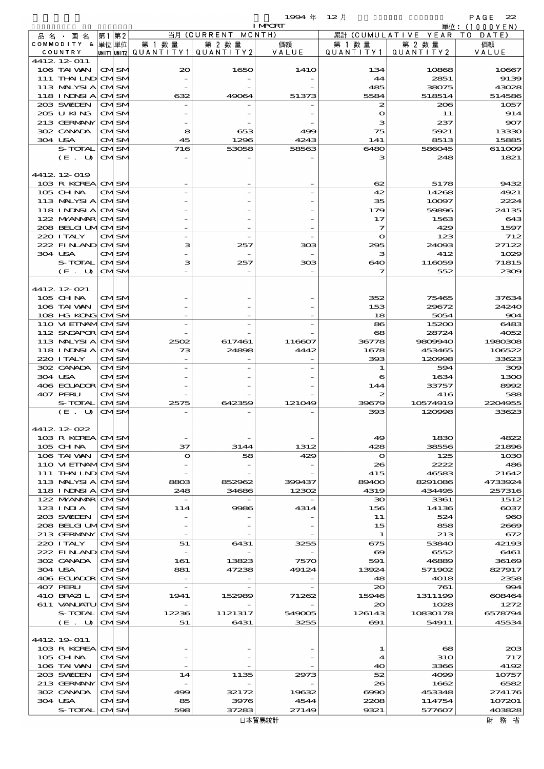1994 年 12 月 IMPORT

単位：(1000YEN)

| 品名・国名 COMMODITY & COUNTRY | 第1 単位 UNIT1 | 第2 単位 UNIT2 | 当月 (CURRENT MONTH) 第1数量 QUANTITY1 | 第2数量 QUANTITY2 | 価額 VALUE | 累計 (CUMULATIVE YEAR TO DATE) 第1数量 QUANTITY1 | 第2数量 QUANTITY2 | 価額 VALUE |
|---|---|---|---|---|---|---|---|---|
| 4412.12-011 | | | | | | | | |
| 106 TAIWAN | CM | SM | 20 | 1650 | 1410 | 134 | 10868 | 10667 |
| 111 THAILND | CM | SM | - | - | - | 44 | 2851 | 9139 |
| 113 MALYSIA | CM | SM | - | - | - | 485 | 38075 | 43028 |
| 118 INDNSIA | CM | SM | 632 | 49064 | 51373 | 5584 | 518514 | 514586 |
| 203 SWEDEN | CM | SM | - | - | - | 2 | 206 | 1057 |
| 205 U KING | CM | SM | - | - | - | 0 | 11 | 914 |
| 213 GERMANY | CM | SM | - | - | - | 3 | 237 | 907 |
| 302 CANADA | CM | SM | 8 | 653 | 499 | 75 | 5921 | 13330 |
| 304 USA | CM | SM | 45 | 1296 | 4243 | 141 | 8513 | 15885 |
| S-TOTAL | CM | SM | 716 | 53058 | 58563 | 6480 | 586045 | 611009 |
| (E. U) | CM | SM | - | - | - | 3 | 248 | 1821 |
| 4412.12-019 | | | | | | | | |
| 103 R KOREA | CM | SM | - | - | - | 62 | 5178 | 9432 |
| 105 CHINA | CM | SM | - | - | - | 42 | 14268 | 4921 |
| 113 MALYSIA | CM | SM | - | - | - | 35 | 10097 | 2224 |
| 118 INDNSIA | CM | SM | - | - | - | 179 | 59896 | 24135 |
| 122 MYANMAR | CM | SM | - | - | - | 17 | 1563 | 643 |
| 208 BELGIUM | CM | SM | - | - | - | 7 | 429 | 1597 |
| 220 ITALY | CM | SM | - | - | - | 0 | 123 | 712 |
| 222 FINLAND | CM | SM | 3 | 257 | 303 | 295 | 24093 | 27122 |
| 304 USA | CM | SM | - | - | - | 3 | 412 | 1029 |
| S-TOTAL | CM | SM | 3 | 257 | 303 | 640 | 116059 | 71815 |
| (E. U) | CM | SM | - | - | - | 7 | 552 | 2309 |
| 4412.12-021 | | | | | | | | |
| 105 CHINA | CM | SM | - | - | - | 352 | 75465 | 37634 |
| 106 TAIWAN | CM | SM | - | - | - | 153 | 29672 | 24240 |
| 108 HG KONG | CM | SM | - | - | - | 18 | 5054 | 904 |
| 110 VIETNAM | CM | SM | - | - | - | 86 | 15200 | 6483 |
| 112 SNGAPOR | CM | SM | - | - | - | 68 | 28724 | 4052 |
| 113 MALYSIA | CM | SM | 2502 | 617461 | 116607 | 36778 | 9809940 | 1980308 |
| 118 INDNSIA | CM | SM | 73 | 24898 | 4442 | 1678 | 453465 | 106522 |
| 220 ITALY | CM | SM | - | - | - | 393 | 120998 | 33623 |
| 302 CANADA | CM | SM | - | - | - | 1 | 594 | 309 |
| 304 USA | CM | SM | - | - | - | 6 | 1634 | 1300 |
| 406 ECUADOR | CM | SM | - | - | - | 144 | 33757 | 8992 |
| 407 PERU | CM | SM | - | - | - | 2 | 416 | 588 |
| S-TOTAL | CM | SM | 2575 | 642359 | 121049 | 39679 | 10574919 | 2204955 |
| (E. U) | CM | SM | - | - | - | 393 | 120998 | 33623 |
| 4412.12-022 | | | | | | | | |
| 103 R KOREA | CM | SM | - | - | - | 49 | 1830 | 4822 |
| 105 CHINA | CM | SM | 37 | 3144 | 1312 | 428 | 38556 | 21896 |
| 106 TAIWAN | CM | SM | 0 | 58 | 429 | 0 | 125 | 1030 |
| 110 VIETNAM | CM | SM | - | - | - | 26 | 2222 | 486 |
| 111 THAILND | CM | SM | - | - | - | 415 | 46583 | 21642 |
| 113 MALYSIA | CM | SM | 8803 | 852962 | 399437 | 89400 | 8291086 | 4733924 |
| 118 INDNSIA | CM | SM | 248 | 34686 | 12302 | 4319 | 434495 | 257316 |
| 122 MYANMAR | CM | SM | - | - | - | 30 | 3361 | 1512 |
| 123 INDIA | CM | SM | 114 | 9986 | 4314 | 156 | 14136 | 6037 |
| 203 SWEDEN | CM | SM | - | - | - | 11 | 524 | 960 |
| 208 BELGIUM | CM | SM | - | - | - | 15 | 858 | 2669 |
| 213 GERMANY | CM | SM | - | - | - | 1 | 213 | 672 |
| 220 ITALY | CM | SM | 51 | 6431 | 3255 | 675 | 53840 | 42193 |
| 222 FINLAND | CM | SM | - | - | - | 69 | 6552 | 6461 |
| 302 CANADA | CM | SM | 161 | 13823 | 7570 | 591 | 46889 | 36169 |
| 304 USA | CM | SM | 881 | 47238 | 49124 | 13924 | 571902 | 827917 |
| 406 ECUADOR | CM | SM | - | - | - | 48 | 4018 | 2358 |
| 407 PERU | CM | SM | - | - | - | 20 | 761 | 994 |
| 410 BRAZIL | CM | SM | 1941 | 152989 | 71262 | 15946 | 1311199 | 608464 |
| 611 VANUATU | CM | SM | - | - | - | 20 | 1028 | 1272 |
| S-TOTAL | CM | SM | 12236 | 1121317 | 549005 | 126143 | 10830178 | 6578794 |
| (E. U) | CM | SM | 51 | 6431 | 3255 | 691 | 54911 | 45534 |
| 4412.19-011 | | | | | | | | |
| 103 R KOREA | CM | SM | - | - | - | 1 | 68 | 203 |
| 105 CHINA | CM | SM | - | - | - | 4 | 310 | 717 |
| 106 TAIWAN | CM | SM | - | - | - | 40 | 3366 | 4192 |
| 203 SWEDEN | CM | SM | 14 | 1135 | 2973 | 52 | 4099 | 10757 |
| 213 GERMANY | CM | SM | - | - | - | 26 | 1662 | 6582 |
| 302 CANADA | CM | SM | 499 | 32172 | 19632 | 6990 | 453348 | 274176 |
| 304 USA | CM | SM | 85 | 3976 | 4544 | 2208 | 114754 | 107201 |
| S-TOTAL | CM | SM | 598 | 37283 | 27149 | 9321 | 577607 | 403828 |

日本貿易統計　　財務省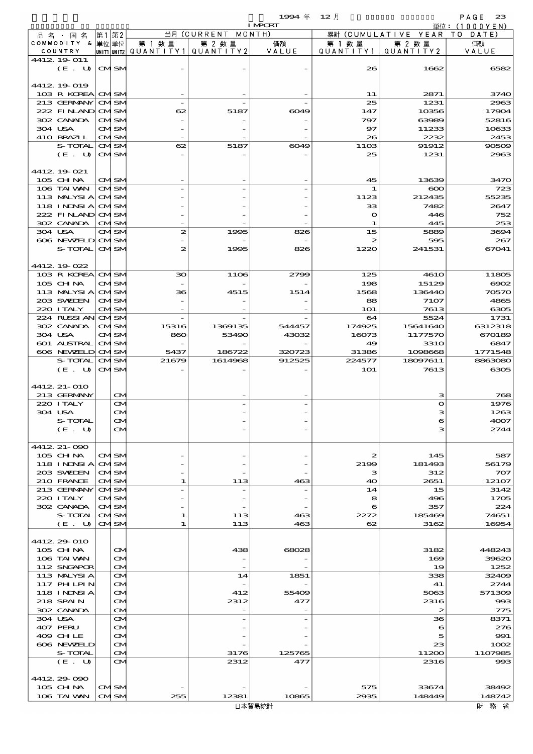1994 年 12 月 IMPORT 単位：(1000YEN)

| 品名・国名 COMMODITY & COUNTRY | 第1 単位 UNIT1 | 第2 単位 UNIT2 | 当月 (CURRENT MONTH) 第1数量 QUANTITY1 | 第2数量 QUANTITY2 | 価額 VALUE | 累計 (CUMULATIVE YEAR TO DATE) 第1数量 QUANTITY1 | 第2数量 QUANTITY2 | 価額 VALUE |
|---|---|---|---|---|---|---|---|---|
| 4412.19-011 | | | | | | | | |
| (E. U) | CM | SM | - | - | - | 26 | 1662 | 6582 |
| 4412.19-019 | | | | | | | | |
| 103 R KOREA | CM | SM | - | - | - | 11 | 2871 | 3740 |
| 213 GERMANY | CM | SM | - | - | - | 25 | 1231 | 2963 |
| 222 FINLAND | CM | SM | 62 | 5187 | 6049 | 147 | 10356 | 17904 |
| 302 CANADA | CM | SM | - | - | - | 797 | 63989 | 52816 |
| 304 USA | CM | SM | - | - | - | 97 | 11233 | 10633 |
| 410 BRAZIL | CM | SM | - | - | - | 26 | 2232 | 2453 |
| S-TOTAL | CM | SM | 62 | 5187 | 6049 | 1103 | 91912 | 90509 |
| (E. U) | CM | SM | - | - | - | 25 | 1231 | 2963 |
| 4412.19-021 | | | | | | | | |
| 105 CHINA | CM | SM | - | - | - | 45 | 13639 | 3470 |
| 106 TAIWAN | CM | SM | - | - | - | 1 | 600 | 723 |
| 113 MALYSIA | CM | SM | - | - | - | 1123 | 212435 | 55235 |
| 118 INDNSIA | CM | SM | - | - | - | 33 | 7482 | 2647 |
| 222 FINLAND | CM | SM | - | - | - | 0 | 446 | 752 |
| 302 CANADA | CM | SM | - | - | - | 1 | 445 | 253 |
| 304 USA | CM | SM | 2 | 1995 | 826 | 15 | 5889 | 3694 |
| 606 NEWZELD | CM | SM | - | - | - | 2 | 595 | 267 |
| S-TOTAL | CM | SM | 2 | 1995 | 826 | 1220 | 241531 | 67041 |
| 4412.19-022 | | | | | | | | |
| 103 R KOREA | CM | SM | 30 | 1106 | 2799 | 125 | 4610 | 11805 |
| 105 CHINA | CM | SM | - | - | - | 198 | 15129 | 6902 |
| 113 MALYSIA | CM | SM | 36 | 4515 | 1514 | 1568 | 136440 | 70570 |
| 203 SWEDEN | CM | SM | - | - | - | 88 | 7107 | 4865 |
| 220 ITALY | CM | SM | - | - | - | 101 | 7613 | 6305 |
| 224 RUSSIAN | CM | SM | - | - | - | 64 | 5524 | 1731 |
| 302 CANADA | CM | SM | 15316 | 1369135 | 544457 | 174925 | 15641640 | 6312318 |
| 304 USA | CM | SM | 860 | 53490 | 43032 | 16073 | 1177570 | 670189 |
| 601 AUSTRAL | CM | SM | - | - | - | 49 | 3310 | 6847 |
| 606 NEWZELD | CM | SM | 5437 | 186722 | 320723 | 31386 | 1098668 | 1771548 |
| S-TOTAL | CM | SM | 21679 | 1614968 | 912525 | 224577 | 18097611 | 8863080 |
| (E. U) | CM | SM | - | - | - | 101 | 7613 | 6305 |
| 4412.21-010 | | | | | | | | |
| 213 GERMANY | | CM | | - | - | | 3 | 768 |
| 220 ITALY | | CM | | - | - | | 0 | 1976 |
| 304 USA | | CM | | - | - | | 3 | 1263 |
| S-TOTAL | | CM | | - | - | | 6 | 4007 |
| (E. U) | | CM | | - | - | | 3 | 2744 |
| 4412.21-090 | | | | | | | | |
| 105 CHINA | CM | SM | - | - | - | 2 | 145 | 587 |
| 118 INDNSIA | CM | SM | - | - | - | 2199 | 181493 | 56179 |
| 203 SWEDEN | CM | SM | - | - | - | 3 | 312 | 707 |
| 210 FRANCE | CM | SM | 1 | 113 | 463 | 40 | 2651 | 12107 |
| 213 GERMANY | CM | SM | - | - | - | 14 | 15 | 3142 |
| 220 ITALY | CM | SM | - | - | - | 8 | 496 | 1705 |
| 302 CANADA | CM | SM | - | - | - | 6 | 357 | 224 |
| S-TOTAL | CM | SM | 1 | 113 | 463 | 2272 | 185469 | 74651 |
| (E. U) | CM | SM | 1 | 113 | 463 | 62 | 3162 | 16954 |
| 4412.29-010 | | | | | | | | |
| 105 CHINA | | CM | | 438 | 68028 | | 3182 | 448243 |
| 106 TAIWAN | | CM | | - | - | | 169 | 39620 |
| 112 SNGAPOR | | CM | | - | - | | 19 | 1252 |
| 113 MALYSIA | | CM | | 14 | 1851 | | 338 | 32409 |
| 117 PHILPIN | | CM | | - | - | | 41 | 2744 |
| 118 INDNSIA | | CM | | 412 | 55409 | | 5063 | 571309 |
| 218 SPAIN | | CM | | 2312 | 477 | | 2316 | 993 |
| 302 CANADA | | CM | | - | - | | 2 | 775 |
| 304 USA | | CM | | - | - | | 36 | 8371 |
| 407 PERU | | CM | | - | - | | 6 | 276 |
| 409 CHILE | | CM | | - | - | | 5 | 991 |
| 606 NEWZELD | | CM | | - | - | | 23 | 1002 |
| S-TOTAL | | CM | | 3176 | 125765 | | 11200 | 1107985 |
| (E. U) | | CM | | 2312 | 477 | | 2316 | 993 |
| 4412.29-090 | | | | | | | | |
| 105 CHINA | CM | SM | - | - | - | 575 | 33674 | 38492 |
| 106 TAIWAN | CM | SM | 255 | 12381 | 10865 | 2935 | 148449 | 148742 |

日本貿易統計　財務省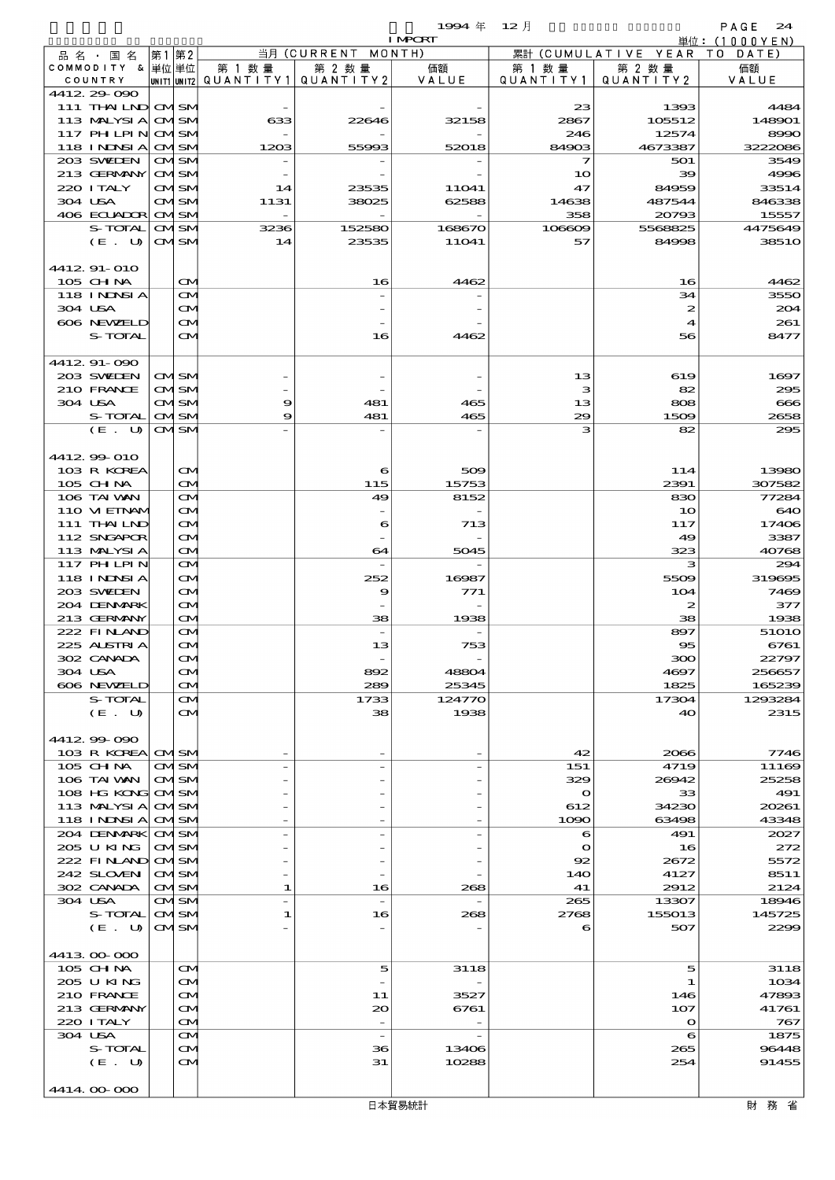1994 年 12 月 IMPORT

単位：(1000YEN)

| 品名・国名 COMMODITY & COUNTRY | 第1 単位 UNIT1 | 第2 単位 UNIT2 | 当月 (CURRENT MONTH) 第1数量 QUANTITY1 | 第2数量 QUANTITY2 | 価額 VALUE | 累計 (CUMULATIVE YEAR TO DATE) 第1数量 QUANTITY1 | 第2数量 QUANTITY2 | 価額 VALUE |
|---|---|---|---|---|---|---|---|---|
| 4412.29-090 | | | | | | | | |
| 111 THAILND | CM | SM | - | - | - | 23 | 1393 | 4484 |
| 113 MALYSIA | CM | SM | 633 | 22646 | 32158 | 2867 | 105512 | 148901 |
| 117 PHLPIN | CM | SM | - | - | - | 246 | 12574 | 8990 |
| 118 INDNSIA | CM | SM | 1203 | 55993 | 52018 | 84903 | 4673387 | 3222086 |
| 203 SWEDEN | CM | SM | - | - | - | 7 | 501 | 3549 |
| 213 GERMANY | CM | SM | - | - | - | 10 | 39 | 4996 |
| 220 ITALY | CM | SM | 14 | 23535 | 11041 | 47 | 84959 | 33514 |
| 304 USA | CM | SM | 1131 | 38025 | 62588 | 14638 | 487544 | 846338 |
| 406 ECUADOR | CM | SM | - | - | - | 358 | 20793 | 15557 |
| S-TOTAL | CM | SM | 3236 | 152580 | 168670 | 106609 | 5568825 | 4475649 |
| (E. U) | CM | SM | 14 | 23535 | 11041 | 57 | 84998 | 38510 |
| 4412.91-010 | | | | | | | | |
| 105 CHINA | | CM | | 16 | 4462 | | 16 | 4462 |
| 118 INDNSIA | | CM | | - | - | | 34 | 3550 |
| 304 USA | | CM | | - | - | | 2 | 204 |
| 606 NEWZELD | | CM | | - | - | | 4 | 261 |
| S-TOTAL | | CM | | 16 | 4462 | | 56 | 8477 |
| 4412.91-090 | | | | | | | | |
| 203 SWEDEN | CM | SM | - | - | - | 13 | 619 | 1697 |
| 210 FRANCE | CM | SM | - | - | - | 3 | 82 | 295 |
| 304 USA | CM | SM | 9 | 481 | 465 | 13 | 808 | 666 |
| S-TOTAL | CM | SM | 9 | 481 | 465 | 29 | 1509 | 2658 |
| (E. U) | CM | SM | - | - | - | 3 | 82 | 295 |
| 4412.99-010 | | | | | | | | |
| 103 R KOREA | | CM | | 6 | 509 | | 114 | 13980 |
| 105 CHINA | | CM | | 115 | 15753 | | 2391 | 307582 |
| 106 TAIWAN | | CM | | 49 | 8152 | | 830 | 77284 |
| 110 VIETNAM | | CM | | - | - | | 10 | 640 |
| 111 THAILND | | CM | | 6 | 713 | | 117 | 17406 |
| 112 SNGAPOR | | CM | | - | - | | 49 | 3387 |
| 113 MALYSIA | | CM | | 64 | 5045 | | 323 | 40768 |
| 117 PHLPIN | | CM | | - | - | | 3 | 294 |
| 118 INDNSIA | | CM | | 252 | 16987 | | 5509 | 319695 |
| 203 SWEDEN | | CM | | 9 | 771 | | 104 | 7469 |
| 204 DENMARK | | CM | | - | - | | 2 | 377 |
| 213 GERMANY | | CM | | 38 | 1938 | | 38 | 1938 |
| 222 FINLAND | | CM | | - | - | | 897 | 51010 |
| 225 AUSTRIA | | CM | | 13 | 753 | | 95 | 6761 |
| 302 CANADA | | CM | | - | - | | 300 | 22797 |
| 304 USA | | CM | | 892 | 48804 | | 4697 | 256657 |
| 606 NEWZELD | | CM | | 289 | 25345 | | 1825 | 165239 |
| S-TOTAL | | CM | | 1733 | 124770 | | 17304 | 1293284 |
| (E. U) | | CM | | 38 | 1938 | | 40 | 2315 |
| 4412.99-090 | | | | | | | | |
| 103 R KOREA | CM | SM | - | - | - | 42 | 2066 | 7746 |
| 105 CHINA | CM | SM | - | - | - | 151 | 4719 | 11169 |
| 106 TAIWAN | CM | SM | - | - | - | 329 | 26942 | 25258 |
| 108 HG KONG | CM | SM | - | - | - | 0 | 33 | 491 |
| 113 MALYSIA | CM | SM | - | - | - | 612 | 34230 | 20261 |
| 118 INDNSIA | CM | SM | - | - | - | 1090 | 63498 | 43348 |
| 204 DENMARK | CM | SM | - | - | - | 6 | 491 | 2027 |
| 205 U KING | CM | SM | - | - | - | 0 | 16 | 272 |
| 222 FINLAND | CM | SM | - | - | - | 92 | 2672 | 5572 |
| 242 SLOVEN | CM | SM | - | - | - | 140 | 4127 | 8511 |
| 302 CANADA | CM | SM | 1 | 16 | 268 | 41 | 2912 | 2124 |
| 304 USA | CM | SM | - | - | - | 265 | 13307 | 18946 |
| S-TOTAL | CM | SM | 1 | 16 | 268 | 2768 | 155013 | 145725 |
| (E. U) | CM | SM | - | - | - | 6 | 507 | 2299 |
| 4413.00-000 | | | | | | | | |
| 105 CHINA | | CM | | 5 | 3118 | | 5 | 3118 |
| 205 U KING | | CM | | - | - | | 1 | 1034 |
| 210 FRANCE | | CM | | 11 | 3527 | | 146 | 47893 |
| 213 GERMANY | | CM | | 20 | 6761 | | 107 | 41761 |
| 220 ITALY | | CM | | - | - | | 0 | 767 |
| 304 USA | | CM | | - | - | | 6 | 1875 |
| S-TOTAL | | CM | | 36 | 13406 | | 265 | 96448 |
| (E. U) | | CM | | 31 | 10288 | | 254 | 91455 |
| 4414.00-000 | | | | | | | | |

日本貿易統計　財務省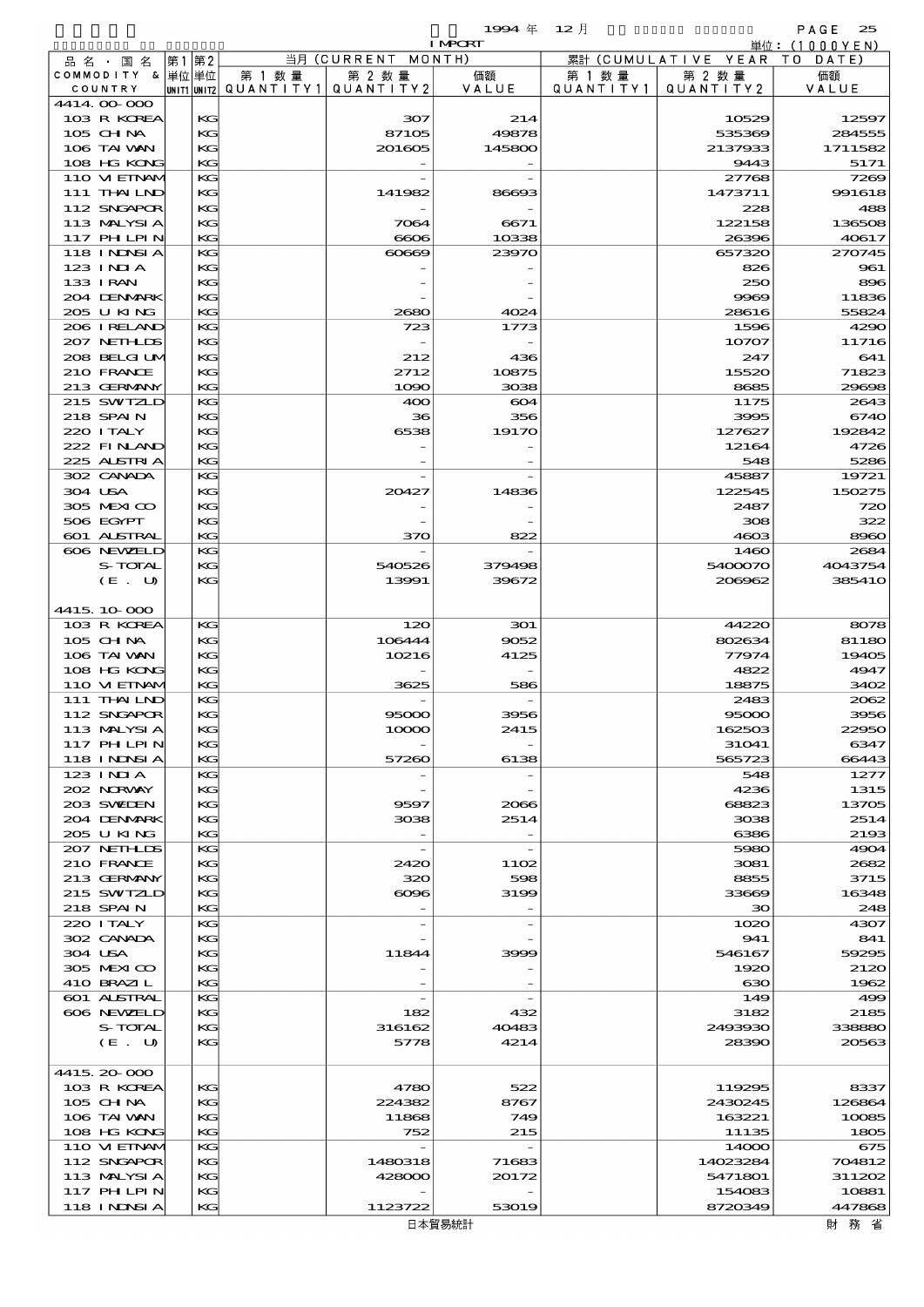1994 年 12 月 IMPORT

単位：(1000YEN)

| 品名・国名 COMMODITY & COUNTRY | 第1 単位 UNIT1 | 第2 単位 UNIT2 | 当月 (CURRENT MONTH) 第1数量 QUANTITY1 | 第2数量 QUANTITY2 | 価額 VALUE | 累計 (CUMULATIVE YEAR TO DATE) 第1数量 QUANTITY1 | 第2数量 QUANTITY2 | 価額 VALUE |
|---|---|---|---|---|---|---|---|---|
| 4414.00-000 | | | | | | | | |
| 103 R KOREA | | KG | | 307 | 214 | | 10529 | 12597 |
| 105 CHINA | | KG | | 87105 | 49878 | | 535369 | 284555 |
| 106 TAIWAN | | KG | | 201605 | 145800 | | 2137933 | 1711582 |
| 108 HG KONG | | KG | | - | - | | 9443 | 5171 |
| 110 VIETNAM | | KG | | - | - | | 27768 | 7269 |
| 111 THAILND | | KG | | 141982 | 86693 | | 1473711 | 991618 |
| 112 SNGAPOR | | KG | | - | - | | 228 | 488 |
| 113 MALYSIA | | KG | | 7064 | 6671 | | 122158 | 136508 |
| 117 PHLPIN | | KG | | 6606 | 10338 | | 26396 | 40617 |
| 118 INDNSIA | | KG | | 60669 | 23970 | | 657320 | 270745 |
| 123 INDIA | | KG | | - | - | | 826 | 961 |
| 133 IRAN | | KG | | - | - | | 250 | 896 |
| 204 DENMARK | | KG | | - | - | | 9969 | 11836 |
| 205 U KING | | KG | | 2680 | 4024 | | 28616 | 55824 |
| 206 IRELAND | | KG | | 723 | 1773 | | 1596 | 4290 |
| 207 NETHLDS | | KG | | - | - | | 10707 | 11716 |
| 208 BELGIUM | | KG | | 212 | 436 | | 247 | 641 |
| 210 FRANCE | | KG | | 2712 | 10875 | | 15520 | 71823 |
| 213 GERMANY | | KG | | 1090 | 3038 | | 8685 | 29698 |
| 215 SWITZLD | | KG | | 400 | 604 | | 1175 | 2643 |
| 218 SPAIN | | KG | | 36 | 356 | | 3995 | 6740 |
| 220 ITALY | | KG | | 6538 | 19170 | | 127627 | 192842 |
| 222 FINLAND | | KG | | - | - | | 12164 | 4726 |
| 225 AUSTRIA | | KG | | - | - | | 548 | 5286 |
| 302 CANADA | | KG | | - | - | | 45887 | 19721 |
| 304 USA | | KG | | 20427 | 14836 | | 122545 | 150275 |
| 305 MEXICO | | KG | | - | - | | 2487 | 720 |
| 506 EGYPT | | KG | | - | - | | 308 | 322 |
| 601 AUSTRAL | | KG | | 370 | 822 | | 4603 | 8960 |
| 606 NEWZELD | | KG | | - | - | | 1460 | 2684 |
| S-TOTAL | | KG | | 540526 | 379498 | | 5400070 | 4043754 |
| (E. U) | | KG | | 13991 | 39672 | | 206962 | 385410 |
| 4415.10-000 | | | | | | | | |
| 103 R KOREA | | KG | | 120 | 301 | | 44220 | 8078 |
| 105 CHINA | | KG | | 106444 | 9052 | | 802634 | 81180 |
| 106 TAIWAN | | KG | | 10216 | 4125 | | 77974 | 19405 |
| 108 HG KONG | | KG | | - | - | | 4822 | 4947 |
| 110 VIETNAM | | KG | | 3625 | 586 | | 18875 | 3402 |
| 111 THAILND | | KG | | - | - | | 2483 | 2062 |
| 112 SNGAPOR | | KG | | 95000 | 3956 | | 95000 | 3956 |
| 113 MALYSIA | | KG | | 10000 | 2415 | | 162503 | 22950 |
| 117 PHLPIN | | KG | | - | - | | 31041 | 6347 |
| 118 INDNSIA | | KG | | 57260 | 6138 | | 565723 | 66443 |
| 123 INDIA | | KG | | - | - | | 548 | 1277 |
| 202 NORWAY | | KG | | - | - | | 4236 | 1315 |
| 203 SWEDEN | | KG | | 9597 | 2066 | | 68823 | 13705 |
| 204 DENMARK | | KG | | 3038 | 2514 | | 3038 | 2514 |
| 205 U KING | | KG | | - | - | | 6386 | 2193 |
| 207 NETHLDS | | KG | | - | - | | 5980 | 4904 |
| 210 FRANCE | | KG | | 2420 | 1102 | | 3081 | 2682 |
| 213 GERMANY | | KG | | 320 | 598 | | 8855 | 3715 |
| 215 SWITZLD | | KG | | 6096 | 3199 | | 33669 | 16348 |
| 218 SPAIN | | KG | | - | - | | 30 | 248 |
| 220 ITALY | | KG | | - | - | | 1020 | 4307 |
| 302 CANADA | | KG | | - | - | | 941 | 841 |
| 304 USA | | KG | | 11844 | 3999 | | 546167 | 59295 |
| 305 MEXICO | | KG | | - | - | | 1920 | 2120 |
| 410 BRAZIL | | KG | | - | - | | 630 | 1962 |
| 601 AUSTRAL | | KG | | - | - | | 149 | 499 |
| 606 NEWZELD | | KG | | 182 | 432 | | 3182 | 2185 |
| S-TOTAL | | KG | | 316162 | 40483 | | 2493930 | 338880 |
| (E. U) | | KG | | 5778 | 4214 | | 28390 | 20563 |
| 4415.20-000 | | | | | | | | |
| 103 R KOREA | | KG | | 4780 | 522 | | 119295 | 8337 |
| 105 CHINA | | KG | | 224382 | 8767 | | 2430245 | 126864 |
| 106 TAIWAN | | KG | | 11868 | 749 | | 163221 | 10085 |
| 108 HG KONG | | KG | | 752 | 215 | | 11135 | 1805 |
| 110 VIETNAM | | KG | | - | - | | 14000 | 675 |
| 112 SNGAPOR | | KG | | 1480318 | 71683 | | 14023284 | 704812 |
| 113 MALYSIA | | KG | | 428000 | 20172 | | 5471801 | 311202 |
| 117 PHLPIN | | KG | | - | - | | 154083 | 10881 |
| 118 INDNSIA | | KG | | 1123722 | 53019 | | 8720349 | 447868 |

日本貿易統計　　財務省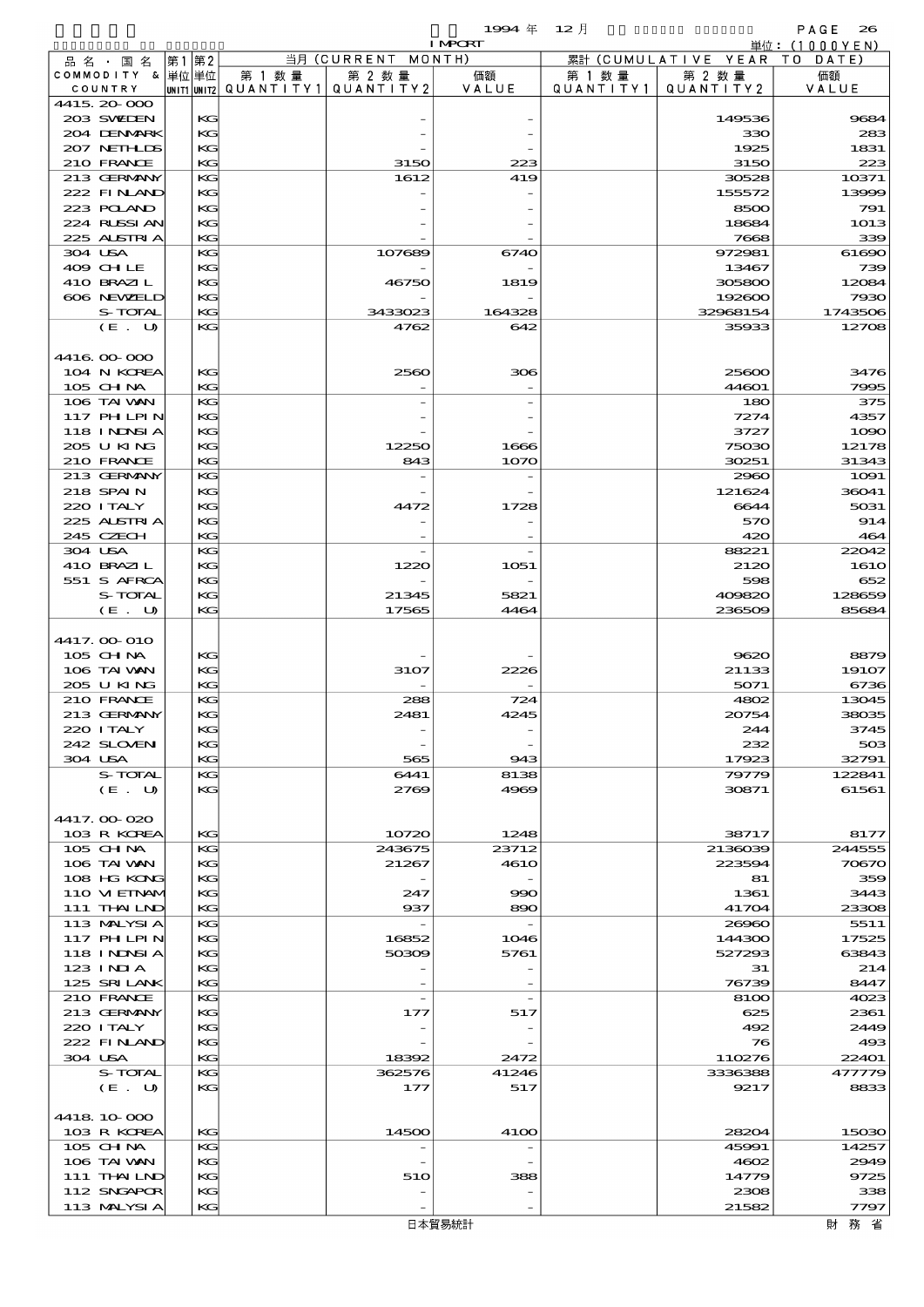1994 年 12 月 IMPORT 単位：(1000YEN)

| 品名・国名 COMMODITY & COUNTRY | 第1 単位 UNIT1 | 第2 単位 UNIT2 | 当月 (CURRENT MONTH) 第1数量 QUANTITY1 | 第2数量 QUANTITY2 | 価額 VALUE | 累計 (CUMULATIVE YEAR TO DATE) 第1数量 QUANTITY1 | 第2数量 QUANTITY2 | 価額 VALUE |
|---|---|---|---|---|---|---|---|---|
| 4415.20-000 | | | | | | | | |
| 203 SWEDEN | | KG | | - | - | | 149536 | 9684 |
| 204 DENMARK | | KG | | - | - | | 330 | 283 |
| 207 NETHLDS | | KG | | - | - | | 1925 | 1831 |
| 210 FRANCE | | KG | | 3150 | 223 | | 3150 | 223 |
| 213 GERMANY | | KG | | 1612 | 419 | | 30528 | 10371 |
| 222 FINLAND | | KG | | - | - | | 155572 | 13999 |
| 223 POLAND | | KG | | - | - | | 8500 | 791 |
| 224 RUSSIAN | | KG | | - | - | | 18684 | 1013 |
| 225 AUSTRIA | | KG | | - | - | | 7668 | 339 |
| 304 USA | | KG | | 107689 | 6740 | | 972981 | 61690 |
| 409 CHILE | | KG | | - | - | | 13467 | 739 |
| 410 BRAZIL | | KG | | 46750 | 1819 | | 305800 | 12084 |
| 606 NEWZELD | | KG | | - | - | | 192600 | 7930 |
| S-TOTAL | | KG | | 3433023 | 164328 | | 32968154 | 1743506 |
| (E. U) | | KG | | 4762 | 642 | | 35933 | 12708 |
| 4416.00-000 | | | | | | | | |
| 104 N KOREA | | KG | | 2560 | 306 | | 25600 | 3476 |
| 105 CHINA | | KG | | - | - | | 44601 | 7995 |
| 106 TAIWAN | | KG | | - | - | | 180 | 375 |
| 117 PHILPIN | | KG | | - | - | | 7274 | 4357 |
| 118 INDNSIA | | KG | | - | - | | 3727 | 1090 |
| 205 U KING | | KG | | 12250 | 1666 | | 75030 | 12178 |
| 210 FRANCE | | KG | | 843 | 1070 | | 30251 | 31343 |
| 213 GERMANY | | KG | | - | - | | 2960 | 1091 |
| 218 SPAIN | | KG | | - | - | | 121624 | 36041 |
| 220 ITALY | | KG | | 4472 | 1728 | | 6644 | 5031 |
| 225 AUSTRIA | | KG | | - | - | | 570 | 914 |
| 245 CZECH | | KG | | - | - | | 420 | 464 |
| 304 USA | | KG | | - | - | | 88221 | 22042 |
| 410 BRAZIL | | KG | | 1220 | 1051 | | 2120 | 1610 |
| 551 S AFRCA | | KG | | - | - | | 598 | 652 |
| S-TOTAL | | KG | | 21345 | 5821 | | 409820 | 128659 |
| (E. U) | | KG | | 17565 | 4464 | | 236509 | 85684 |
| 4417.00-010 | | | | | | | | |
| 105 CHINA | | KG | | - | - | | 9620 | 8879 |
| 106 TAIWAN | | KG | | 3107 | 2226 | | 21133 | 19107 |
| 205 U KING | | KG | | - | - | | 5071 | 6736 |
| 210 FRANCE | | KG | | 288 | 724 | | 4802 | 13045 |
| 213 GERMANY | | KG | | 2481 | 4245 | | 20754 | 38035 |
| 220 ITALY | | KG | | - | - | | 244 | 3745 |
| 242 SLOVEN | | KG | | - | - | | 232 | 503 |
| 304 USA | | KG | | 565 | 943 | | 17923 | 32791 |
| S-TOTAL | | KG | | 6441 | 8138 | | 79779 | 122841 |
| (E. U) | | KG | | 2769 | 4969 | | 30871 | 61561 |
| 4417.00-020 | | | | | | | | |
| 103 R KOREA | | KG | | 10720 | 1248 | | 38717 | 8177 |
| 105 CHINA | | KG | | 243675 | 23712 | | 2136039 | 244555 |
| 106 TAIWAN | | KG | | 21267 | 4610 | | 223594 | 70670 |
| 108 HG KONG | | KG | | - | - | | 81 | 359 |
| 110 VIETNAM | | KG | | 247 | 990 | | 1361 | 3443 |
| 111 THAILND | | KG | | 937 | 890 | | 41704 | 23308 |
| 113 MALYSIA | | KG | | - | - | | 26960 | 5511 |
| 117 PHILPIN | | KG | | 16852 | 1046 | | 144300 | 17525 |
| 118 INDNSIA | | KG | | 50309 | 5761 | | 527293 | 63843 |
| 123 INDIA | | KG | | - | - | | 31 | 214 |
| 125 SRILANK | | KG | | - | - | | 76739 | 8447 |
| 210 FRANCE | | KG | | - | - | | 8100 | 4023 |
| 213 GERMANY | | KG | | 177 | 517 | | 625 | 2361 |
| 220 ITALY | | KG | | - | - | | 492 | 2449 |
| 222 FINLAND | | KG | | - | - | | 76 | 493 |
| 304 USA | | KG | | 18392 | 2472 | | 110276 | 22401 |
| S-TOTAL | | KG | | 362576 | 41246 | | 3336388 | 477779 |
| (E. U) | | KG | | 177 | 517 | | 9217 | 8833 |
| 4418.10-000 | | | | | | | | |
| 103 R KOREA | | KG | | 14500 | 4100 | | 28204 | 15030 |
| 105 CHINA | | KG | | - | - | | 45991 | 14257 |
| 106 TAIWAN | | KG | | - | - | | 4602 | 2949 |
| 111 THAILND | | KG | | 510 | 388 | | 14779 | 9725 |
| 112 SNGAPOR | | KG | | - | - | | 2308 | 338 |
| 113 MALYSIA | | KG | | - | - | | 21582 | 7797 |

日本貿易統計　財務省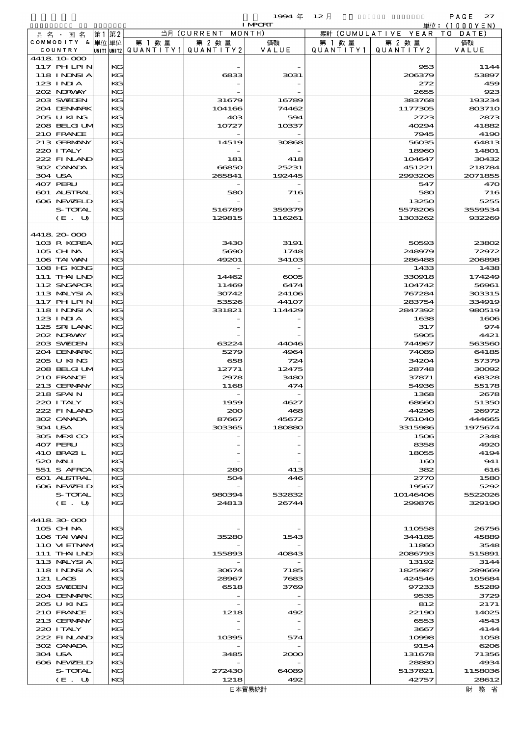1994 年 12 月 IMPORT 単位：(1000YEN)

| 品名・国名 COMMODITY & COUNTRY | 第1 単位 UNIT1 | 第2 単位 UNIT2 | 当月 (CURRENT MONTH) 第1数量 QUANTITY1 | 第2数量 QUANTITY2 | 価額 VALUE | 累計 (CUMULATIVE YEAR TO DATE) 第1数量 QUANTITY1 | 第2数量 QUANTITY2 | 価額 VALUE |
|---|---|---|---|---|---|---|---|---|
| 4418.10-000 | | | | | | | | |
| 117 PHILPIN | | KG | | - | - | | 953 | 1144 |
| 118 INDNSIA | | KG | | 6833 | 3031 | | 206379 | 53897 |
| 123 INDIA | | KG | | - | - | | 272 | 459 |
| 202 NORWAY | | KG | | - | - | | 2655 | 923 |
| 203 SWEDEN | | KG | | 31679 | 16789 | | 383768 | 193234 |
| 204 DENMARK | | KG | | 104166 | 74462 | | 1177305 | 803710 |
| 205 U KING | | KG | | 403 | 594 | | 2723 | 2873 |
| 208 BELGIUM | | KG | | 10727 | 10337 | | 40294 | 41882 |
| 210 FRANCE | | KG | | - | - | | 7945 | 4190 |
| 213 GERMANY | | KG | | 14519 | 30868 | | 56035 | 64813 |
| 220 ITALY | | KG | | - | - | | 18960 | 14801 |
| 222 FINLAND | | KG | | 181 | 418 | | 104647 | 30432 |
| 302 CANADA | | KG | | 66850 | 25231 | | 451221 | 218784 |
| 304 USA | | KG | | 265841 | 192445 | | 2993206 | 2071855 |
| 407 PERU | | KG | | - | - | | 547 | 470 |
| 601 AUSTRAL | | KG | | 580 | 716 | | 580 | 716 |
| 606 NEWZELD | | KG | | - | - | | 13250 | 5255 |
| S-TOTAL | | KG | | 516789 | 359379 | | 5578206 | 3559534 |
| (E. U) | | KG | | 129815 | 116261 | | 1303262 | 932269 |
| 4418.20-000 | | | | | | | | |
| 103 R KOREA | | KG | | 3430 | 3191 | | 50593 | 23802 |
| 105 CHINA | | KG | | 5690 | 1748 | | 248979 | 72972 |
| 106 TAIWAN | | KG | | 49201 | 34103 | | 286488 | 206898 |
| 108 HG KONG | | KG | | - | - | | 1433 | 1438 |
| 111 THAILND | | KG | | 14462 | 6005 | | 330918 | 174249 |
| 112 SNGAPOR | | KG | | 11469 | 6474 | | 104742 | 56961 |
| 113 MALYSIA | | KG | | 30742 | 24106 | | 767284 | 303315 |
| 117 PHILPIN | | KG | | 53526 | 44107 | | 283754 | 334919 |
| 118 INDNSIA | | KG | | 331821 | 114429 | | 2847392 | 980519 |
| 123 INDIA | | KG | | - | - | | 1638 | 1606 |
| 125 SRI LANK | | KG | | - | - | | 317 | 974 |
| 202 NORWAY | | KG | | - | - | | 5905 | 4421 |
| 203 SWEDEN | | KG | | 63224 | 44046 | | 744967 | 563560 |
| 204 DENMARK | | KG | | 5279 | 4964 | | 74089 | 64185 |
| 205 U KING | | KG | | 658 | 724 | | 34204 | 57379 |
| 208 BELGIUM | | KG | | 12771 | 12475 | | 28748 | 30092 |
| 210 FRANCE | | KG | | 2978 | 3480 | | 37871 | 68328 |
| 213 GERMANY | | KG | | 1168 | 474 | | 54936 | 55178 |
| 218 SPAIN | | KG | | - | - | | 1368 | 2678 |
| 220 ITALY | | KG | | 1959 | 4627 | | 68660 | 51350 |
| 222 FINLAND | | KG | | 200 | 468 | | 44296 | 26972 |
| 302 CANADA | | KG | | 87667 | 45672 | | 761040 | 444665 |
| 304 USA | | KG | | 303365 | 180880 | | 3315986 | 1975674 |
| 305 MEXICO | | KG | | - | - | | 1506 | 2348 |
| 407 PERU | | KG | | - | - | | 8358 | 4920 |
| 410 BRAZIL | | KG | | - | - | | 18055 | 4194 |
| 520 MALI | | KG | | - | - | | 160 | 941 |
| 551 S AFRCA | | KG | | 280 | 413 | | 382 | 616 |
| 601 AUSTRAL | | KG | | 504 | 446 | | 2770 | 1580 |
| 606 NEWZELD | | KG | | - | - | | 19567 | 5292 |
| S-TOTAL | | KG | | 980394 | 532832 | | 10146406 | 5522026 |
| (E. U) | | KG | | 24813 | 26744 | | 299876 | 329190 |
| 4418.30-000 | | | | | | | | |
| 105 CHINA | | KG | | - | - | | 110558 | 26756 |
| 106 TAIWAN | | KG | | 35280 | 1543 | | 344185 | 45889 |
| 110 VIETNAM | | KG | | - | - | | 11860 | 3548 |
| 111 THAILND | | KG | | 155893 | 40843 | | 2086793 | 515891 |
| 113 MALYSIA | | KG | | - | - | | 13192 | 3144 |
| 118 INDNSIA | | KG | | 30674 | 7185 | | 1825987 | 289669 |
| 121 LAOS | | KG | | 28967 | 7683 | | 424546 | 105684 |
| 203 SWEDEN | | KG | | 6518 | 3769 | | 97233 | 55289 |
| 204 DENMARK | | KG | | - | - | | 9535 | 3729 |
| 205 U KING | | KG | | - | - | | 812 | 2171 |
| 210 FRANCE | | KG | | 1218 | 492 | | 22190 | 14025 |
| 213 GERMANY | | KG | | - | - | | 6553 | 4543 |
| 220 ITALY | | KG | | - | - | | 3667 | 4144 |
| 222 FINLAND | | KG | | 10395 | 574 | | 10998 | 1058 |
| 302 CANADA | | KG | | - | - | | 9154 | 6206 |
| 304 USA | | KG | | 3485 | 2000 | | 131678 | 71356 |
| 606 NEWZELD | | KG | | - | - | | 28880 | 4934 |
| S-TOTAL | | KG | | 272430 | 64089 | | 5137821 | 1158036 |
| (E. U) | | KG | | 1218 | 492 | | 42757 | 28612 |

日本貿易統計　財務省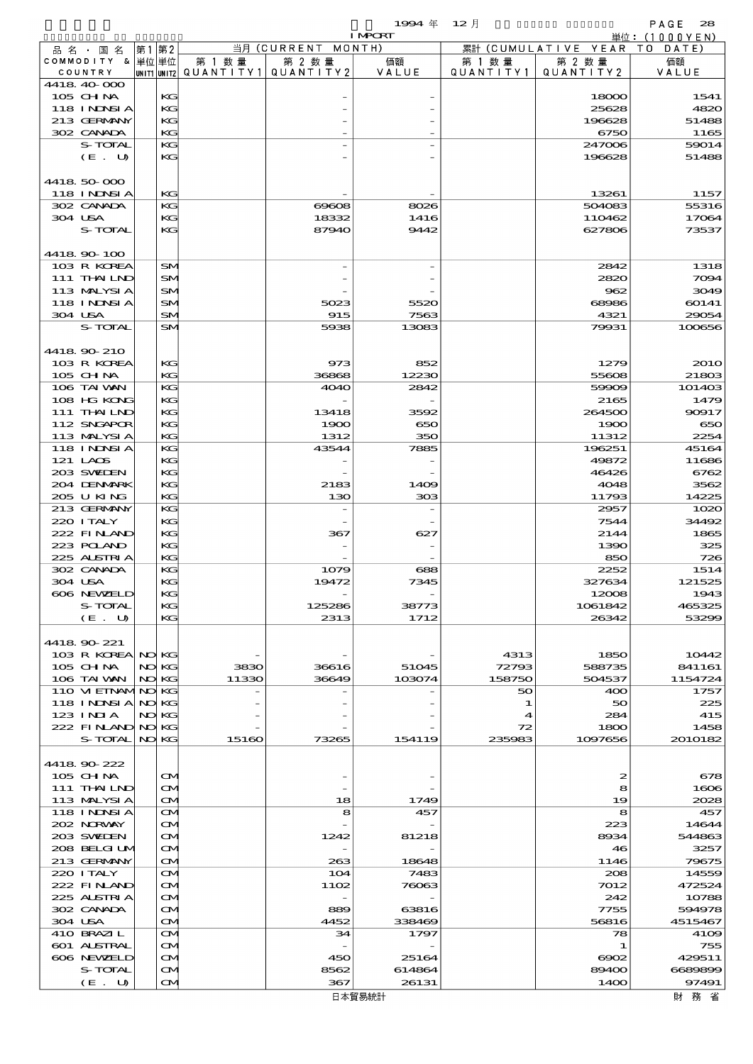1994 年 12 月 IMPORT

単位：(1000YEN)

| 品名・国名 COMMODITY & COUNTRY | 第1単位 UNIT1 | 第2単位 UNIT2 | 当月 (CURRENT MONTH) 第1数量 QUANTITY1 | 第2数量 QUANTITY2 | 価額 VALUE | 累計 (CUMULATIVE YEAR TO DATE) 第1数量 QUANTITY1 | 第2数量 QUANTITY2 | 価額 VALUE |
|---|---|---|---|---|---|---|---|---|
| 4418.40-000 | | | | | | | | |
| 105 CHINA | | KG | | - | - | | 18000 | 1541 |
| 118 INDNSIA | | KG | | - | - | | 25628 | 4820 |
| 213 GERMANY | | KG | | - | - | | 196628 | 51488 |
| 302 CANADA | | KG | | - | - | | 6750 | 1165 |
| S-TOTAL | | KG | | - | - | | 247006 | 59014 |
| (E. U) | | KG | | - | - | | 196628 | 51488 |
| 4418.50-000 | | | | | | | | |
| 118 INDNSIA | | KG | | - | - | | 13261 | 1157 |
| 302 CANADA | | KG | | 69608 | 8026 | | 504083 | 55316 |
| 304 USA | | KG | | 18332 | 1416 | | 110462 | 17064 |
| S-TOTAL | | KG | | 87940 | 9442 | | 627806 | 73537 |
| 4418.90-100 | | | | | | | | |
| 103 R KOREA | | SM | | - | - | | 2842 | 1318 |
| 111 THAILND | | SM | | - | - | | 2820 | 7094 |
| 113 MALYSIA | | SM | | - | - | | 962 | 3049 |
| 118 INDNSIA | | SM | | 5023 | 5520 | | 68986 | 60141 |
| 304 USA | | SM | | 915 | 7563 | | 4321 | 29054 |
| S-TOTAL | | SM | | 5938 | 13083 | | 79931 | 100656 |
| 4418.90-210 | | | | | | | | |
| 103 R KOREA | | KG | | 973 | 852 | | 1279 | 2010 |
| 105 CHINA | | KG | | 36868 | 12230 | | 55608 | 21803 |
| 106 TAIWAN | | KG | | 4040 | 2842 | | 59909 | 101403 |
| 108 HG KONG | | KG | | - | - | | 2165 | 1479 |
| 111 THAILND | | KG | | 13418 | 3592 | | 264500 | 90917 |
| 112 SNGAPOR | | KG | | 1900 | 650 | | 1900 | 650 |
| 113 MALYSIA | | KG | | 1312 | 350 | | 11312 | 2254 |
| 118 INDNSIA | | KG | | 43544 | 7885 | | 196251 | 45164 |
| 121 LAOS | | KG | | - | - | | 49872 | 11686 |
| 203 SWEDEN | | KG | | - | - | | 46426 | 6762 |
| 204 DENMARK | | KG | | 2183 | 1409 | | 4048 | 3562 |
| 205 U KING | | KG | | 130 | 303 | | 11793 | 14225 |
| 213 GERMANY | | KG | | - | - | | 2957 | 1020 |
| 220 ITALY | | KG | | - | - | | 7544 | 34492 |
| 222 FINLAND | | KG | | 367 | 627 | | 2144 | 1865 |
| 223 POLAND | | KG | | - | - | | 1390 | 325 |
| 225 AUSTRIA | | KG | | - | - | | 850 | 726 |
| 302 CANADA | | KG | | 1079 | 688 | | 2252 | 1514 |
| 304 USA | | KG | | 19472 | 7345 | | 327634 | 121525 |
| 606 NEWZELD | | KG | | - | - | | 12008 | 1943 |
| S-TOTAL | | KG | | 125286 | 38773 | | 1061842 | 465325 |
| (E. U) | | KG | | 2313 | 1712 | | 26342 | 53299 |
| 4418.90-221 | | | | | | | | |
| 103 R KOREA | NO | KG | - | - | - | 4313 | 1850 | 10442 |
| 105 CHINA | NO | KG | 3830 | 36616 | 51045 | 72793 | 588735 | 841161 |
| 106 TAIWAN | NO | KG | 11330 | 36649 | 103074 | 158750 | 504537 | 1154724 |
| 110 VIETNAM | NO | KG | - | - | - | 50 | 400 | 1757 |
| 118 INDNSIA | NO | KG | - | - | - | 1 | 50 | 225 |
| 123 INDIA | NO | KG | - | - | - | 4 | 284 | 415 |
| 222 FINLAND | NO | KG | - | - | - | 72 | 1800 | 1458 |
| S-TOTAL | NO | KG | 15160 | 73265 | 154119 | 235983 | 1097656 | 2010182 |
| 4418.90-222 | | | | | | | | |
| 105 CHINA | | CM | | - | - | | 2 | 678 |
| 111 THAILND | | CM | | - | - | | 8 | 1606 |
| 113 MALYSIA | | CM | | 18 | 1749 | | 19 | 2028 |
| 118 INDNSIA | | CM | | 8 | 457 | | 8 | 457 |
| 202 NORWAY | | CM | | - | - | | 223 | 14644 |
| 203 SWEDEN | | CM | | 1242 | 81218 | | 8934 | 544863 |
| 208 BELGIUM | | CM | | - | - | | 46 | 3257 |
| 213 GERMANY | | CM | | 263 | 18648 | | 1146 | 79675 |
| 220 ITALY | | CM | | 104 | 7483 | | 208 | 14559 |
| 222 FINLAND | | CM | | 1102 | 76063 | | 7012 | 472524 |
| 225 AUSTRIA | | CM | | - | - | | 242 | 10788 |
| 302 CANADA | | CM | | 889 | 63816 | | 7755 | 594978 |
| 304 USA | | CM | | 4452 | 338469 | | 56816 | 4515467 |
| 410 BRAZIL | | CM | | 34 | 1797 | | 78 | 4109 |
| 601 AUSTRAL | | CM | | - | - | | 1 | 755 |
| 606 NEWZELD | | CM | | 450 | 25164 | | 6902 | 429511 |
| S-TOTAL | | CM | | 8562 | 614864 | | 89400 | 6689899 |
| (E. U) | | CM | | 367 | 26131 | | 1400 | 97491 |

日本貿易統計 財務省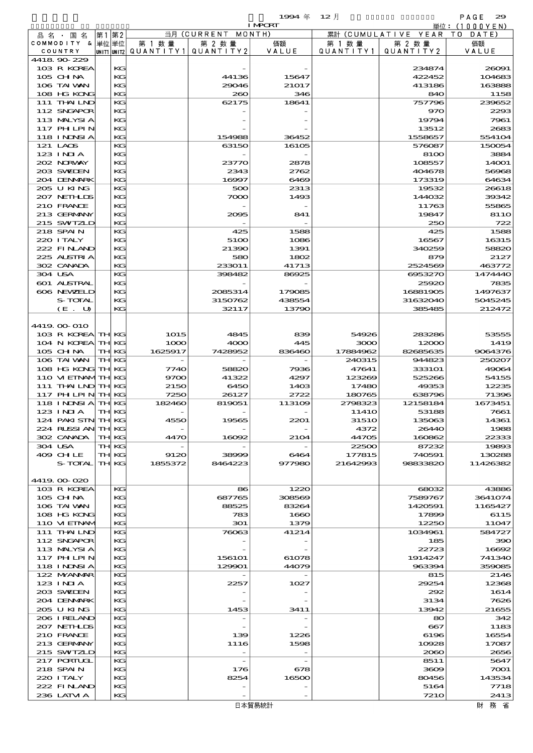1994 年 12 月 IMPORT 単位：(1000YEN)

| 品名・国名 COMMODITY & COUNTRY | 第1 UNIT1 | 第2 UNIT2 | 当月 (CURRENT MONTH) 第1数量 QUANTITY1 | 第2数量 QUANTITY2 | 価額 VALUE | 累計 (CUMULATIVE YEAR TO DATE) 第1数量 QUANTITY1 | 第2数量 QUANTITY2 | 価額 VALUE |
|---|---|---|---|---|---|---|---|---|
| 4418.90-229 | | | | | | | | |
| 103 R KOREA | | KG | | - | - | | 234874 | 26091 |
| 105 CHINA | | KG | | 44136 | 15647 | | 422452 | 104683 |
| 106 TAIWAN | | KG | | 29046 | 21017 | | 413186 | 163888 |
| 108 HG KONG | | KG | | 260 | 346 | | 840 | 1158 |
| 111 THAILND | | KG | | 62175 | 18641 | | 757796 | 239652 |
| 112 SNGAPOR | | KG | | - | - | | 970 | 2293 |
| 113 MALYSIA | | KG | | - | - | | 19794 | 7961 |
| 117 PHILPIN | | KG | | - | - | | 13512 | 2683 |
| 118 INDNSIA | | KG | | 154988 | 36452 | | 1558657 | 554104 |
| 121 LAOS | | KG | | 63150 | 16105 | | 576087 | 150054 |
| 123 INDIA | | KG | | - | - | | 8100 | 3884 |
| 202 NORWAY | | KG | | 23770 | 2878 | | 108557 | 14001 |
| 203 SWEDEN | | KG | | 2343 | 2762 | | 404678 | 56968 |
| 204 DENMARK | | KG | | 16997 | 6469 | | 173319 | 64634 |
| 205 U KING | | KG | | 500 | 2313 | | 19532 | 26618 |
| 207 NETHLDS | | KG | | 7000 | 1493 | | 144032 | 39342 |
| 210 FRANCE | | KG | | - | - | | 11763 | 55865 |
| 213 GERMANY | | KG | | 2095 | 841 | | 19847 | 8110 |
| 215 SWITZLD | | KG | | - | - | | 250 | 722 |
| 218 SPAIN | | KG | | 425 | 1588 | | 425 | 1588 |
| 220 ITALY | | KG | | 5100 | 1086 | | 16567 | 16315 |
| 222 FINLAND | | KG | | 21390 | 1391 | | 340259 | 58820 |
| 225 AUSTRIA | | KG | | 580 | 1802 | | 879 | 2127 |
| 302 CANADA | | KG | | 233011 | 41713 | | 2524569 | 463772 |
| 304 USA | | KG | | 398482 | 86925 | | 6953270 | 1474440 |
| 601 AUSTRAL | | KG | | - | - | | 25920 | 7835 |
| 606 NEWZELD | | KG | | 2085314 | 179085 | | 16881905 | 1497637 |
| S-TOTAL | | KG | | 3150762 | 438554 | | 31632040 | 5045245 |
| (E. U) | | KG | | 32117 | 13790 | | 385485 | 212472 |
| 4419.00-010 | | | | | | | | |
| 103 R KOREA | TH | KG | 1015 | 4845 | 839 | 54926 | 283286 | 53555 |
| 104 N KOREA | TH | KG | 1000 | 4000 | 445 | 3000 | 12000 | 1419 |
| 105 CHINA | TH | KG | 1625917 | 7428952 | 836460 | 17884962 | 82685635 | 9064376 |
| 106 TAIWAN | TH | KG | - | - | - | 240315 | 944823 | 250207 |
| 108 HG KONG | TH | KG | 7740 | 58820 | 7936 | 47641 | 333101 | 49064 |
| 110 VIETNAM | TH | KG | 9700 | 41322 | 4297 | 123269 | 525266 | 54155 |
| 111 THAILND | TH | KG | 2150 | 6450 | 1403 | 17480 | 49353 | 12235 |
| 117 PHILPIN | TH | KG | 7250 | 26127 | 2722 | 180765 | 638796 | 71396 |
| 118 INDNSIA | TH | KG | 182460 | 819051 | 113109 | 2798323 | 12158184 | 1673451 |
| 123 INDIA | TH | KG | - | - | - | 11410 | 53188 | 7661 |
| 124 PAKISTN | TH | KG | 4550 | 19565 | 2201 | 31510 | 135063 | 14361 |
| 224 RUSSIAN | TH | KG | - | - | - | 4372 | 26440 | 1988 |
| 302 CANADA | TH | KG | 4470 | 16092 | 2104 | 44705 | 160862 | 22333 |
| 304 USA | TH | KG | - | - | - | 22500 | 87232 | 19893 |
| 409 CHILE | TH | KG | 9120 | 38999 | 6464 | 177815 | 740591 | 130288 |
| S-TOTAL | TH | KG | 1855372 | 8464223 | 977980 | 21642993 | 98833820 | 11426382 |
| 4419.00-020 | | | | | | | | |
| 103 R KOREA | | KG | | 86 | 1220 | | 68032 | 43886 |
| 105 CHINA | | KG | | 687765 | 308569 | | 7589767 | 3641074 |
| 106 TAIWAN | | KG | | 88525 | 83264 | | 1420591 | 1165427 |
| 108 HG KONG | | KG | | 783 | 1660 | | 17899 | 6115 |
| 110 VIETNAM | | KG | | 301 | 1379 | | 12250 | 11047 |
| 111 THAILND | | KG | | 76063 | 41214 | | 1034961 | 584727 |
| 112 SNGAPOR | | KG | | - | - | | 185 | 390 |
| 113 MALYSIA | | KG | | - | - | | 22723 | 16692 |
| 117 PHILPIN | | KG | | 156101 | 61078 | | 1914247 | 741340 |
| 118 INDNSIA | | KG | | 129901 | 44079 | | 963394 | 359085 |
| 122 MYANMAR | | KG | | - | - | | 815 | 2146 |
| 123 INDIA | | KG | | 2257 | 1027 | | 29254 | 12368 |
| 203 SWEDEN | | KG | | - | - | | 292 | 1614 |
| 204 DENMARK | | KG | | - | - | | 3134 | 7626 |
| 205 U KING | | KG | | 1453 | 3411 | | 13942 | 21655 |
| 206 IRELAND | | KG | | - | - | | 80 | 342 |
| 207 NETHLDS | | KG | | - | - | | 667 | 1183 |
| 210 FRANCE | | KG | | 139 | 1226 | | 6196 | 16554 |
| 213 GERMANY | | KG | | 1116 | 1598 | | 10928 | 17087 |
| 215 SWITZLD | | KG | | - | - | | 2060 | 2656 |
| 217 PORTUGL | | KG | | - | - | | 8511 | 5647 |
| 218 SPAIN | | KG | | 176 | 678 | | 3609 | 7001 |
| 220 ITALY | | KG | | 8254 | 16500 | | 80456 | 143534 |
| 222 FINLAND | | KG | | - | - | | 5164 | 7718 |
| 236 LATVIA | | KG | | - | - | | 7210 | 2413 |

日本貿易統計　財務省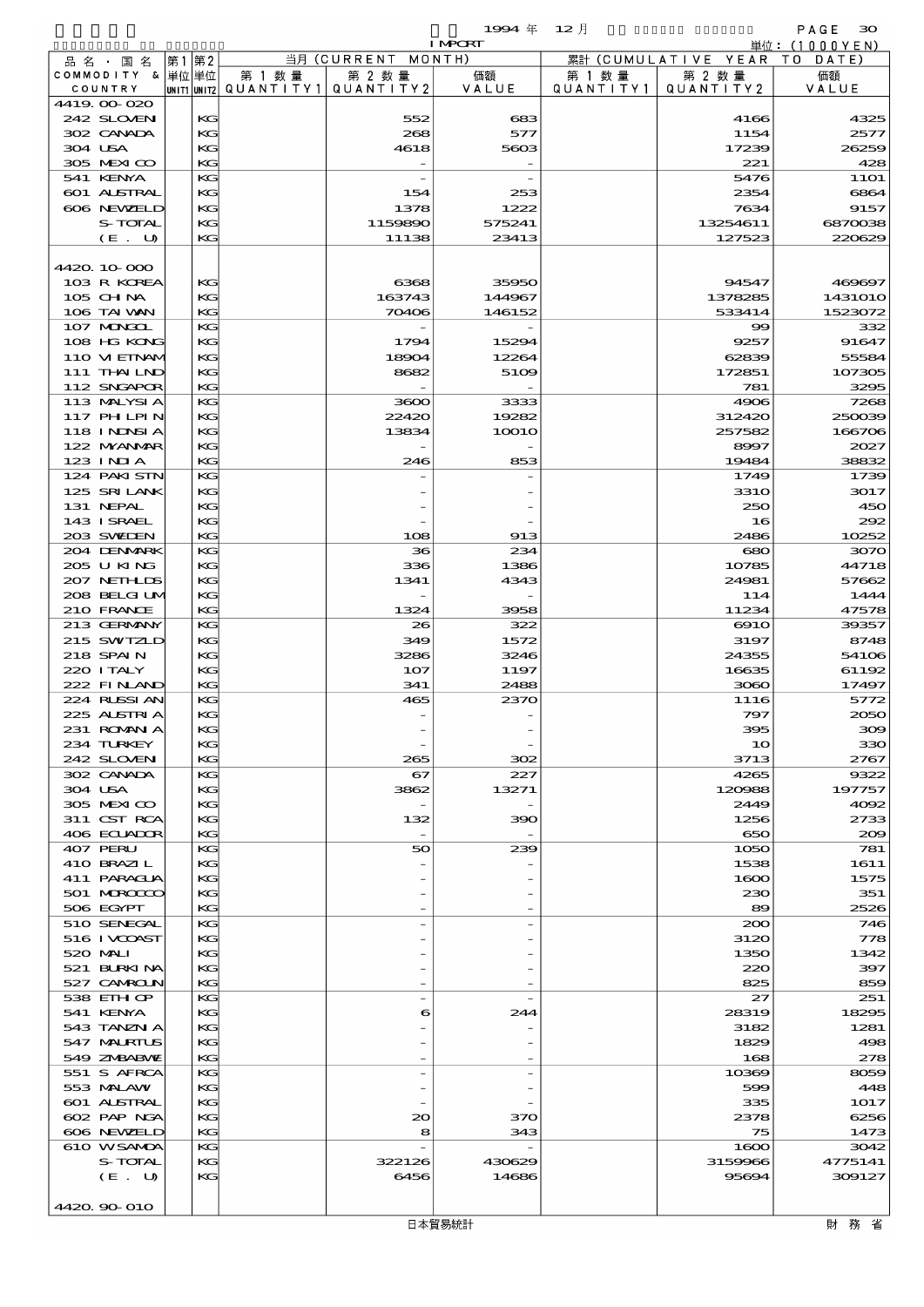1994 年 12 月 IMPORT

単位: (1000YEN)

| 品名・国名 COMMODITY & COUNTRY | 第1 単位 UNIT1 | 第2 単位 UNIT2 | 当月 (CURRENT MONTH) 第1数量 QUANTITY1 | 第2数量 QUANTITY2 | 価額 VALUE | 累計 (CUMULATIVE YEAR TO DATE) 第1数量 QUANTITY1 | 第2数量 QUANTITY2 | 価額 VALUE |
|---|---|---|---|---|---|---|---|---|
| 4419.00-020 | | | | | | | | |
| 242 SLOVEN | | KG | | 552 | 683 | | 4166 | 4325 |
| 302 CANADA | | KG | | 268 | 577 | | 1154 | 2577 |
| 304 USA | | KG | | 4618 | 5603 | | 17239 | 26259 |
| 305 MEXICO | | KG | | - | - | | 221 | 428 |
| 541 KENYA | | KG | | - | - | | 5476 | 1101 |
| 601 AUSTRAL | | KG | | 154 | 253 | | 2354 | 6864 |
| 606 NEWZELD | | KG | | 1378 | 1222 | | 7634 | 9157 |
| S-TOTAL | | KG | | 1159890 | 575241 | | 13254611 | 6870038 |
| (E. U) | | KG | | 11138 | 23413 | | 127523 | 220629 |
| 4420.10-000 | | | | | | | | |
| 103 R KOREA | | KG | | 6368 | 35950 | | 94547 | 469697 |
| 105 CHINA | | KG | | 163743 | 144967 | | 1378285 | 1431010 |
| 106 TAIWAN | | KG | | 70406 | 146152 | | 533414 | 1523072 |
| 107 MONGOL | | KG | | - | - | | 99 | 332 |
| 108 HG KONG | | KG | | 1794 | 15294 | | 9257 | 91647 |
| 110 VIETNAM | | KG | | 18904 | 12264 | | 62839 | 55584 |
| 111 THAILND | | KG | | 8682 | 5109 | | 172851 | 107305 |
| 112 SNGAPOR | | KG | | - | - | | 781 | 3295 |
| 113 MALYSIA | | KG | | 3600 | 3333 | | 4906 | 7268 |
| 117 PHILPIN | | KG | | 22420 | 19282 | | 312420 | 250039 |
| 118 INDNSIA | | KG | | 13834 | 10010 | | 257582 | 166706 |
| 122 MYANMAR | | KG | | - | - | | 8997 | 2027 |
| 123 INDIA | | KG | | 246 | 853 | | 19484 | 38832 |
| 124 PAKISTN | | KG | | - | - | | 1749 | 1739 |
| 125 SRI LANK | | KG | | - | - | | 3310 | 3017 |
| 131 NEPAL | | KG | | - | - | | 250 | 450 |
| 143 ISRAEL | | KG | | - | - | | 16 | 292 |
| 203 SWEDEN | | KG | | 108 | 913 | | 2486 | 10252 |
| 204 DENMARK | | KG | | 36 | 234 | | 680 | 3070 |
| 205 U KING | | KG | | 336 | 1386 | | 10785 | 44718 |
| 207 NETHLDS | | KG | | 1341 | 4343 | | 24981 | 57662 |
| 208 BELGIUM | | KG | | - | - | | 114 | 1444 |
| 210 FRANCE | | KG | | 1324 | 3958 | | 11234 | 47578 |
| 213 GERMANY | | KG | | 26 | 322 | | 6910 | 39357 |
| 215 SWITZLD | | KG | | 349 | 1572 | | 3197 | 8748 |
| 218 SPAIN | | KG | | 3286 | 3246 | | 24355 | 54106 |
| 220 ITALY | | KG | | 107 | 1197 | | 16635 | 61192 |
| 222 FINLAND | | KG | | 341 | 2488 | | 3060 | 17497 |
| 224 RUSSIAN | | KG | | 465 | 2370 | | 1116 | 5772 |
| 225 AUSTRIA | | KG | | - | - | | 797 | 2050 |
| 231 ROMANIA | | KG | | - | - | | 395 | 309 |
| 234 TURKEY | | KG | | - | - | | 10 | 330 |
| 242 SLOVEN | | KG | | 265 | 302 | | 3713 | 2767 |
| 302 CANADA | | KG | | 67 | 227 | | 4265 | 9322 |
| 304 USA | | KG | | 3862 | 13271 | | 120988 | 197757 |
| 305 MEXICO | | KG | | - | - | | 2449 | 4092 |
| 311 CST RCA | | KG | | 132 | 390 | | 1256 | 2733 |
| 406 ECUADOR | | KG | | - | - | | 650 | 209 |
| 407 PERU | | KG | | 50 | 239 | | 1050 | 781 |
| 410 BRAZIL | | KG | | - | - | | 1538 | 1611 |
| 411 PARAGUA | | KG | | - | - | | 1600 | 1575 |
| 501 MOROCCO | | KG | | - | - | | 230 | 351 |
| 506 EGYPT | | KG | | - | - | | 89 | 2526 |
| 510 SENEGAL | | KG | | - | - | | 200 | 746 |
| 516 IVCOAST | | KG | | - | - | | 3120 | 778 |
| 520 MALI | | KG | | - | - | | 1350 | 1342 |
| 521 BURKINA | | KG | | - | - | | 220 | 397 |
| 527 CAMROUN | | KG | | - | - | | 825 | 859 |
| 538 ETHIOP | | KG | | - | - | | 27 | 251 |
| 541 KENYA | | KG | | 6 | 244 | | 28319 | 18295 |
| 543 TANZNIA | | KG | | - | - | | 3182 | 1281 |
| 547 MAURTUS | | KG | | - | - | | 1829 | 498 |
| 549 ZMBABWE | | KG | | - | - | | 168 | 278 |
| 551 S AFRCA | | KG | | - | - | | 10369 | 8059 |
| 553 MALAWI | | KG | | - | - | | 599 | 448 |
| 601 AUSTRAL | | KG | | - | - | | 335 | 1017 |
| 602 PAP NGA | | KG | | 20 | 370 | | 2378 | 6256 |
| 606 NEWZELD | | KG | | 8 | 343 | | 75 | 1473 |
| 610 WSAMOA | | KG | | - | - | | 1600 | 3042 |
| S-TOTAL | | KG | | 322126 | 430629 | | 3159966 | 4775141 |
| (E. U) | | KG | | 6456 | 14686 | | 95694 | 309127 |
| 4420.90-010 | | | | | | | | |

日本貿易統計　財務省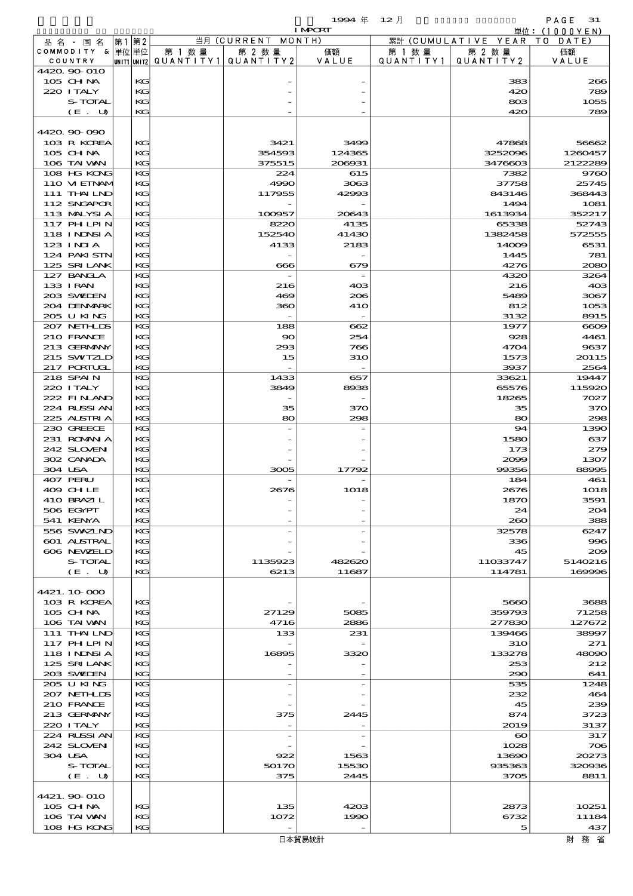1994 年 12 月 IMPORT 単位：(1000YEN)

| 品名・国名 COMMODITY & COUNTRY | 第1 単位 UNIT1 | 第2 単位 UNIT2 | 当月 (CURRENT MONTH) 第1数量 QUANTITY1 | 第2数量 QUANTITY2 | 価額 VALUE | 累計 (CUMULATIVE YEAR TO DATE) 第1数量 QUANTITY1 | 第2数量 QUANTITY2 | 価額 VALUE |
|---|---|---|---|---|---|---|---|---|
| 4420.90-010 | | | | | | | | |
| 105 CHINA | | KG | | - | - | | 383 | 266 |
| 220 ITALY | | KG | | - | - | | 420 | 789 |
| S-TOTAL | | KG | | - | - | | 803 | 1055 |
| (E. U) | | KG | | - | - | | 420 | 789 |
| 4420.90-090 | | | | | | | | |
| 103 R KOREA | | KG | | 3421 | 3499 | | 47868 | 56662 |
| 105 CHINA | | KG | | 354593 | 124365 | | 3252096 | 1260457 |
| 106 TAIWAN | | KG | | 375515 | 206931 | | 3476603 | 2122289 |
| 108 HG KONG | | KG | | 224 | 615 | | 7382 | 9760 |
| 110 VIETNAM | | KG | | 4990 | 3063 | | 37758 | 25745 |
| 111 THAILND | | KG | | 117955 | 42993 | | 843146 | 368443 |
| 112 SNGAPOR | | KG | | - | - | | 1494 | 1081 |
| 113 MALYSIA | | KG | | 100957 | 20643 | | 1613934 | 352217 |
| 117 PHILPIN | | KG | | 8220 | 4135 | | 65338 | 52743 |
| 118 INDNSIA | | KG | | 152540 | 41430 | | 1382458 | 572555 |
| 123 INDIA | | KG | | 4133 | 2183 | | 14009 | 6531 |
| 124 PAKISTN | | KG | | - | - | | 1445 | 781 |
| 125 SRILANK | | KG | | 666 | 679 | | 4276 | 2080 |
| 127 BANGLA | | KG | | - | - | | 4320 | 3264 |
| 133 IRAN | | KG | | 216 | 403 | | 216 | 403 |
| 203 SWEDEN | | KG | | 469 | 206 | | 5489 | 3067 |
| 204 DENMARK | | KG | | 360 | 410 | | 812 | 1053 |
| 205 U KING | | KG | | - | - | | 3132 | 8915 |
| 207 NETHLDS | | KG | | 188 | 662 | | 1977 | 6609 |
| 210 FRANCE | | KG | | 90 | 254 | | 928 | 4461 |
| 213 GERMANY | | KG | | 293 | 766 | | 4704 | 9637 |
| 215 SWITZLD | | KG | | 15 | 310 | | 1573 | 20115 |
| 217 PORTUGL | | KG | | - | - | | 3937 | 2564 |
| 218 SPAIN | | KG | | 1433 | 657 | | 33621 | 19447 |
| 220 ITALY | | KG | | 3849 | 8938 | | 65576 | 115920 |
| 222 FINLAND | | KG | | - | - | | 18265 | 7027 |
| 224 RUSSIAN | | KG | | 35 | 370 | | 35 | 370 |
| 225 AUSTRIA | | KG | | 80 | 298 | | 80 | 298 |
| 230 GREECE | | KG | | - | - | | 94 | 1390 |
| 231 ROMANIA | | KG | | - | - | | 1580 | 637 |
| 242 SLOVENI | | KG | | - | - | | 173 | 279 |
| 302 CANADA | | KG | | - | - | | 2099 | 1307 |
| 304 USA | | KG | | 3005 | 17792 | | 99356 | 88995 |
| 407 PERU | | KG | | - | - | | 184 | 461 |
| 409 CHILE | | KG | | 2676 | 1018 | | 2676 | 1018 |
| 410 BRAZIL | | KG | | - | - | | 1870 | 3591 |
| 506 EGYPT | | KG | | - | - | | 24 | 204 |
| 541 KENYA | | KG | | - | - | | 260 | 388 |
| 556 SWAZLND | | KG | | - | - | | 32578 | 6247 |
| 601 AUSTRAL | | KG | | - | - | | 336 | 996 |
| 606 NEWZELD | | KG | | - | - | | 45 | 209 |
| S-TOTAL | | KG | | 1135923 | 482620 | | 11033747 | 5140216 |
| (E. U) | | KG | | 6213 | 11687 | | 114781 | 169996 |
| 4421.10-000 | | | | | | | | |
| 103 R KOREA | | KG | | - | - | | 5660 | 3688 |
| 105 CHINA | | KG | | 27129 | 5085 | | 359793 | 71258 |
| 106 TAIWAN | | KG | | 4716 | 2886 | | 277830 | 127672 |
| 111 THAILND | | KG | | 133 | 231 | | 139466 | 38997 |
| 117 PHILPIN | | KG | | - | - | | 310 | 271 |
| 118 INDNSIA | | KG | | 16895 | 3320 | | 133278 | 48090 |
| 125 SRILANK | | KG | | - | - | | 253 | 212 |
| 203 SWEDEN | | KG | | - | - | | 290 | 641 |
| 205 U KING | | KG | | - | - | | 535 | 1248 |
| 207 NETHLDS | | KG | | - | - | | 232 | 464 |
| 210 FRANCE | | KG | | - | - | | 45 | 239 |
| 213 GERMANY | | KG | | 375 | 2445 | | 874 | 3723 |
| 220 ITALY | | KG | | - | - | | 2019 | 3137 |
| 224 RUSSIAN | | KG | | - | - | | 60 | 317 |
| 242 SLOVENI | | KG | | - | - | | 1028 | 706 |
| 304 USA | | KG | | 922 | 1563 | | 13690 | 20273 |
| S-TOTAL | | KG | | 50170 | 15530 | | 935363 | 320936 |
| (E. U) | | KG | | 375 | 2445 | | 3705 | 8811 |
| 4421.90-010 | | | | | | | | |
| 105 CHINA | | KG | | 135 | 4203 | | 2873 | 10251 |
| 106 TAIWAN | | KG | | 1072 | 1990 | | 6732 | 11184 |
| 108 HG KONG | | KG | | - | - | | 5 | 437 |

日本貿易統計　財務省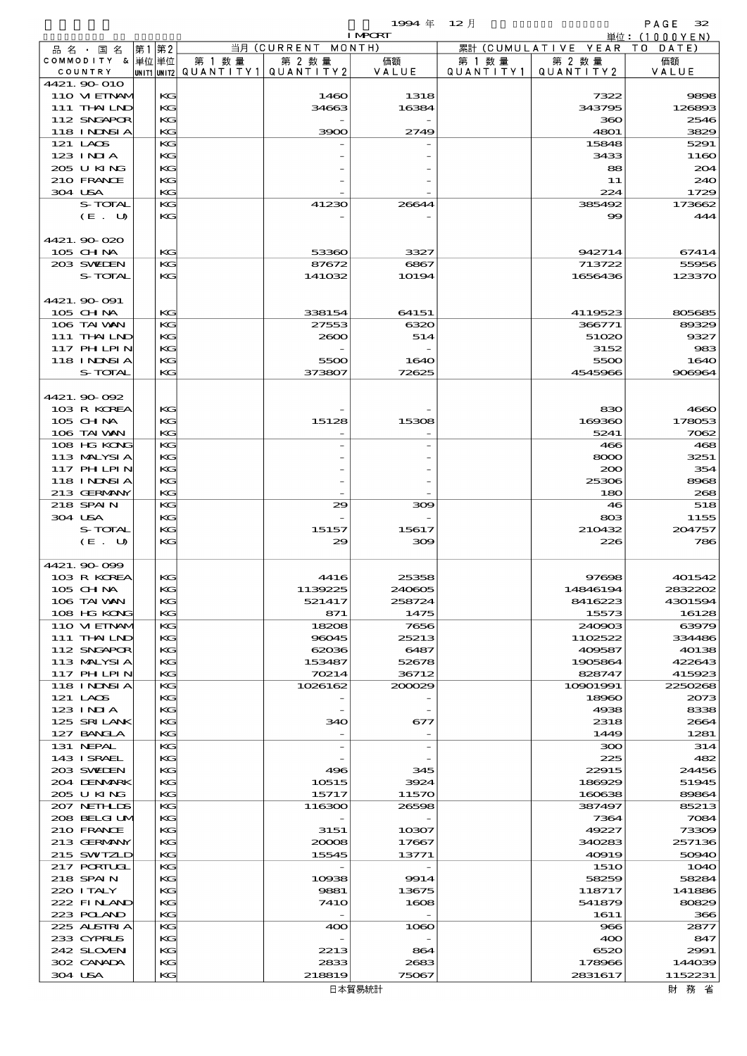1994 年 12 月 IMPORT

単位：(1000YEN)

| 品名・国名 COMMODITY & COUNTRY | 第1 UNIT1 | 第2 UNIT2 | 当月 (CURRENT MONTH) 第1数量 QUANTITY1 | 第2数量 QUANTITY2 | 価額 VALUE | 累計 (CUMULATIVE YEAR TO DATE) 第1数量 QUANTITY1 | 第2数量 QUANTITY2 | 価額 VALUE |
|---|---|---|---|---|---|---|---|---|
| 4421.90-010 | | | | | | | | |
| 110 VIETNAM | | KG | | 1460 | 1318 | | 7322 | 9898 |
| 111 THAILND | | KG | | 34663 | 16384 | | 343795 | 126893 |
| 112 SNGAPOR | | KG | | - | - | | 360 | 2546 |
| 118 INDNSIA | | KG | | 3900 | 2749 | | 4801 | 3829 |
| 121 LAOS | | KG | | - | - | | 15848 | 5291 |
| 123 INDIA | | KG | | - | - | | 3433 | 1160 |
| 205 U KING | | KG | | - | - | | 88 | 204 |
| 210 FRANCE | | KG | | - | - | | 11 | 240 |
| 304 USA | | KG | | - | - | | 224 | 1729 |
| S-TOTAL | | KG | | 41230 | 26644 | | 385492 | 173662 |
| (E. U) | | KG | | - | - | | 99 | 444 |
| 4421.90-020 | | | | | | | | |
| 105 CHINA | | KG | | 53360 | 3327 | | 942714 | 67414 |
| 203 SWEDEN | | KG | | 87672 | 6867 | | 713722 | 55956 |
| S-TOTAL | | KG | | 141032 | 10194 | | 1656436 | 123370 |
| 4421.90-091 | | | | | | | | |
| 105 CHINA | | KG | | 338154 | 64151 | | 4119523 | 805685 |
| 106 TAIWAN | | KG | | 27553 | 6320 | | 366771 | 89329 |
| 111 THAILND | | KG | | 2600 | 514 | | 51020 | 9327 |
| 117 PHLPIN | | KG | | - | - | | 3152 | 983 |
| 118 INDNSIA | | KG | | 5500 | 1640 | | 5500 | 1640 |
| S-TOTAL | | KG | | 373807 | 72625 | | 4545966 | 906964 |
| 4421.90-092 | | | | | | | | |
| 103 R KOREA | | KG | | - | - | | 830 | 4660 |
| 105 CHINA | | KG | | 15128 | 15308 | | 169360 | 178053 |
| 106 TAIWAN | | KG | | - | - | | 5241 | 7062 |
| 108 HG KONG | | KG | | - | - | | 466 | 468 |
| 113 MALYSIA | | KG | | - | - | | 8000 | 3251 |
| 117 PHLPIN | | KG | | - | - | | 200 | 354 |
| 118 INDNSIA | | KG | | - | - | | 25306 | 8968 |
| 213 GERMANY | | KG | | - | - | | 180 | 268 |
| 218 SPAIN | | KG | | 29 | 309 | | 46 | 518 |
| 304 USA | | KG | | - | - | | 803 | 1155 |
| S-TOTAL | | KG | | 15157 | 15617 | | 210432 | 204757 |
| (E. U) | | KG | | 29 | 309 | | 226 | 786 |
| 4421.90-099 | | | | | | | | |
| 103 R KOREA | | KG | | 4416 | 25358 | | 97698 | 401542 |
| 105 CHINA | | KG | | 1139225 | 240605 | | 14846194 | 2832202 |
| 106 TAIWAN | | KG | | 521417 | 258724 | | 8416223 | 4301594 |
| 108 HG KONG | | KG | | 871 | 1475 | | 15573 | 16128 |
| 110 VIETNAM | | KG | | 18208 | 7656 | | 240903 | 63979 |
| 111 THAILND | | KG | | 96045 | 25213 | | 1102522 | 334486 |
| 112 SNGAPOR | | KG | | 62036 | 6487 | | 409587 | 40138 |
| 113 MALYSIA | | KG | | 153487 | 52678 | | 1905864 | 422643 |
| 117 PHLPIN | | KG | | 70214 | 36712 | | 828747 | 415923 |
| 118 INDNSIA | | KG | | 1026162 | 200029 | | 10901991 | 2250268 |
| 121 LAOS | | KG | | - | - | | 18960 | 2073 |
| 123 INDIA | | KG | | - | - | | 4938 | 8338 |
| 125 SRI LANK | | KG | | 340 | 677 | | 2318 | 2664 |
| 127 BANGLA | | KG | | - | - | | 1449 | 1281 |
| 131 NEPAL | | KG | | - | - | | 300 | 314 |
| 143 ISRAEL | | KG | | - | - | | 225 | 482 |
| 203 SWEDEN | | KG | | 496 | 345 | | 22915 | 24456 |
| 204 DENMARK | | KG | | 10515 | 3924 | | 186929 | 51945 |
| 205 U KING | | KG | | 15717 | 11570 | | 160638 | 89864 |
| 207 NETHLDS | | KG | | 116300 | 26598 | | 387497 | 85213 |
| 208 BELGIUM | | KG | | - | - | | 7364 | 7084 |
| 210 FRANCE | | KG | | 3151 | 10307 | | 49227 | 73309 |
| 213 GERMANY | | KG | | 20008 | 17667 | | 340283 | 257136 |
| 215 SWITZLD | | KG | | 15545 | 13771 | | 40919 | 50940 |
| 217 PORTUGL | | KG | | - | - | | 1510 | 1040 |
| 218 SPAIN | | KG | | 10938 | 9914 | | 58259 | 58284 |
| 220 ITALY | | KG | | 9881 | 13675 | | 118717 | 141886 |
| 222 FINLAND | | KG | | 7410 | 1608 | | 541879 | 80829 |
| 223 POLAND | | KG | | - | - | | 1611 | 366 |
| 225 AUSTRIA | | KG | | 400 | 1060 | | 966 | 2877 |
| 233 CYPRUS | | KG | | - | - | | 400 | 847 |
| 242 SLOVEN | | KG | | 2213 | 864 | | 6520 | 2991 |
| 302 CANADA | | KG | | 2833 | 2683 | | 178966 | 144039 |
| 304 USA | | KG | | 218819 | 75067 | | 2831617 | 1152231 |

日本貿易統計　　財務省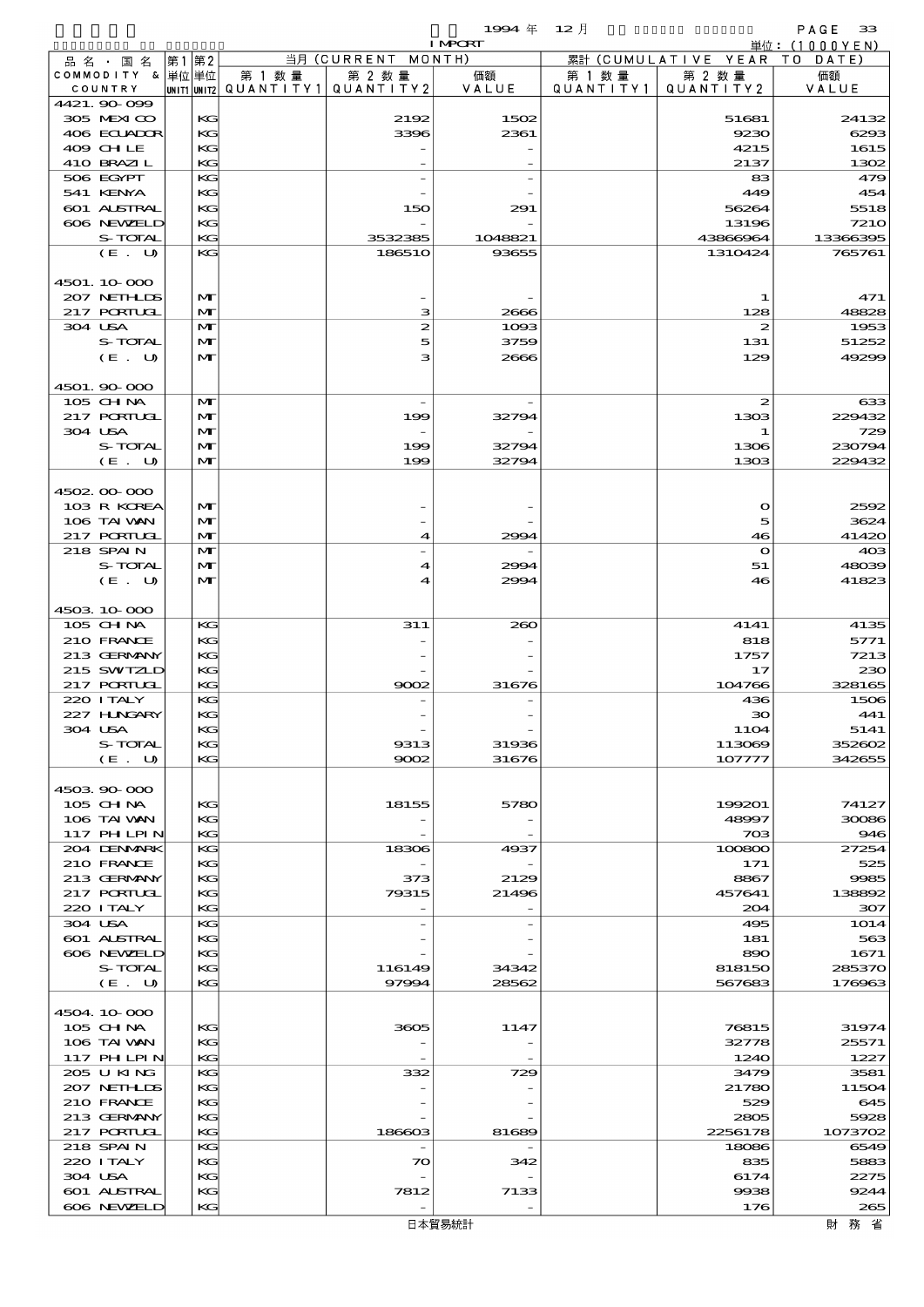1994 年 12 月 IMPORT

単位：(1000YEN)

| 品名・国名 COMMODITY & COUNTRY | 第1 単位 UNIT1 | 第2 単位 UNIT2 | 当月 (CURRENT MONTH) 第1数量 QUANTITY1 | 第2数量 QUANTITY2 | 価額 VALUE | 累計 (CUMULATIVE YEAR TO DATE) 第1数量 QUANTITY1 | 第2数量 QUANTITY2 | 価額 VALUE |
|---|---|---|---|---|---|---|---|---|
| 4421.90-099 | | | | | | | | |
| 305 MEXICO | | KG | | 2192 | 1502 | | 51681 | 24132 |
| 406 ECUADOR | | KG | | 3396 | 2361 | | 9230 | 6293 |
| 409 CHILE | | KG | | - | - | | 4215 | 1615 |
| 410 BRAZIL | | KG | | - | - | | 2137 | 1302 |
| 506 EGYPT | | KG | | - | - | | 83 | 479 |
| 541 KENYA | | KG | | - | - | | 449 | 454 |
| 601 AUSTRAL | | KG | | 150 | 291 | | 56264 | 5518 |
| 606 NEWZELD | | KG | | - | - | | 13196 | 7210 |
| S-TOTAL | | KG | | 3532385 | 1048821 | | 43866964 | 13366395 |
| (E. U) | | KG | | 186510 | 93655 | | 1310424 | 765761 |
| 4501.10-000 | | | | | | | | |
| 207 NETHLDS | | MT | | - | - | | 1 | 471 |
| 217 PORTUGL | | MT | | 3 | 2666 | | 128 | 48828 |
| 304 USA | | MT | | 2 | 1093 | | 2 | 1953 |
| S-TOTAL | | MT | | 5 | 3759 | | 131 | 51252 |
| (E. U) | | MT | | 3 | 2666 | | 129 | 49299 |
| 4501.90-000 | | | | | | | | |
| 105 CHINA | | MT | | - | - | | 2 | 633 |
| 217 PORTUGL | | MT | | 199 | 32794 | | 1303 | 229432 |
| 304 USA | | MT | | - | - | | 1 | 729 |
| S-TOTAL | | MT | | 199 | 32794 | | 1306 | 230794 |
| (E. U) | | MT | | 199 | 32794 | | 1303 | 229432 |
| 4502.00-000 | | | | | | | | |
| 103 R KOREA | | MT | | - | - | | 0 | 2592 |
| 106 TAIWAN | | MT | | - | - | | 5 | 3624 |
| 217 PORTUGL | | MT | | 4 | 2994 | | 46 | 41420 |
| 218 SPAIN | | MT | | - | - | | 0 | 403 |
| S-TOTAL | | MT | | 4 | 2994 | | 51 | 48039 |
| (E. U) | | MT | | 4 | 2994 | | 46 | 41823 |
| 4503.10-000 | | | | | | | | |
| 105 CHINA | | KG | | 311 | 260 | | 4141 | 4135 |
| 210 FRANCE | | KG | | - | - | | 818 | 5771 |
| 213 GERMANY | | KG | | - | - | | 1757 | 7213 |
| 215 SWITZLD | | KG | | - | - | | 17 | 230 |
| 217 PORTUGL | | KG | | 9002 | 31676 | | 104766 | 328165 |
| 220 ITALY | | KG | | - | - | | 436 | 1506 |
| 227 HUNGARY | | KG | | - | - | | 30 | 441 |
| 304 USA | | KG | | - | - | | 1104 | 5141 |
| S-TOTAL | | KG | | 9313 | 31936 | | 113069 | 352602 |
| (E. U) | | KG | | 9002 | 31676 | | 107777 | 342655 |
| 4503.90-000 | | | | | | | | |
| 105 CHINA | | KG | | 18155 | 5780 | | 199201 | 74127 |
| 106 TAIWAN | | KG | | - | - | | 48997 | 30086 |
| 117 PHILPIN | | KG | | - | - | | 703 | 946 |
| 204 DENMARK | | KG | | 18306 | 4937 | | 100800 | 27254 |
| 210 FRANCE | | KG | | - | - | | 171 | 525 |
| 213 GERMANY | | KG | | 373 | 2129 | | 8867 | 9985 |
| 217 PORTUGL | | KG | | 79315 | 21496 | | 457641 | 138892 |
| 220 ITALY | | KG | | - | - | | 204 | 307 |
| 304 USA | | KG | | - | - | | 495 | 1014 |
| 601 AUSTRAL | | KG | | - | - | | 181 | 563 |
| 606 NEWZELD | | KG | | - | - | | 890 | 1671 |
| S-TOTAL | | KG | | 116149 | 34342 | | 818150 | 285370 |
| (E. U) | | KG | | 97994 | 28562 | | 567683 | 176963 |
| 4504.10-000 | | | | | | | | |
| 105 CHINA | | KG | | 3605 | 1147 | | 76815 | 31974 |
| 106 TAIWAN | | KG | | - | - | | 32778 | 25571 |
| 117 PHILPIN | | KG | | - | - | | 1240 | 1227 |
| 205 U KING | | KG | | 332 | 729 | | 3479 | 3581 |
| 207 NETHLDS | | KG | | - | - | | 21780 | 11504 |
| 210 FRANCE | | KG | | - | - | | 529 | 645 |
| 213 GERMANY | | KG | | - | - | | 2805 | 5928 |
| 217 PORTUGL | | KG | | 186603 | 81689 | | 2256178 | 1073702 |
| 218 SPAIN | | KG | | - | - | | 18086 | 6549 |
| 220 ITALY | | KG | | 70 | 342 | | 835 | 5883 |
| 304 USA | | KG | | - | - | | 6174 | 2275 |
| 601 AUSTRAL | | KG | | 7812 | 7133 | | 9938 | 9244 |
| 606 NEWZELD | | KG | | - | - | | 176 | 265 |

日本貿易統計　財務省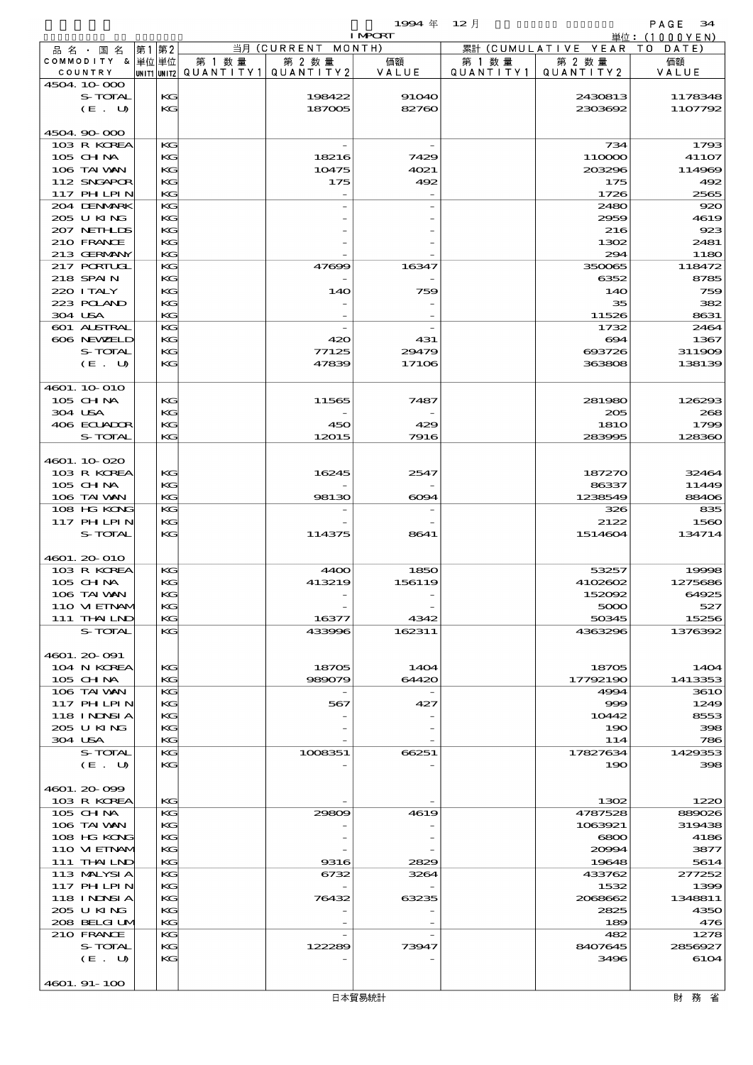| 品名・国名 COMMODITY & COUNTRY | 第1 単位 UNIT1 | 第2 単位 UNIT2 | 当月 (CURRENT MONTH) 第1数量 QUANTITY1 | 第2数量 QUANTITY2 | 価額 VALUE | 累計 (CUMULATIVE YEAR TO DATE) 第1数量 QUANTITY1 | 第2数量 QUANTITY2 | 価額 VALUE |
|---|---|---|---|---|---|---|---|---|
| 4504.10-000 | | | | | | | | |
| S-TOTAL | | KG | | 198422 | 91040 | | 2430813 | 1178348 |
| (E. U) | | KG | | 187005 | 82760 | | 2303692 | 1107792 |
| 4504.90-000 | | | | | | | | |
| 103 R KOREA | | KG | | - | - | | 734 | 1793 |
| 105 CHINA | | KG | | 18216 | 7429 | | 110000 | 41107 |
| 106 TAIWAN | | KG | | 10475 | 4021 | | 203296 | 114969 |
| 112 SNGAPOR | | KG | | 175 | 492 | | 175 | 492 |
| 117 PHLPIN | | KG | | - | - | | 1726 | 2565 |
| 204 DENMARK | | KG | | - | - | | 2480 | 920 |
| 205 U KING | | KG | | - | - | | 2959 | 4619 |
| 207 NETHLDS | | KG | | - | - | | 216 | 923 |
| 210 FRANCE | | KG | | - | - | | 1302 | 2481 |
| 213 GERMANY | | KG | | - | - | | 294 | 1180 |
| 217 PORTUGL | | KG | | 47699 | 16347 | | 350065 | 118472 |
| 218 SPAIN | | KG | | - | - | | 6352 | 8785 |
| 220 ITALY | | KG | | 140 | 759 | | 140 | 759 |
| 223 POLAND | | KG | | - | - | | 35 | 382 |
| 304 USA | | KG | | - | - | | 11526 | 8631 |
| 601 AUSTRAL | | KG | | - | - | | 1732 | 2464 |
| 606 NEWZELD | | KG | | 420 | 431 | | 694 | 1367 |
| S-TOTAL | | KG | | 77125 | 29479 | | 693726 | 311909 |
| (E. U) | | KG | | 47839 | 17106 | | 363808 | 138139 |
| 4601.10-010 | | | | | | | | |
| 105 CHINA | | KG | | 11565 | 7487 | | 281980 | 126293 |
| 304 USA | | KG | | - | - | | 205 | 268 |
| 406 ECUADOR | | KG | | 450 | 429 | | 1810 | 1799 |
| S-TOTAL | | KG | | 12015 | 7916 | | 283995 | 128360 |
| 4601.10-020 | | | | | | | | |
| 103 R KOREA | | KG | | 16245 | 2547 | | 187270 | 32464 |
| 105 CHINA | | KG | | - | - | | 86337 | 11449 |
| 106 TAIWAN | | KG | | 98130 | 6094 | | 1238549 | 88406 |
| 108 HG KONG | | KG | | - | - | | 326 | 835 |
| 117 PHLPIN | | KG | | - | - | | 2122 | 1560 |
| S-TOTAL | | KG | | 114375 | 8641 | | 1514604 | 134714 |
| 4601.20-010 | | | | | | | | |
| 103 R KOREA | | KG | | 4400 | 1850 | | 53257 | 19998 |
| 105 CHINA | | KG | | 413219 | 156119 | | 4102602 | 1275686 |
| 106 TAIWAN | | KG | | - | - | | 152092 | 64925 |
| 110 VIETNAM | | KG | | - | - | | 5000 | 527 |
| 111 THAILND | | KG | | 16377 | 4342 | | 50345 | 15256 |
| S-TOTAL | | KG | | 433996 | 162311 | | 4363296 | 1376392 |
| 4601.20-091 | | | | | | | | |
| 104 N KOREA | | KG | | 18705 | 1404 | | 18705 | 1404 |
| 105 CHINA | | KG | | 989079 | 64420 | | 17792190 | 1413353 |
| 106 TAIWAN | | KG | | - | - | | 4994 | 3610 |
| 117 PHLPIN | | KG | | 567 | 427 | | 999 | 1249 |
| 118 INDNSIA | | KG | | - | - | | 10442 | 8553 |
| 205 U KING | | KG | | - | - | | 190 | 398 |
| 304 USA | | KG | | - | - | | 114 | 786 |
| S-TOTAL | | KG | | 1008351 | 66251 | | 17827634 | 1429353 |
| (E. U) | | KG | | - | - | | 190 | 398 |
| 4601.20-099 | | | | | | | | |
| 103 R KOREA | | KG | | - | - | | 1302 | 1220 |
| 105 CHINA | | KG | | 29809 | 4619 | | 4787528 | 889026 |
| 106 TAIWAN | | KG | | - | - | | 1063921 | 319438 |
| 108 HG KONG | | KG | | - | - | | 6800 | 4186 |
| 110 VIETNAM | | KG | | - | - | | 20994 | 3877 |
| 111 THAILND | | KG | | 9316 | 2829 | | 19648 | 5614 |
| 113 MALYSIA | | KG | | 6732 | 3264 | | 433762 | 277252 |
| 117 PHLPIN | | KG | | - | - | | 1532 | 1399 |
| 118 INDNSIA | | KG | | 76432 | 63235 | | 2068662 | 1348811 |
| 205 U KING | | KG | | - | - | | 2825 | 4350 |
| 208 BELGIUM | | KG | | - | - | | 189 | 476 |
| 210 FRANCE | | KG | | - | - | | 482 | 1278 |
| S-TOTAL | | KG | | 122289 | 73947 | | 8407645 | 2856927 |
| (E. U) | | KG | | - | - | | 3496 | 6104 |
| 4601.91-100 | | | | | | | | |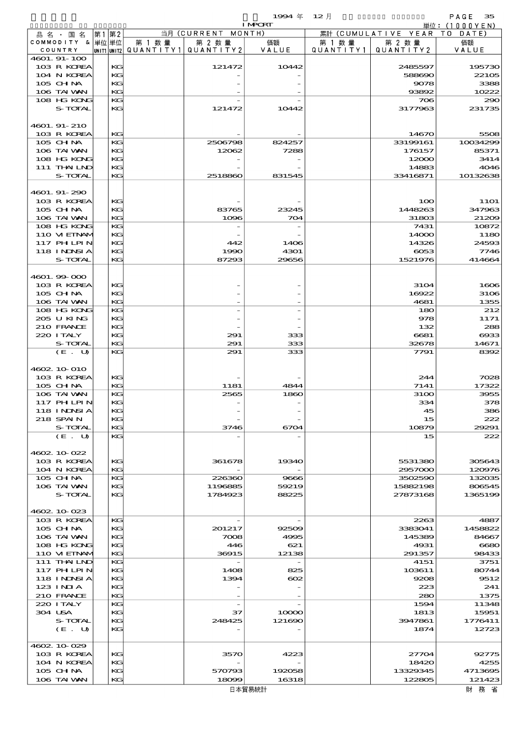1994 年 12 月 IMPORT

単位：(1000YEN)

| 品名・国名 COMMODITY & COUNTRY | 第1単位 UNIT1 | 第2単位 UNIT2 | 当月 (CURRENT MONTH) 第1数量 QUANTITY1 | 第2数量 QUANTITY2 | 価額 VALUE | 累計 (CUMULATIVE YEAR TO DATE) 第1数量 QUANTITY1 | 第2数量 QUANTITY2 | 価額 VALUE |
|---|---|---|---|---|---|---|---|---|
| 4601.91-100 | | | | | | | | |
| 103 R KOREA | | KG | | 121472 | 10442 | | 2485597 | 195730 |
| 104 N KOREA | | KG | | - | - | | 588690 | 22105 |
| 105 CHINA | | KG | | - | - | | 9078 | 3388 |
| 106 TAIWAN | | KG | | - | - | | 93892 | 10222 |
| 108 HG KONG | | KG | | - | - | | 706 | 290 |
| S-TOTAL | | KG | | 121472 | 10442 | | 3177963 | 231735 |
| 4601.91-210 | | | | | | | | |
| 103 R KOREA | | KG | | - | - | | 14670 | 5508 |
| 105 CHINA | | KG | | 2506798 | 824257 | | 33199161 | 10034299 |
| 106 TAIWAN | | KG | | 12062 | 7288 | | 176157 | 85371 |
| 108 HG KONG | | KG | | - | - | | 12000 | 3414 |
| 111 THAILND | | KG | | - | - | | 14883 | 4046 |
| S-TOTAL | | KG | | 2518860 | 831545 | | 33416871 | 10132638 |
| 4601.91-290 | | | | | | | | |
| 103 R KOREA | | KG | | - | - | | 100 | 1101 |
| 105 CHINA | | KG | | 83765 | 23245 | | 1448263 | 347963 |
| 106 TAIWAN | | KG | | 1096 | 704 | | 31803 | 21209 |
| 108 HG KONG | | KG | | - | - | | 7431 | 10872 |
| 110 VIETNAM | | KG | | - | - | | 14000 | 1180 |
| 117 PHILPIN | | KG | | 442 | 1406 | | 14326 | 24593 |
| 118 INDNSIA | | KG | | 1990 | 4301 | | 6053 | 7746 |
| S-TOTAL | | KG | | 87293 | 29656 | | 1521976 | 414664 |
| 4601.99-000 | | | | | | | | |
| 103 R KOREA | | KG | | - | - | | 3104 | 1606 |
| 105 CHINA | | KG | | - | - | | 16922 | 3106 |
| 106 TAIWAN | | KG | | - | - | | 4681 | 1355 |
| 108 HG KONG | | KG | | - | - | | 180 | 212 |
| 205 U KING | | KG | | - | - | | 978 | 1171 |
| 210 FRANCE | | KG | | - | - | | 132 | 288 |
| 220 ITALY | | KG | | 291 | 333 | | 6681 | 6933 |
| S-TOTAL | | KG | | 291 | 333 | | 32678 | 14671 |
| (E. U) | | KG | | 291 | 333 | | 7791 | 8392 |
| 4602.10-010 | | | | | | | | |
| 103 R KOREA | | KG | | - | - | | 244 | 7028 |
| 105 CHINA | | KG | | 1181 | 4844 | | 7141 | 17322 |
| 106 TAIWAN | | KG | | 2565 | 1860 | | 3100 | 3955 |
| 117 PHILPIN | | KG | | - | - | | 334 | 378 |
| 118 INDNSIA | | KG | | - | - | | 45 | 386 |
| 218 SPAIN | | KG | | - | - | | 15 | 222 |
| S-TOTAL | | KG | | 3746 | 6704 | | 10879 | 29291 |
| (E. U) | | KG | | - | - | | 15 | 222 |
| 4602.10-022 | | | | | | | | |
| 103 R KOREA | | KG | | 361678 | 19340 | | 5531380 | 305643 |
| 104 N KOREA | | KG | | - | - | | 2957000 | 120976 |
| 105 CHINA | | KG | | 226360 | 9666 | | 3502590 | 132035 |
| 106 TAIWAN | | KG | | 1196885 | 59219 | | 15882198 | 806545 |
| S-TOTAL | | KG | | 1784923 | 88225 | | 27873168 | 1365199 |
| 4602.10-023 | | | | | | | | |
| 103 R KOREA | | KG | | - | - | | 2263 | 4887 |
| 105 CHINA | | KG | | 201217 | 92509 | | 3383041 | 1458822 |
| 106 TAIWAN | | KG | | 7008 | 4995 | | 145389 | 84667 |
| 108 HG KONG | | KG | | 446 | 621 | | 4931 | 6680 |
| 110 VIETNAM | | KG | | 36915 | 12138 | | 291357 | 98433 |
| 111 THAILND | | KG | | - | - | | 4151 | 3751 |
| 117 PHILPIN | | KG | | 1408 | 825 | | 103611 | 80744 |
| 118 INDNSIA | | KG | | 1394 | 602 | | 9208 | 9512 |
| 123 INDIA | | KG | | - | - | | 223 | 241 |
| 210 FRANCE | | KG | | - | - | | 280 | 1375 |
| 220 ITALY | | KG | | - | - | | 1594 | 11348 |
| 304 USA | | KG | | 37 | 10000 | | 1813 | 15951 |
| S-TOTAL | | KG | | 248425 | 121690 | | 3947861 | 1776411 |
| (E. U) | | KG | | - | - | | 1874 | 12723 |
| 4602.10-029 | | | | | | | | |
| 103 R KOREA | | KG | | 3570 | 4223 | | 27704 | 92775 |
| 104 N KOREA | | KG | | - | - | | 18420 | 4255 |
| 105 CHINA | | KG | | 570793 | 192058 | | 13329345 | 4713695 |
| 106 TAIWAN | | KG | | 18099 | 16318 | | 122805 | 121423 |

日本貿易統計　財務省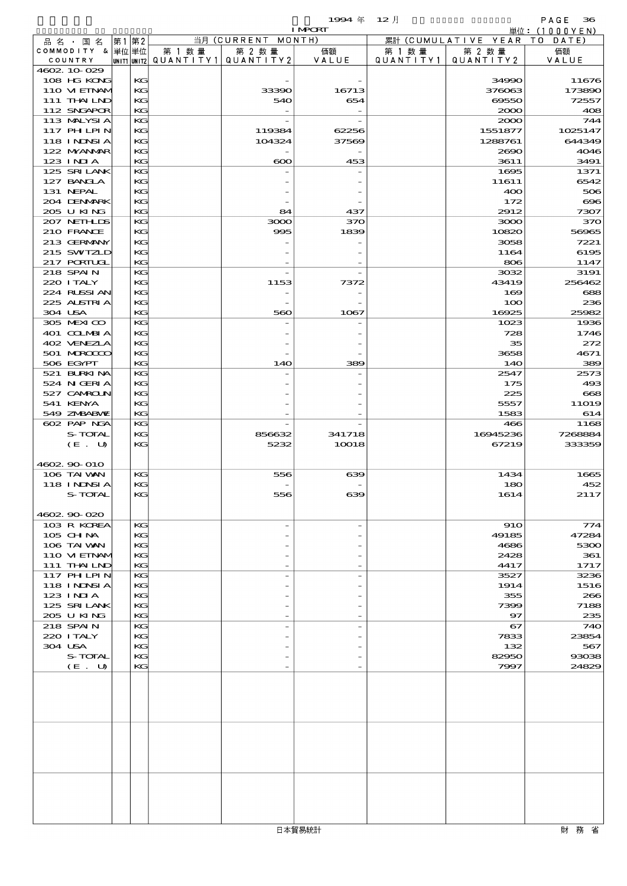1994 年 12 月 IMPORT

単位：(1000YEN)

| 品名・国名 COMMODITY & COUNTRY | 第1 単位 UNIT1 | 第2 単位 UNIT2 | 当月 (CURRENT MONTH) 第1数量 QUANTITY1 | 第2数量 QUANTITY2 | 価額 VALUE | 累計 (CUMULATIVE YEAR TO DATE) 第1数量 QUANTITY1 | 第2数量 QUANTITY2 | 価額 VALUE |
|---|---|---|---|---|---|---|---|---|
| 4602.10-029 | | | | | | | | |
| 108 HG KONG | | KG | | - | - | | 34990 | 11676 |
| 110 VIETNAM | | KG | | 33390 | 16713 | | 376063 | 173890 |
| 111 THAILND | | KG | | 540 | 654 | | 69550 | 72557 |
| 112 SNGAPOR | | KG | | - | - | | 2000 | 408 |
| 113 MALYSIA | | KG | | - | - | | 2000 | 744 |
| 117 PHILPIN | | KG | | 119384 | 62256 | | 1551877 | 1025147 |
| 118 INDNSIA | | KG | | 104324 | 37569 | | 1288761 | 644349 |
| 122 MYANMAR | | KG | | - | - | | 2690 | 4046 |
| 123 INDIA | | KG | | 600 | 453 | | 3611 | 3491 |
| 125 SRI LANK | | KG | | - | - | | 1695 | 1371 |
| 127 BANGLA | | KG | | - | - | | 11611 | 6542 |
| 131 NEPAL | | KG | | - | - | | 400 | 506 |
| 204 DENMARK | | KG | | - | - | | 172 | 696 |
| 205 U KING | | KG | | 84 | 437 | | 2912 | 7307 |
| 207 NETHLDS | | KG | | 3000 | 370 | | 3000 | 370 |
| 210 FRANCE | | KG | | 995 | 1839 | | 10820 | 56965 |
| 213 GERMANY | | KG | | - | - | | 3058 | 7221 |
| 215 SWITZLD | | KG | | - | - | | 1164 | 6195 |
| 217 PORTUGL | | KG | | - | - | | 806 | 1147 |
| 218 SPAIN | | KG | | - | - | | 3032 | 3191 |
| 220 ITALY | | KG | | 1153 | 7372 | | 43419 | 256462 |
| 224 RUSSIAN | | KG | | - | - | | 169 | 688 |
| 225 AUSTRIA | | KG | | - | - | | 100 | 236 |
| 304 USA | | KG | | 560 | 1067 | | 16925 | 25982 |
| 305 MEXICO | | KG | | - | - | | 1023 | 1936 |
| 401 COLMBIA | | KG | | - | - | | 728 | 1746 |
| 402 VENEZLA | | KG | | - | - | | 35 | 272 |
| 501 MOROCCO | | KG | | - | - | | 3658 | 4671 |
| 506 EGYPT | | KG | | 140 | 389 | | 140 | 389 |
| 521 BURKINA | | KG | | - | - | | 2547 | 2573 |
| 524 NIGERIA | | KG | | - | - | | 175 | 493 |
| 527 CAMROUN | | KG | | - | - | | 225 | 668 |
| 541 KENYA | | KG | | - | - | | 5557 | 11019 |
| 549 ZMBABWE | | KG | | - | - | | 1583 | 614 |
| 602 PAP NGA | | KG | | - | - | | 466 | 1168 |
| S-TOTAL | | KG | | 856632 | 341718 | | 16945236 | 7268884 |
| (E. U) | | KG | | 5232 | 10018 | | 67219 | 333359 |
| 4602.90-010 | | | | | | | | |
| 106 TAIWAN | | KG | | 556 | 639 | | 1434 | 1665 |
| 118 INDNSIA | | KG | | - | - | | 180 | 452 |
| S-TOTAL | | KG | | 556 | 639 | | 1614 | 2117 |
| 4602.90-020 | | | | | | | | |
| 103 R KOREA | | KG | | - | - | | 910 | 774 |
| 105 CHINA | | KG | | - | - | | 49185 | 47284 |
| 106 TAIWAN | | KG | | - | - | | 4686 | 5300 |
| 110 VIETNAM | | KG | | - | - | | 2428 | 361 |
| 111 THAILND | | KG | | - | - | | 4417 | 1717 |
| 117 PHILPIN | | KG | | - | - | | 3527 | 3236 |
| 118 INDNSIA | | KG | | - | - | | 1914 | 1516 |
| 123 INDIA | | KG | | - | - | | 355 | 266 |
| 125 SRI LANK | | KG | | - | - | | 7399 | 7188 |
| 205 U KING | | KG | | - | - | | 97 | 235 |
| 218 SPAIN | | KG | | - | - | | 67 | 740 |
| 220 ITALY | | KG | | - | - | | 7833 | 23854 |
| 304 USA | | KG | | - | - | | 132 | 567 |
| S-TOTAL | | KG | | - | - | | 82950 | 93038 |
| (E. U) | | KG | | - | - | | 7997 | 24829 |

日本貿易統計　　財務省